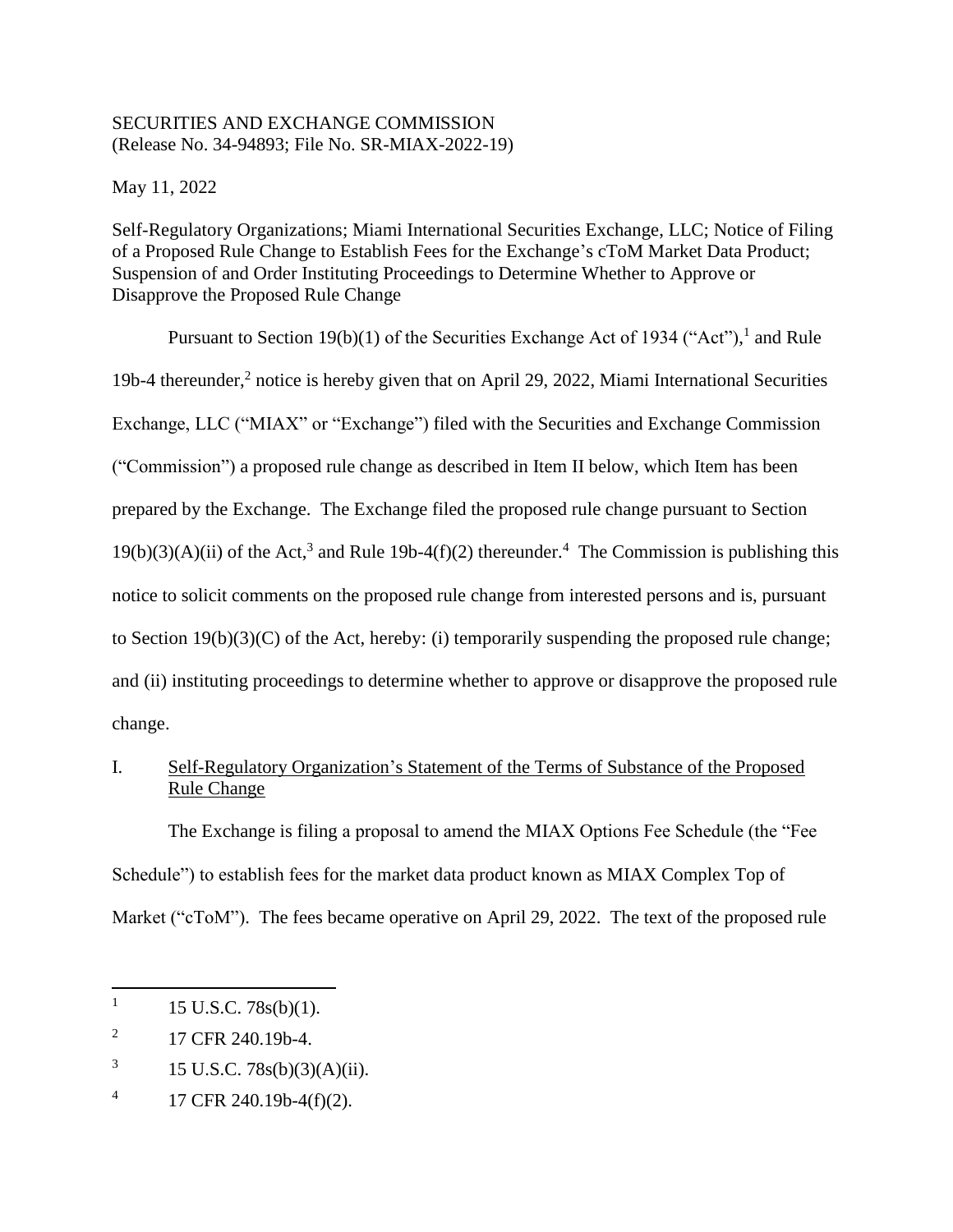SECURITIES AND EXCHANGE COMMISSION
(Release No. 34-94893; File No. SR-MIAX-2022-19)

May 11, 2022

Self-Regulatory Organizations; Miami International Securities Exchange, LLC; Notice of Filing of a Proposed Rule Change to Establish Fees for the Exchange's cToM Market Data Product; Suspension of and Order Instituting Proceedings to Determine Whether to Approve or Disapprove the Proposed Rule Change

Pursuant to Section 19(b)(1) of the Securities Exchange Act of 1934 ("Act"),[1] and Rule 19b-4 thereunder,[2] notice is hereby given that on April 29, 2022, Miami International Securities Exchange, LLC ("MIAX" or "Exchange") filed with the Securities and Exchange Commission ("Commission") a proposed rule change as described in Item II below, which Item has been prepared by the Exchange. The Exchange filed the proposed rule change pursuant to Section 19(b)(3)(A)(ii) of the Act,[3] and Rule 19b-4(f)(2) thereunder.[4] The Commission is publishing this notice to solicit comments on the proposed rule change from interested persons and is, pursuant to Section 19(b)(3)(C) of the Act, hereby: (i) temporarily suspending the proposed rule change; and (ii) instituting proceedings to determine whether to approve or disapprove the proposed rule change.

I. Self-Regulatory Organization's Statement of the Terms of Substance of the Proposed Rule Change

The Exchange is filing a proposal to amend the MIAX Options Fee Schedule (the "Fee Schedule") to establish fees for the market data product known as MIAX Complex Top of Market ("cToM"). The fees became operative on April 29, 2022. The text of the proposed rule

---

[1] 15 U.S.C. 78s(b)(1).

[2] 17 CFR 240.19b-4.

[3] 15 U.S.C. 78s(b)(3)(A)(ii).

[4] 17 CFR 240.19b-4(f)(2).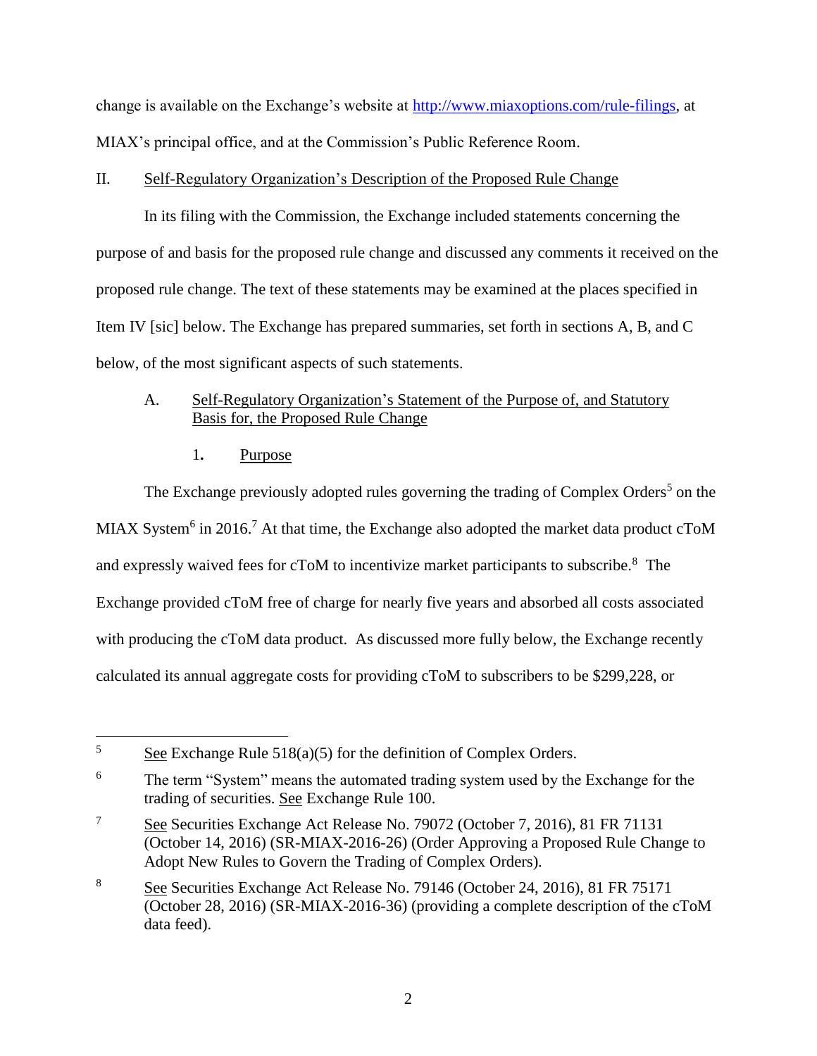change is available on the Exchange's website at http://www.miaxoptions.com/rule-filings, at MIAX's principal office, and at the Commission's Public Reference Room.

## II. Self-Regulatory Organization's Description of the Proposed Rule Change

In its filing with the Commission, the Exchange included statements concerning the purpose of and basis for the proposed rule change and discussed any comments it received on the proposed rule change. The text of these statements may be examined at the places specified in Item IV [sic] below. The Exchange has prepared summaries, set forth in sections A, B, and C below, of the most significant aspects of such statements.

### A. Self-Regulatory Organization's Statement of the Purpose of, and Statutory Basis for, the Proposed Rule Change

#### 1. Purpose

The Exchange previously adopted rules governing the trading of Complex Orders[5] on the MIAX System[6] in 2016.[7] At that time, the Exchange also adopted the market data product cToM and expressly waived fees for cToM to incentivize market participants to subscribe.[8] The Exchange provided cToM free of charge for nearly five years and absorbed all costs associated with producing the cToM data product. As discussed more fully below, the Exchange recently calculated its annual aggregate costs for providing cToM to subscribers to be $299,228, or

---

[5] See Exchange Rule 518(a)(5) for the definition of Complex Orders.

[6] The term "System" means the automated trading system used by the Exchange for the trading of securities. See Exchange Rule 100.

[7] See Securities Exchange Act Release No. 79072 (October 7, 2016), 81 FR 71131 (October 14, 2016) (SR-MIAX-2016-26) (Order Approving a Proposed Rule Change to Adopt New Rules to Govern the Trading of Complex Orders).

[8] See Securities Exchange Act Release No. 79146 (October 24, 2016), 81 FR 75171 (October 28, 2016) (SR-MIAX-2016-36) (providing a complete description of the cToM data feed).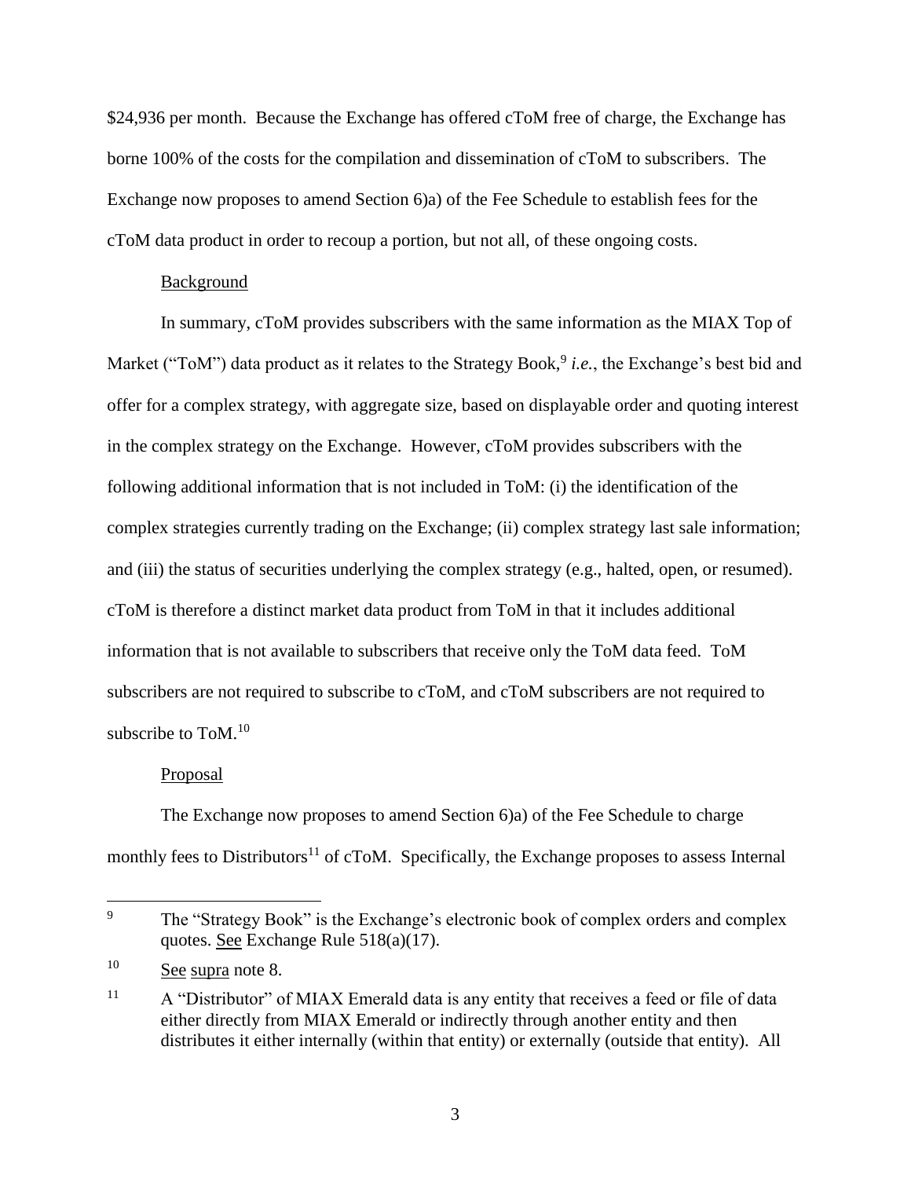$24,936 per month. Because the Exchange has offered cToM free of charge, the Exchange has borne 100% of the costs for the compilation and dissemination of cToM to subscribers. The Exchange now proposes to amend Section 6)a) of the Fee Schedule to establish fees for the cToM data product in order to recoup a portion, but not all, of these ongoing costs.

Background

In summary, cToM provides subscribers with the same information as the MIAX Top of Market ("ToM") data product as it relates to the Strategy Book,[9] *i.e.*, the Exchange's best bid and offer for a complex strategy, with aggregate size, based on displayable order and quoting interest in the complex strategy on the Exchange. However, cToM provides subscribers with the following additional information that is not included in ToM: (i) the identification of the complex strategies currently trading on the Exchange; (ii) complex strategy last sale information; and (iii) the status of securities underlying the complex strategy (e.g., halted, open, or resumed). cToM is therefore a distinct market data product from ToM in that it includes additional information that is not available to subscribers that receive only the ToM data feed. ToM subscribers are not required to subscribe to cToM, and cToM subscribers are not required to subscribe to ToM.[10]

Proposal

The Exchange now proposes to amend Section 6)a) of the Fee Schedule to charge monthly fees to Distributors[11] of cToM. Specifically, the Exchange proposes to assess Internal

---

[9] The "Strategy Book" is the Exchange's electronic book of complex orders and complex quotes. See Exchange Rule 518(a)(17).

[10] See supra note 8.

[11] A "Distributor" of MIAX Emerald data is any entity that receives a feed or file of data either directly from MIAX Emerald or indirectly through another entity and then distributes it either internally (within that entity) or externally (outside that entity). All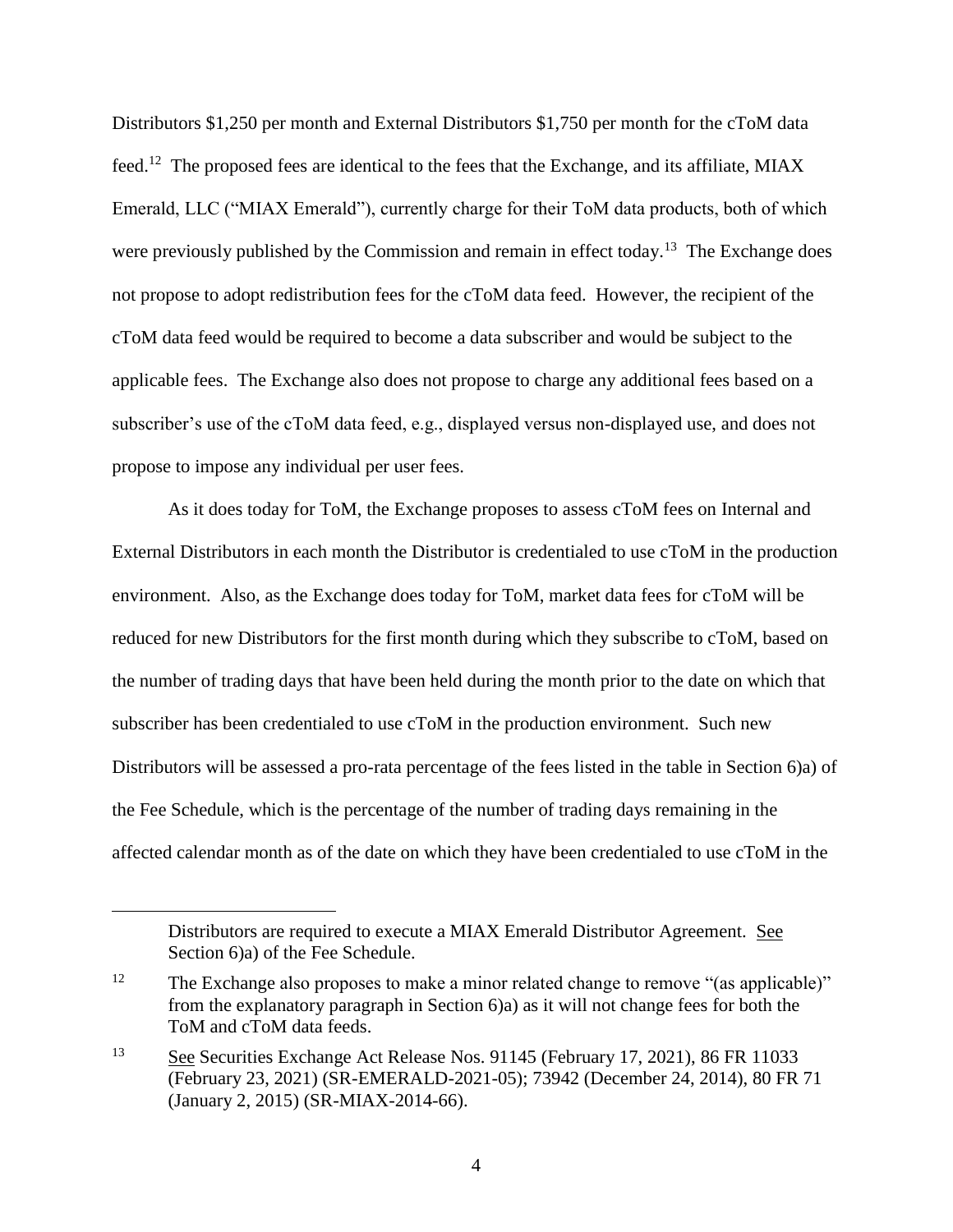Distributors $1,250 per month and External Distributors $1,750 per month for the cToM data feed.[12] The proposed fees are identical to the fees that the Exchange, and its affiliate, MIAX Emerald, LLC ("MIAX Emerald"), currently charge for their ToM data products, both of which were previously published by the Commission and remain in effect today.[13] The Exchange does not propose to adopt redistribution fees for the cToM data feed. However, the recipient of the cToM data feed would be required to become a data subscriber and would be subject to the applicable fees. The Exchange also does not propose to charge any additional fees based on a subscriber's use of the cToM data feed, e.g., displayed versus non-displayed use, and does not propose to impose any individual per user fees.

As it does today for ToM, the Exchange proposes to assess cToM fees on Internal and External Distributors in each month the Distributor is credentialed to use cToM in the production environment. Also, as the Exchange does today for ToM, market data fees for cToM will be reduced for new Distributors for the first month during which they subscribe to cToM, based on the number of trading days that have been held during the month prior to the date on which that subscriber has been credentialed to use cToM in the production environment. Such new Distributors will be assessed a pro-rata percentage of the fees listed in the table in Section 6)a) of the Fee Schedule, which is the percentage of the number of trading days remaining in the affected calendar month as of the date on which they have been credentialed to use cToM in the

---

Distributors are required to execute a MIAX Emerald Distributor Agreement. See Section 6)a) of the Fee Schedule.

[12] The Exchange also proposes to make a minor related change to remove "(as applicable)" from the explanatory paragraph in Section 6)a) as it will not change fees for both the ToM and cToM data feeds.

[13] See Securities Exchange Act Release Nos. 91145 (February 17, 2021), 86 FR 11033 (February 23, 2021) (SR-EMERALD-2021-05); 73942 (December 24, 2014), 80 FR 71 (January 2, 2015) (SR-MIAX-2014-66).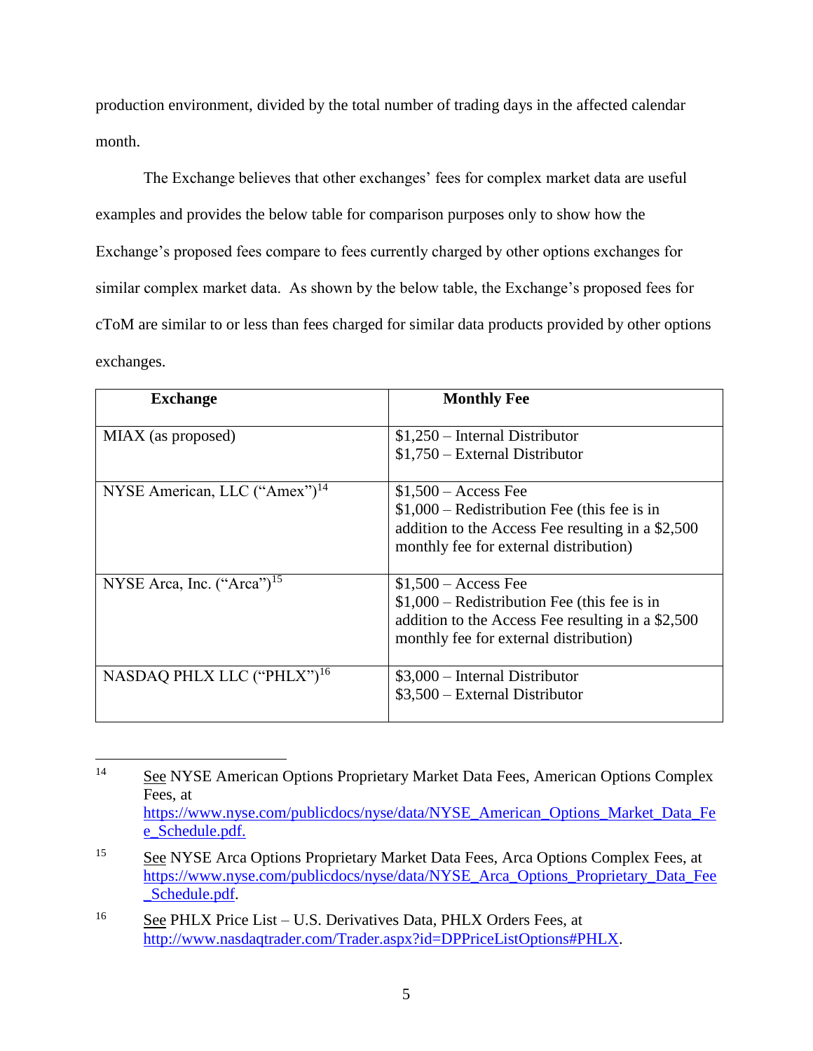production environment, divided by the total number of trading days in the affected calendar month.

The Exchange believes that other exchanges' fees for complex market data are useful examples and provides the below table for comparison purposes only to show how the Exchange's proposed fees compare to fees currently charged by other options exchanges for similar complex market data. As shown by the below table, the Exchange's proposed fees for cToM are similar to or less than fees charged for similar data products provided by other options exchanges.

| Exchange | Monthly Fee |
|---|---|
| MIAX (as proposed) | $1,250 – Internal Distributor<br>$1,750 – External Distributor |
| NYSE American, LLC ("Amex")[14] | $1,500 – Access Fee<br>$1,000 – Redistribution Fee (this fee is in addition to the Access Fee resulting in a $2,500 monthly fee for external distribution) |
| NYSE Arca, Inc. ("Arca")[15] | $1,500 – Access Fee<br>$1,000 – Redistribution Fee (this fee is in addition to the Access Fee resulting in a $2,500 monthly fee for external distribution) |
| NASDAQ PHLX LLC ("PHLX")[16] | $3,000 – Internal Distributor<br>$3,500 – External Distributor |

---

[14] See NYSE American Options Proprietary Market Data Fees, American Options Complex Fees, at https://www.nyse.com/publicdocs/nyse/data/NYSE_American_Options_Market_Data_Fee_Schedule.pdf.

[15] See NYSE Arca Options Proprietary Market Data Fees, Arca Options Complex Fees, at https://www.nyse.com/publicdocs/nyse/data/NYSE_Arca_Options_Proprietary_Data_Fee_Schedule.pdf.

[16] See PHLX Price List – U.S. Derivatives Data, PHLX Orders Fees, at http://www.nasdaqtrader.com/Trader.aspx?id=DPPriceListOptions#PHLX.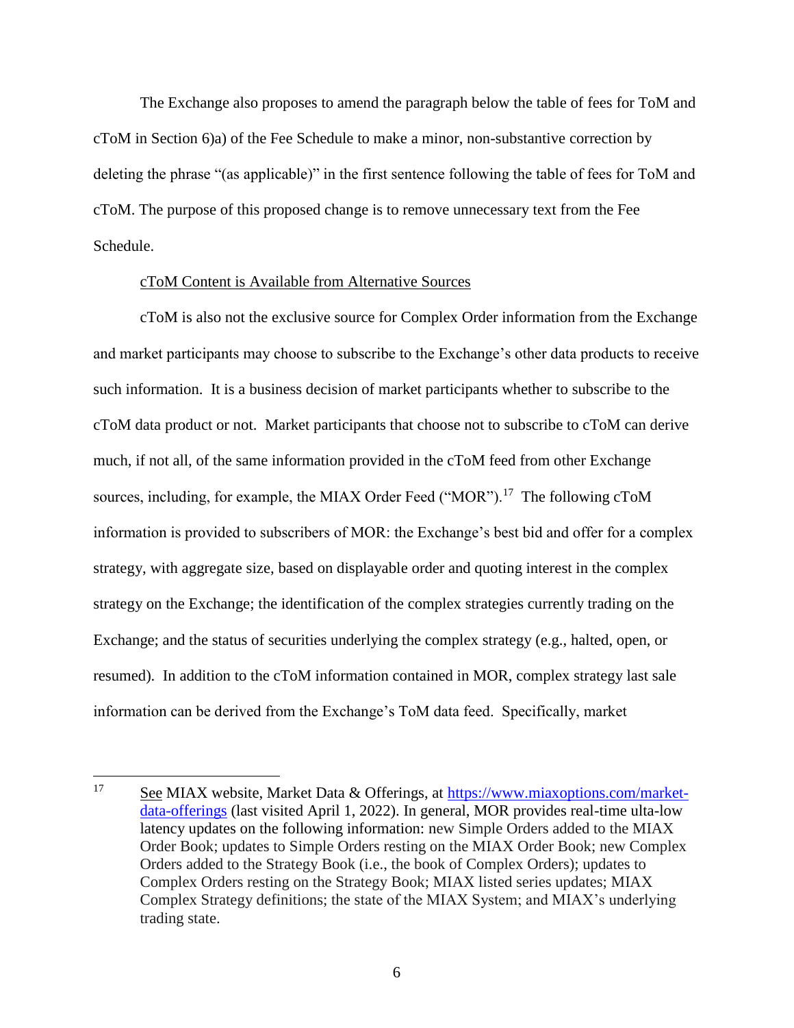The Exchange also proposes to amend the paragraph below the table of fees for ToM and cToM in Section 6)a) of the Fee Schedule to make a minor, non-substantive correction by deleting the phrase "(as applicable)" in the first sentence following the table of fees for ToM and cToM. The purpose of this proposed change is to remove unnecessary text from the Fee Schedule.

cToM Content is Available from Alternative Sources

cToM is also not the exclusive source for Complex Order information from the Exchange and market participants may choose to subscribe to the Exchange's other data products to receive such information. It is a business decision of market participants whether to subscribe to the cToM data product or not. Market participants that choose not to subscribe to cToM can derive much, if not all, of the same information provided in the cToM feed from other Exchange sources, including, for example, the MIAX Order Feed ("MOR").[17] The following cToM information is provided to subscribers of MOR: the Exchange's best bid and offer for a complex strategy, with aggregate size, based on displayable order and quoting interest in the complex strategy on the Exchange; the identification of the complex strategies currently trading on the Exchange; and the status of securities underlying the complex strategy (e.g., halted, open, or resumed). In addition to the cToM information contained in MOR, complex strategy last sale information can be derived from the Exchange's ToM data feed. Specifically, market

---

[17] See MIAX website, Market Data & Offerings, at https://www.miaxoptions.com/market-data-offerings (last visited April 1, 2022). In general, MOR provides real-time ulta-low latency updates on the following information: new Simple Orders added to the MIAX Order Book; updates to Simple Orders resting on the MIAX Order Book; new Complex Orders added to the Strategy Book (i.e., the book of Complex Orders); updates to Complex Orders resting on the Strategy Book; MIAX listed series updates; MIAX Complex Strategy definitions; the state of the MIAX System; and MIAX's underlying trading state.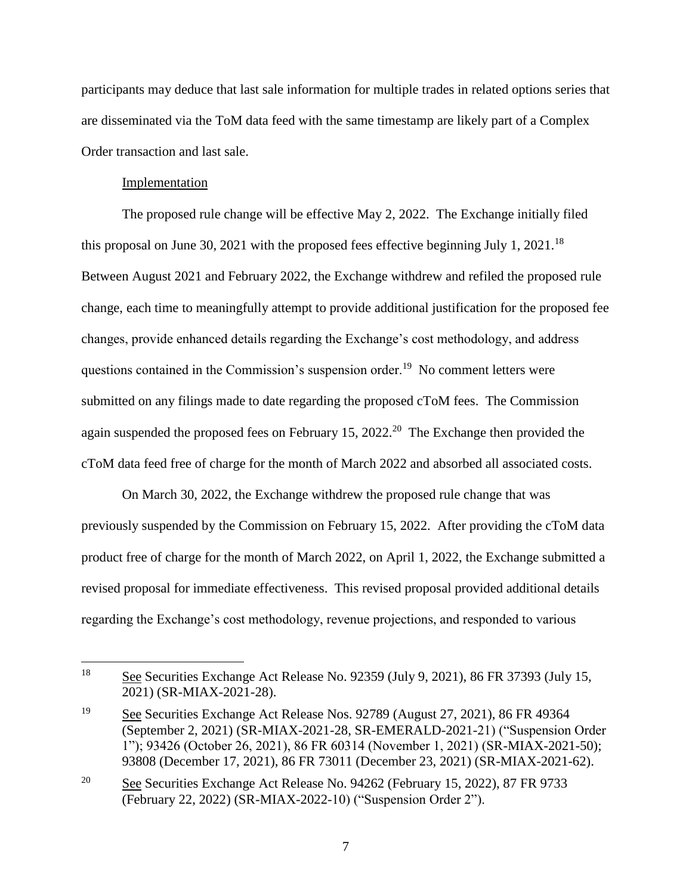participants may deduce that last sale information for multiple trades in related options series that are disseminated via the ToM data feed with the same timestamp are likely part of a Complex Order transaction and last sale.

Implementation

The proposed rule change will be effective May 2, 2022. The Exchange initially filed this proposal on June 30, 2021 with the proposed fees effective beginning July 1, 2021.[18] Between August 2021 and February 2022, the Exchange withdrew and refiled the proposed rule change, each time to meaningfully attempt to provide additional justification for the proposed fee changes, provide enhanced details regarding the Exchange's cost methodology, and address questions contained in the Commission's suspension order.[19] No comment letters were submitted on any filings made to date regarding the proposed cToM fees. The Commission again suspended the proposed fees on February 15, 2022.[20] The Exchange then provided the cToM data feed free of charge for the month of March 2022 and absorbed all associated costs.

On March 30, 2022, the Exchange withdrew the proposed rule change that was previously suspended by the Commission on February 15, 2022. After providing the cToM data product free of charge for the month of March 2022, on April 1, 2022, the Exchange submitted a revised proposal for immediate effectiveness. This revised proposal provided additional details regarding the Exchange's cost methodology, revenue projections, and responded to various

---

[18] See Securities Exchange Act Release No. 92359 (July 9, 2021), 86 FR 37393 (July 15, 2021) (SR-MIAX-2021-28).

[19] See Securities Exchange Act Release Nos. 92789 (August 27, 2021), 86 FR 49364 (September 2, 2021) (SR-MIAX-2021-28, SR-EMERALD-2021-21) ("Suspension Order 1"); 93426 (October 26, 2021), 86 FR 60314 (November 1, 2021) (SR-MIAX-2021-50); 93808 (December 17, 2021), 86 FR 73011 (December 23, 2021) (SR-MIAX-2021-62).

[20] See Securities Exchange Act Release No. 94262 (February 15, 2022), 87 FR 9733 (February 22, 2022) (SR-MIAX-2022-10) ("Suspension Order 2").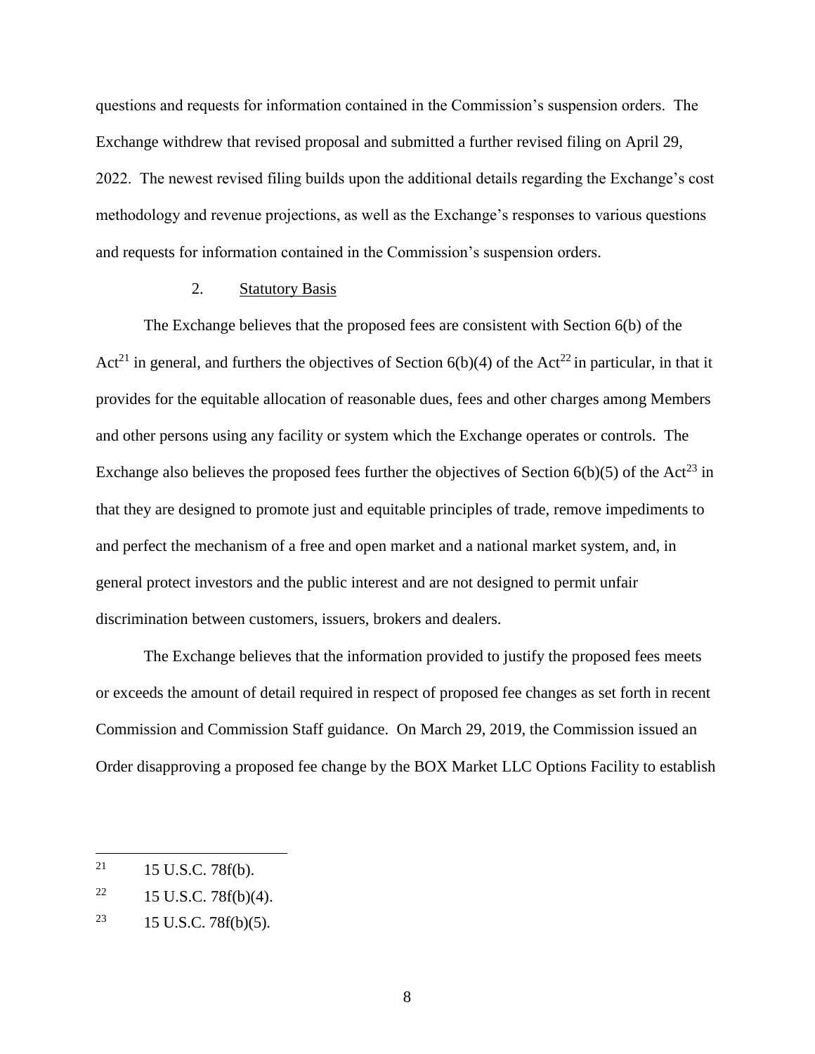questions and requests for information contained in the Commission's suspension orders. The Exchange withdrew that revised proposal and submitted a further revised filing on April 29, 2022. The newest revised filing builds upon the additional details regarding the Exchange's cost methodology and revenue projections, as well as the Exchange's responses to various questions and requests for information contained in the Commission's suspension orders.

2. Statutory Basis

The Exchange believes that the proposed fees are consistent with Section 6(b) of the Act[21] in general, and furthers the objectives of Section 6(b)(4) of the Act[22] in particular, in that it provides for the equitable allocation of reasonable dues, fees and other charges among Members and other persons using any facility or system which the Exchange operates or controls. The Exchange also believes the proposed fees further the objectives of Section 6(b)(5) of the Act[23] in that they are designed to promote just and equitable principles of trade, remove impediments to and perfect the mechanism of a free and open market and a national market system, and, in general protect investors and the public interest and are not designed to permit unfair discrimination between customers, issuers, brokers and dealers.

The Exchange believes that the information provided to justify the proposed fees meets or exceeds the amount of detail required in respect of proposed fee changes as set forth in recent Commission and Commission Staff guidance. On March 29, 2019, the Commission issued an Order disapproving a proposed fee change by the BOX Market LLC Options Facility to establish

---

[21] 15 U.S.C. 78f(b).

[22] 15 U.S.C. 78f(b)(4).

[23] 15 U.S.C. 78f(b)(5).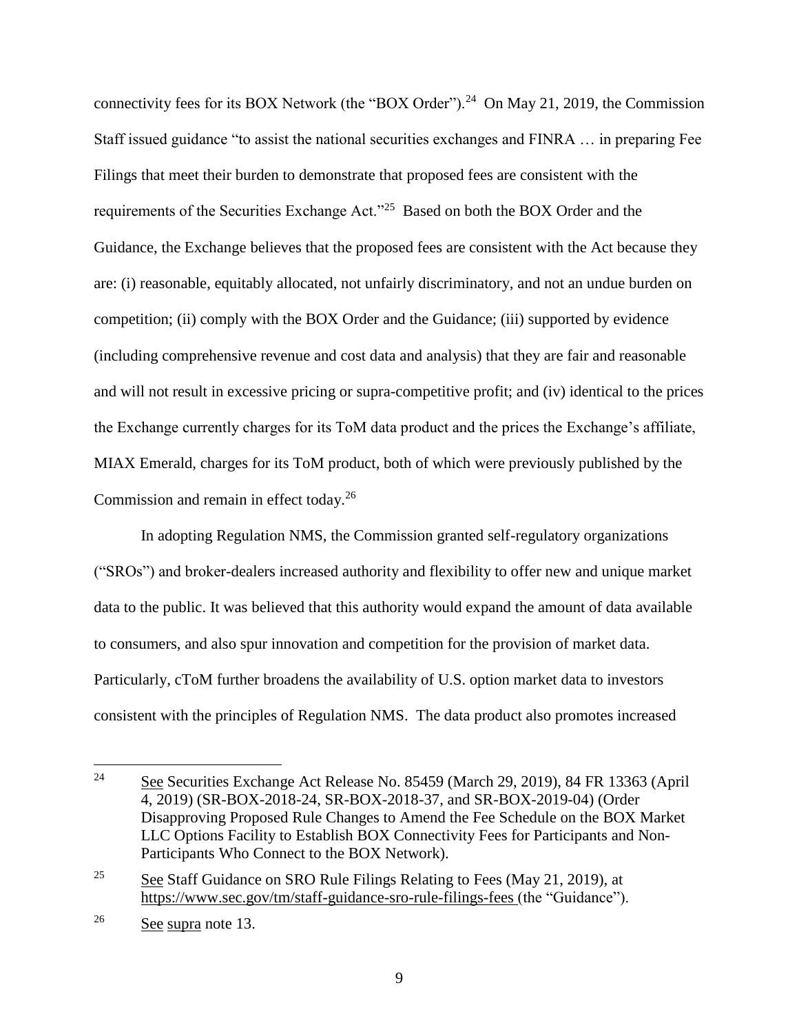connectivity fees for its BOX Network (the "BOX Order").[24] On May 21, 2019, the Commission Staff issued guidance "to assist the national securities exchanges and FINRA … in preparing Fee Filings that meet their burden to demonstrate that proposed fees are consistent with the requirements of the Securities Exchange Act."[25] Based on both the BOX Order and the Guidance, the Exchange believes that the proposed fees are consistent with the Act because they are: (i) reasonable, equitably allocated, not unfairly discriminatory, and not an undue burden on competition; (ii) comply with the BOX Order and the Guidance; (iii) supported by evidence (including comprehensive revenue and cost data and analysis) that they are fair and reasonable and will not result in excessive pricing or supra-competitive profit; and (iv) identical to the prices the Exchange currently charges for its ToM data product and the prices the Exchange's affiliate, MIAX Emerald, charges for its ToM product, both of which were previously published by the Commission and remain in effect today.[26]

In adopting Regulation NMS, the Commission granted self-regulatory organizations ("SROs") and broker-dealers increased authority and flexibility to offer new and unique market data to the public. It was believed that this authority would expand the amount of data available to consumers, and also spur innovation and competition for the provision of market data. Particularly, cToM further broadens the availability of U.S. option market data to investors consistent with the principles of Regulation NMS. The data product also promotes increased

---

[24] See Securities Exchange Act Release No. 85459 (March 29, 2019), 84 FR 13363 (April 4, 2019) (SR-BOX-2018-24, SR-BOX-2018-37, and SR-BOX-2019-04) (Order Disapproving Proposed Rule Changes to Amend the Fee Schedule on the BOX Market LLC Options Facility to Establish BOX Connectivity Fees for Participants and Non-Participants Who Connect to the BOX Network).

[25] See Staff Guidance on SRO Rule Filings Relating to Fees (May 21, 2019), at https://www.sec.gov/tm/staff-guidance-sro-rule-filings-fees (the "Guidance").

[26] See supra note 13.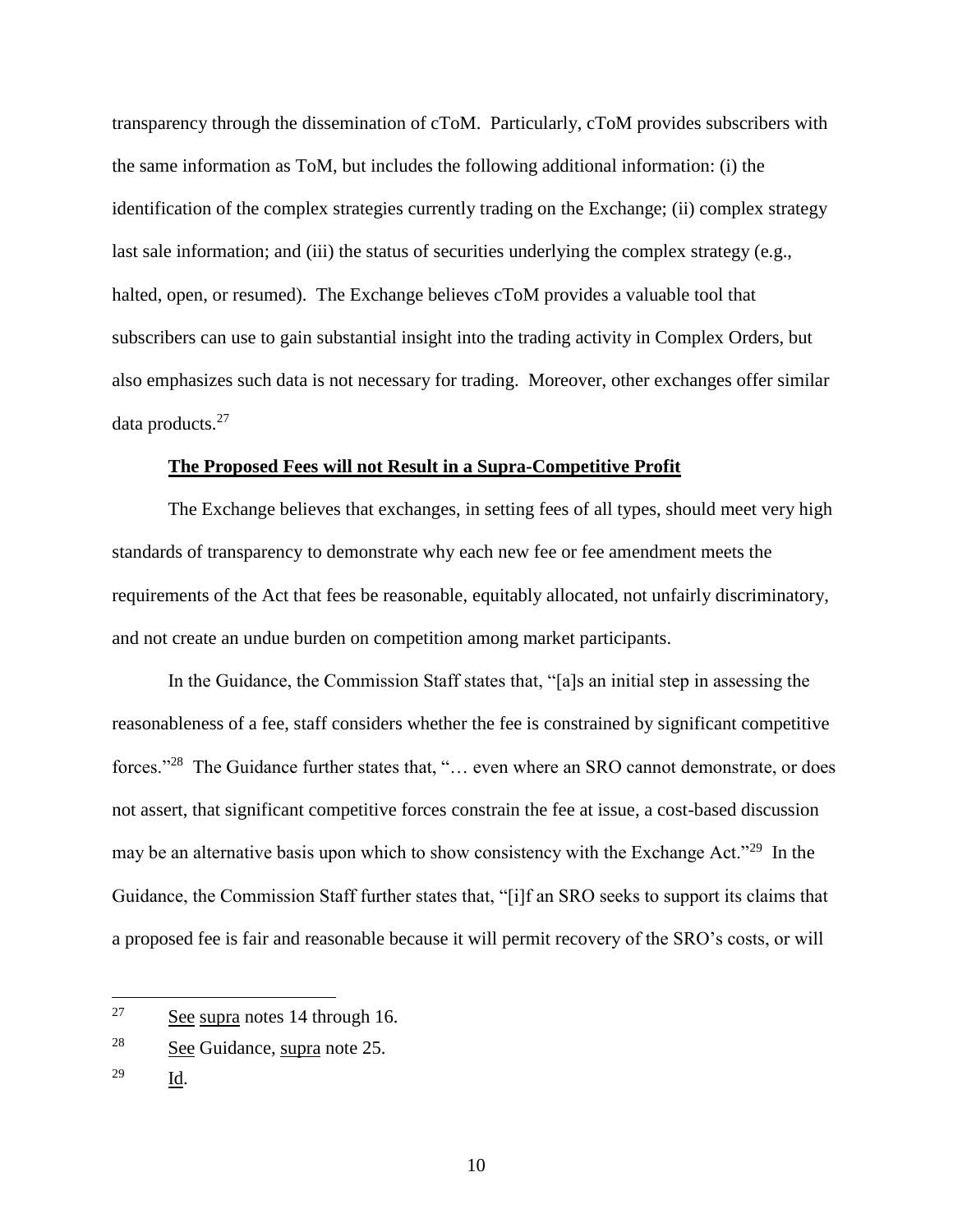transparency through the dissemination of cToM. Particularly, cToM provides subscribers with the same information as ToM, but includes the following additional information: (i) the identification of the complex strategies currently trading on the Exchange; (ii) complex strategy last sale information; and (iii) the status of securities underlying the complex strategy (e.g., halted, open, or resumed). The Exchange believes cToM provides a valuable tool that subscribers can use to gain substantial insight into the trading activity in Complex Orders, but also emphasizes such data is not necessary for trading. Moreover, other exchanges offer similar data products.[27]

**The Proposed Fees will not Result in a Supra-Competitive Profit**

The Exchange believes that exchanges, in setting fees of all types, should meet very high standards of transparency to demonstrate why each new fee or fee amendment meets the requirements of the Act that fees be reasonable, equitably allocated, not unfairly discriminatory, and not create an undue burden on competition among market participants.

In the Guidance, the Commission Staff states that, "[a]s an initial step in assessing the reasonableness of a fee, staff considers whether the fee is constrained by significant competitive forces."[28] The Guidance further states that, "… even where an SRO cannot demonstrate, or does not assert, that significant competitive forces constrain the fee at issue, a cost-based discussion may be an alternative basis upon which to show consistency with the Exchange Act."[29] In the Guidance, the Commission Staff further states that, "[i]f an SRO seeks to support its claims that a proposed fee is fair and reasonable because it will permit recovery of the SRO's costs, or will

---

[27] See supra notes 14 through 16.

[28] See Guidance, supra note 25.

[29] Id.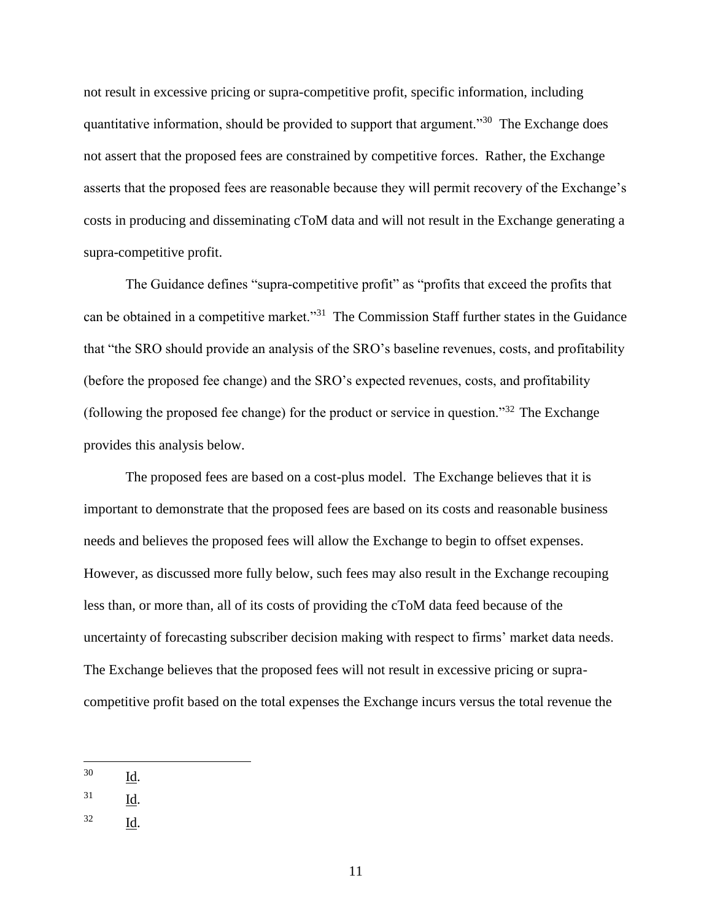not result in excessive pricing or supra-competitive profit, specific information, including quantitative information, should be provided to support that argument."[30] The Exchange does not assert that the proposed fees are constrained by competitive forces. Rather, the Exchange asserts that the proposed fees are reasonable because they will permit recovery of the Exchange's costs in producing and disseminating cToM data and will not result in the Exchange generating a supra-competitive profit.

The Guidance defines "supra-competitive profit" as "profits that exceed the profits that can be obtained in a competitive market."[31] The Commission Staff further states in the Guidance that "the SRO should provide an analysis of the SRO's baseline revenues, costs, and profitability (before the proposed fee change) and the SRO's expected revenues, costs, and profitability (following the proposed fee change) for the product or service in question."[32] The Exchange provides this analysis below.

The proposed fees are based on a cost-plus model. The Exchange believes that it is important to demonstrate that the proposed fees are based on its costs and reasonable business needs and believes the proposed fees will allow the Exchange to begin to offset expenses. However, as discussed more fully below, such fees may also result in the Exchange recouping less than, or more than, all of its costs of providing the cToM data feed because of the uncertainty of forecasting subscriber decision making with respect to firms' market data needs. The Exchange believes that the proposed fees will not result in excessive pricing or supra-competitive profit based on the total expenses the Exchange incurs versus the total revenue the

---

[30] Id.

[31] Id.

[32] Id.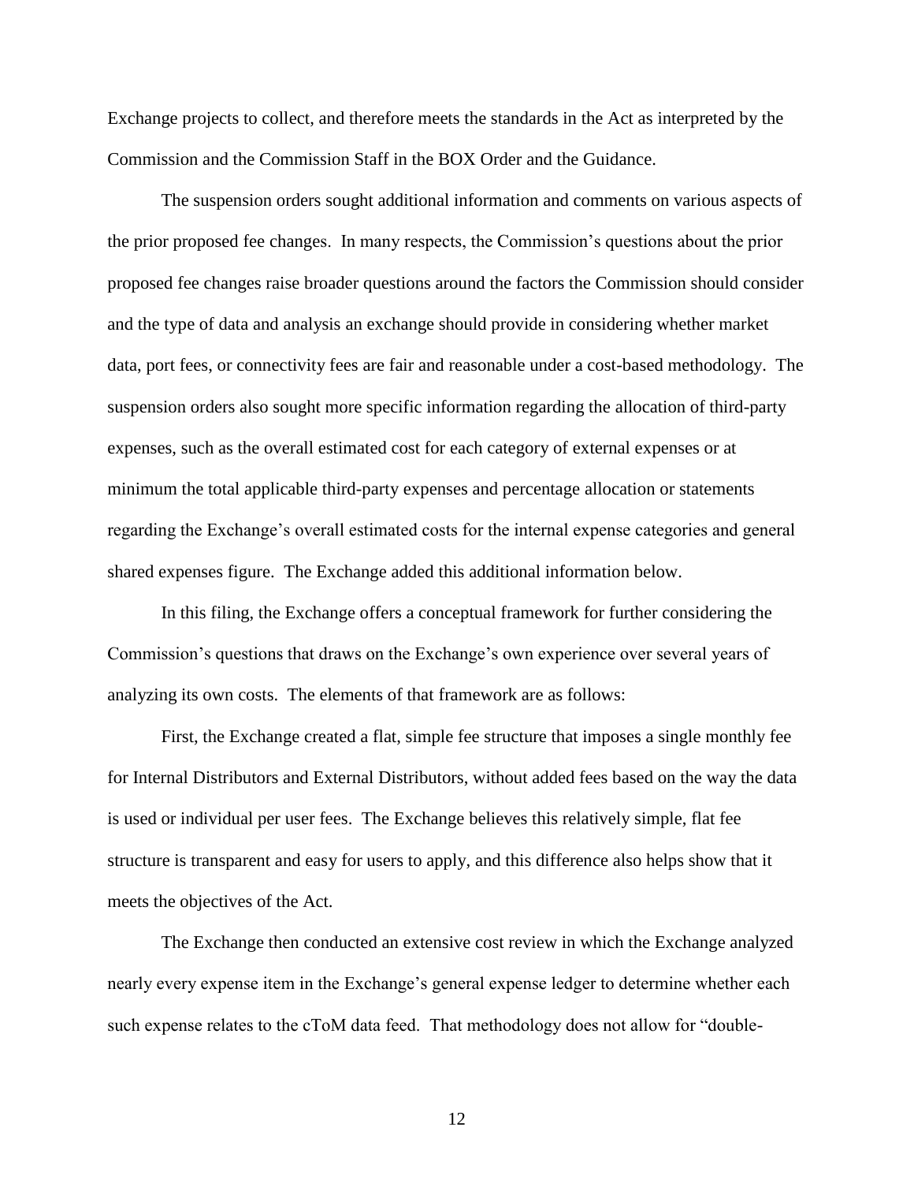Exchange projects to collect, and therefore meets the standards in the Act as interpreted by the Commission and the Commission Staff in the BOX Order and the Guidance.

The suspension orders sought additional information and comments on various aspects of the prior proposed fee changes. In many respects, the Commission's questions about the prior proposed fee changes raise broader questions around the factors the Commission should consider and the type of data and analysis an exchange should provide in considering whether market data, port fees, or connectivity fees are fair and reasonable under a cost-based methodology. The suspension orders also sought more specific information regarding the allocation of third-party expenses, such as the overall estimated cost for each category of external expenses or at minimum the total applicable third-party expenses and percentage allocation or statements regarding the Exchange's overall estimated costs for the internal expense categories and general shared expenses figure. The Exchange added this additional information below.

In this filing, the Exchange offers a conceptual framework for further considering the Commission's questions that draws on the Exchange's own experience over several years of analyzing its own costs. The elements of that framework are as follows:

First, the Exchange created a flat, simple fee structure that imposes a single monthly fee for Internal Distributors and External Distributors, without added fees based on the way the data is used or individual per user fees. The Exchange believes this relatively simple, flat fee structure is transparent and easy for users to apply, and this difference also helps show that it meets the objectives of the Act.

The Exchange then conducted an extensive cost review in which the Exchange analyzed nearly every expense item in the Exchange's general expense ledger to determine whether each such expense relates to the cToM data feed. That methodology does not allow for "double-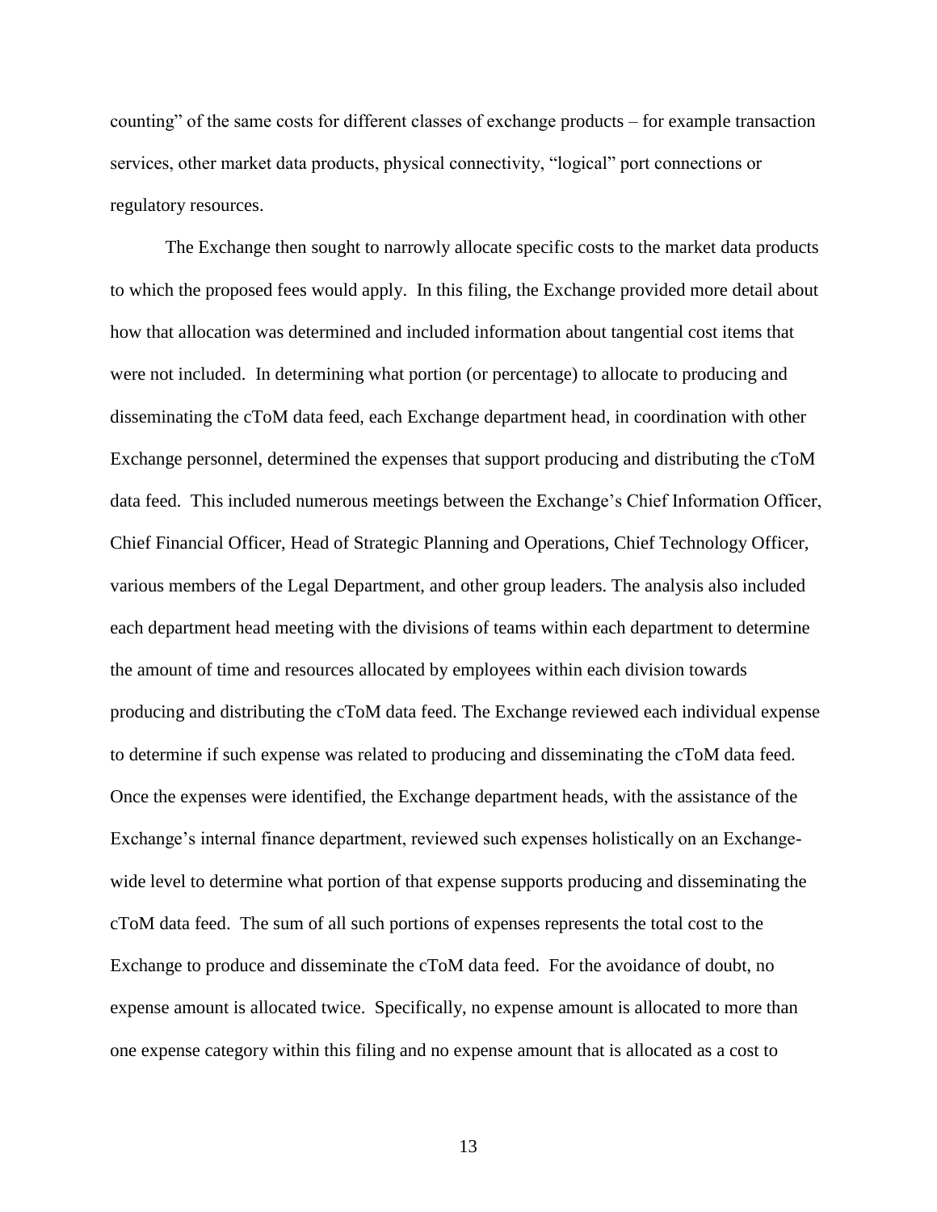counting" of the same costs for different classes of exchange products – for example transaction services, other market data products, physical connectivity, "logical" port connections or regulatory resources.

The Exchange then sought to narrowly allocate specific costs to the market data products to which the proposed fees would apply. In this filing, the Exchange provided more detail about how that allocation was determined and included information about tangential cost items that were not included. In determining what portion (or percentage) to allocate to producing and disseminating the cToM data feed, each Exchange department head, in coordination with other Exchange personnel, determined the expenses that support producing and distributing the cToM data feed. This included numerous meetings between the Exchange's Chief Information Officer, Chief Financial Officer, Head of Strategic Planning and Operations, Chief Technology Officer, various members of the Legal Department, and other group leaders. The analysis also included each department head meeting with the divisions of teams within each department to determine the amount of time and resources allocated by employees within each division towards producing and distributing the cToM data feed. The Exchange reviewed each individual expense to determine if such expense was related to producing and disseminating the cToM data feed. Once the expenses were identified, the Exchange department heads, with the assistance of the Exchange's internal finance department, reviewed such expenses holistically on an Exchange-wide level to determine what portion of that expense supports producing and disseminating the cToM data feed. The sum of all such portions of expenses represents the total cost to the Exchange to produce and disseminate the cToM data feed. For the avoidance of doubt, no expense amount is allocated twice. Specifically, no expense amount is allocated to more than one expense category within this filing and no expense amount that is allocated as a cost to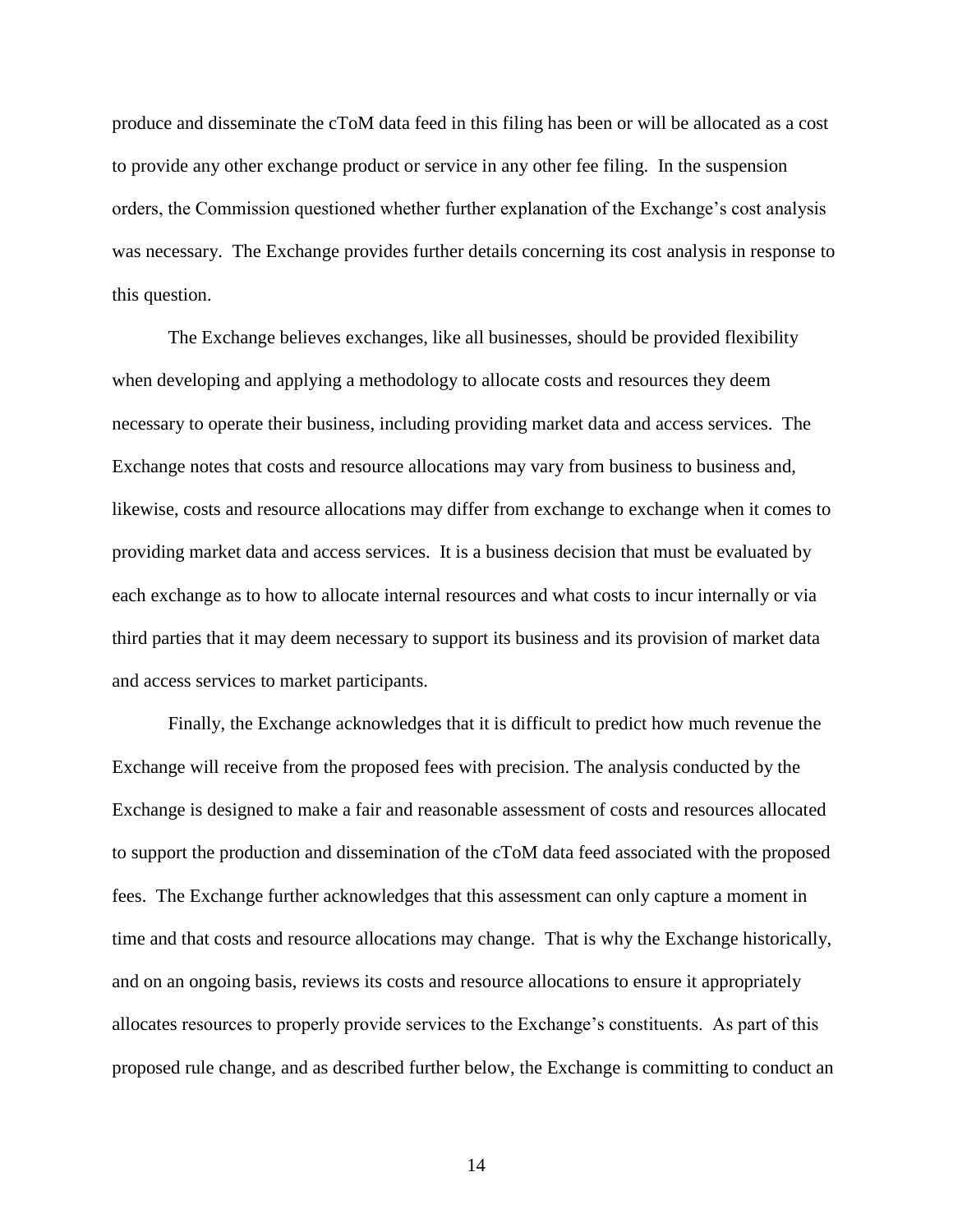produce and disseminate the cToM data feed in this filing has been or will be allocated as a cost to provide any other exchange product or service in any other fee filing. In the suspension orders, the Commission questioned whether further explanation of the Exchange's cost analysis was necessary. The Exchange provides further details concerning its cost analysis in response to this question.

The Exchange believes exchanges, like all businesses, should be provided flexibility when developing and applying a methodology to allocate costs and resources they deem necessary to operate their business, including providing market data and access services. The Exchange notes that costs and resource allocations may vary from business to business and, likewise, costs and resource allocations may differ from exchange to exchange when it comes to providing market data and access services. It is a business decision that must be evaluated by each exchange as to how to allocate internal resources and what costs to incur internally or via third parties that it may deem necessary to support its business and its provision of market data and access services to market participants.

Finally, the Exchange acknowledges that it is difficult to predict how much revenue the Exchange will receive from the proposed fees with precision. The analysis conducted by the Exchange is designed to make a fair and reasonable assessment of costs and resources allocated to support the production and dissemination of the cToM data feed associated with the proposed fees. The Exchange further acknowledges that this assessment can only capture a moment in time and that costs and resource allocations may change. That is why the Exchange historically, and on an ongoing basis, reviews its costs and resource allocations to ensure it appropriately allocates resources to properly provide services to the Exchange's constituents. As part of this proposed rule change, and as described further below, the Exchange is committing to conduct an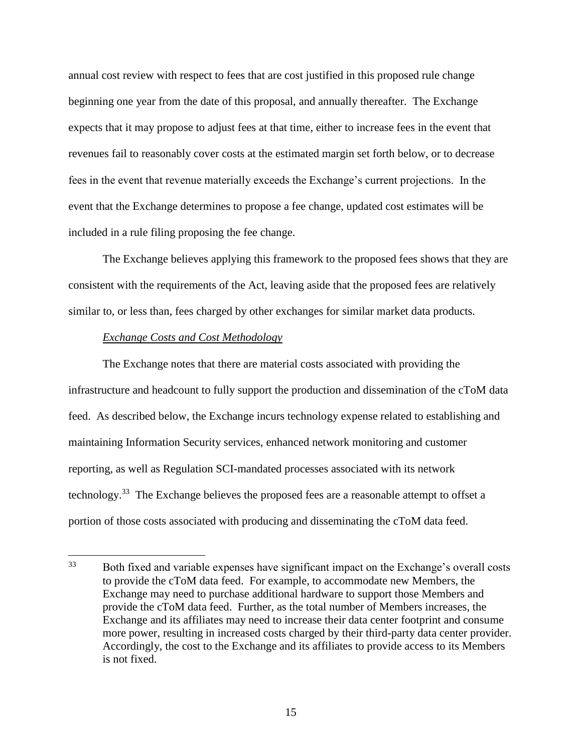annual cost review with respect to fees that are cost justified in this proposed rule change beginning one year from the date of this proposal, and annually thereafter. The Exchange expects that it may propose to adjust fees at that time, either to increase fees in the event that revenues fail to reasonably cover costs at the estimated margin set forth below, or to decrease fees in the event that revenue materially exceeds the Exchange's current projections. In the event that the Exchange determines to propose a fee change, updated cost estimates will be included in a rule filing proposing the fee change.

The Exchange believes applying this framework to the proposed fees shows that they are consistent with the requirements of the Act, leaving aside that the proposed fees are relatively similar to, or less than, fees charged by other exchanges for similar market data products.

*Exchange Costs and Cost Methodology*

The Exchange notes that there are material costs associated with providing the infrastructure and headcount to fully support the production and dissemination of the cToM data feed. As described below, the Exchange incurs technology expense related to establishing and maintaining Information Security services, enhanced network monitoring and customer reporting, as well as Regulation SCI-mandated processes associated with its network technology.[33] The Exchange believes the proposed fees are a reasonable attempt to offset a portion of those costs associated with producing and disseminating the cToM data feed.

---

[33] Both fixed and variable expenses have significant impact on the Exchange's overall costs to provide the cToM data feed. For example, to accommodate new Members, the Exchange may need to purchase additional hardware to support those Members and provide the cToM data feed. Further, as the total number of Members increases, the Exchange and its affiliates may need to increase their data center footprint and consume more power, resulting in increased costs charged by their third-party data center provider. Accordingly, the cost to the Exchange and its affiliates to provide access to its Members is not fixed.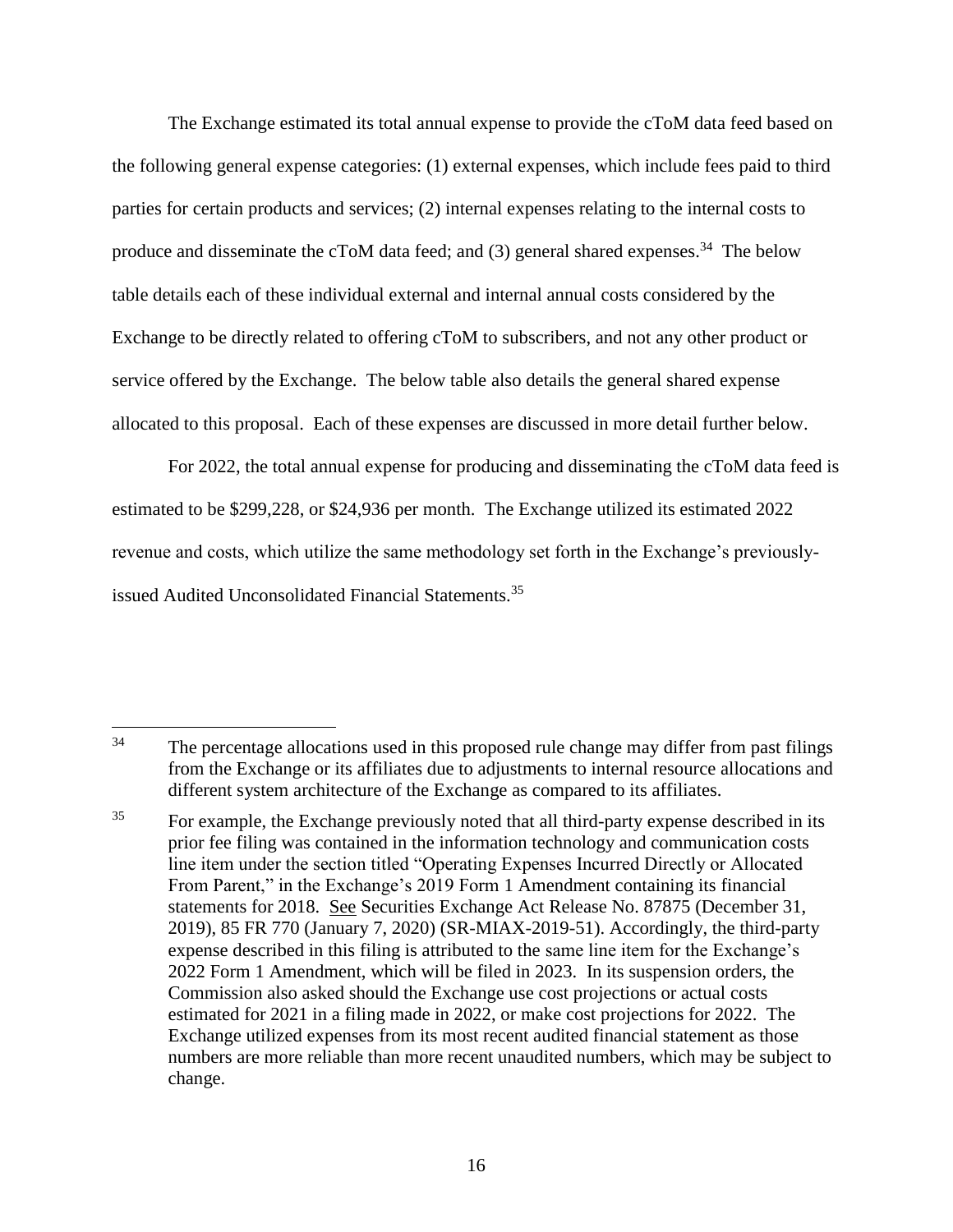The Exchange estimated its total annual expense to provide the cToM data feed based on the following general expense categories: (1) external expenses, which include fees paid to third parties for certain products and services; (2) internal expenses relating to the internal costs to produce and disseminate the cToM data feed; and (3) general shared expenses.[34] The below table details each of these individual external and internal annual costs considered by the Exchange to be directly related to offering cToM to subscribers, and not any other product or service offered by the Exchange. The below table also details the general shared expense allocated to this proposal. Each of these expenses are discussed in more detail further below.

For 2022, the total annual expense for producing and disseminating the cToM data feed is estimated to be $299,228, or $24,936 per month. The Exchange utilized its estimated 2022 revenue and costs, which utilize the same methodology set forth in the Exchange's previously-issued Audited Unconsolidated Financial Statements.[35]

---

[34] The percentage allocations used in this proposed rule change may differ from past filings from the Exchange or its affiliates due to adjustments to internal resource allocations and different system architecture of the Exchange as compared to its affiliates.

[35] For example, the Exchange previously noted that all third-party expense described in its prior fee filing was contained in the information technology and communication costs line item under the section titled "Operating Expenses Incurred Directly or Allocated From Parent," in the Exchange's 2019 Form 1 Amendment containing its financial statements for 2018. See Securities Exchange Act Release No. 87875 (December 31, 2019), 85 FR 770 (January 7, 2020) (SR-MIAX-2019-51). Accordingly, the third-party expense described in this filing is attributed to the same line item for the Exchange's 2022 Form 1 Amendment, which will be filed in 2023. In its suspension orders, the Commission also asked should the Exchange use cost projections or actual costs estimated for 2021 in a filing made in 2022, or make cost projections for 2022. The Exchange utilized expenses from its most recent audited financial statement as those numbers are more reliable than more recent unaudited numbers, which may be subject to change.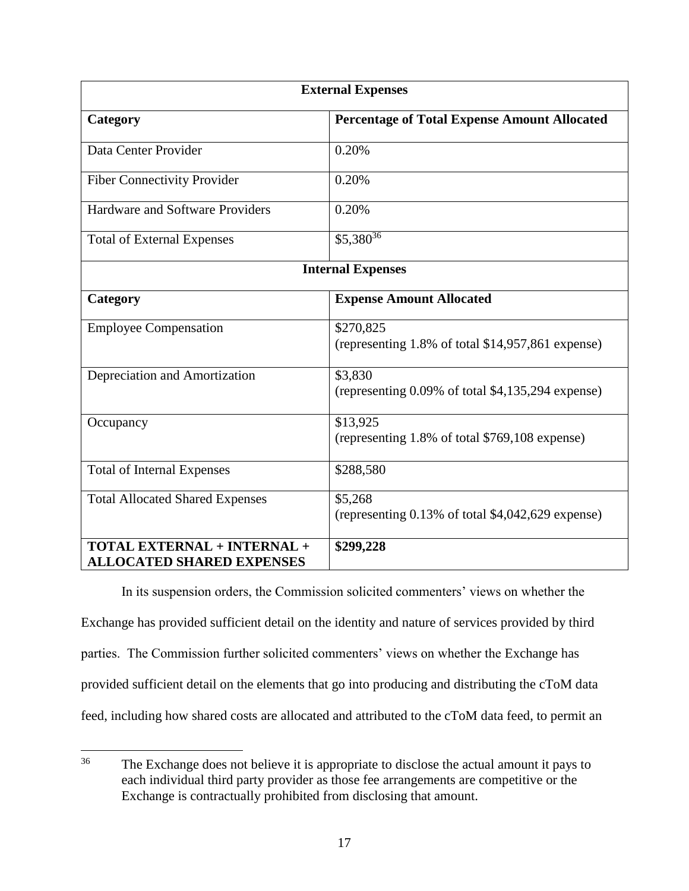| External Expenses | |
|---|---|
| **Category** | **Percentage of Total Expense Amount Allocated** |
| Data Center Provider | 0.20% |
| Fiber Connectivity Provider | 0.20% |
| Hardware and Software Providers | 0.20% |
| Total of External Expenses | $5,380[36] |
| **Internal Expenses** | |
| **Category** | **Expense Amount Allocated** |
| Employee Compensation | $270,825 (representing 1.8% of total $14,957,861 expense) |
| Depreciation and Amortization | $3,830 (representing 0.09% of total $4,135,294 expense) |
| Occupancy | $13,925 (representing 1.8% of total $769,108 expense) |
| Total of Internal Expenses | $288,580 |
| Total Allocated Shared Expenses | $5,268 (representing 0.13% of total $4,042,629 expense) |
| **TOTAL EXTERNAL + INTERNAL + ALLOCATED SHARED EXPENSES** | **$299,228** |

In its suspension orders, the Commission solicited commenters' views on whether the Exchange has provided sufficient detail on the identity and nature of services provided by third parties. The Commission further solicited commenters' views on whether the Exchange has provided sufficient detail on the elements that go into producing and distributing the cToM data feed, including how shared costs are allocated and attributed to the cToM data feed, to permit an

[36] The Exchange does not believe it is appropriate to disclose the actual amount it pays to each individual third party provider as those fee arrangements are competitive or the Exchange is contractually prohibited from disclosing that amount.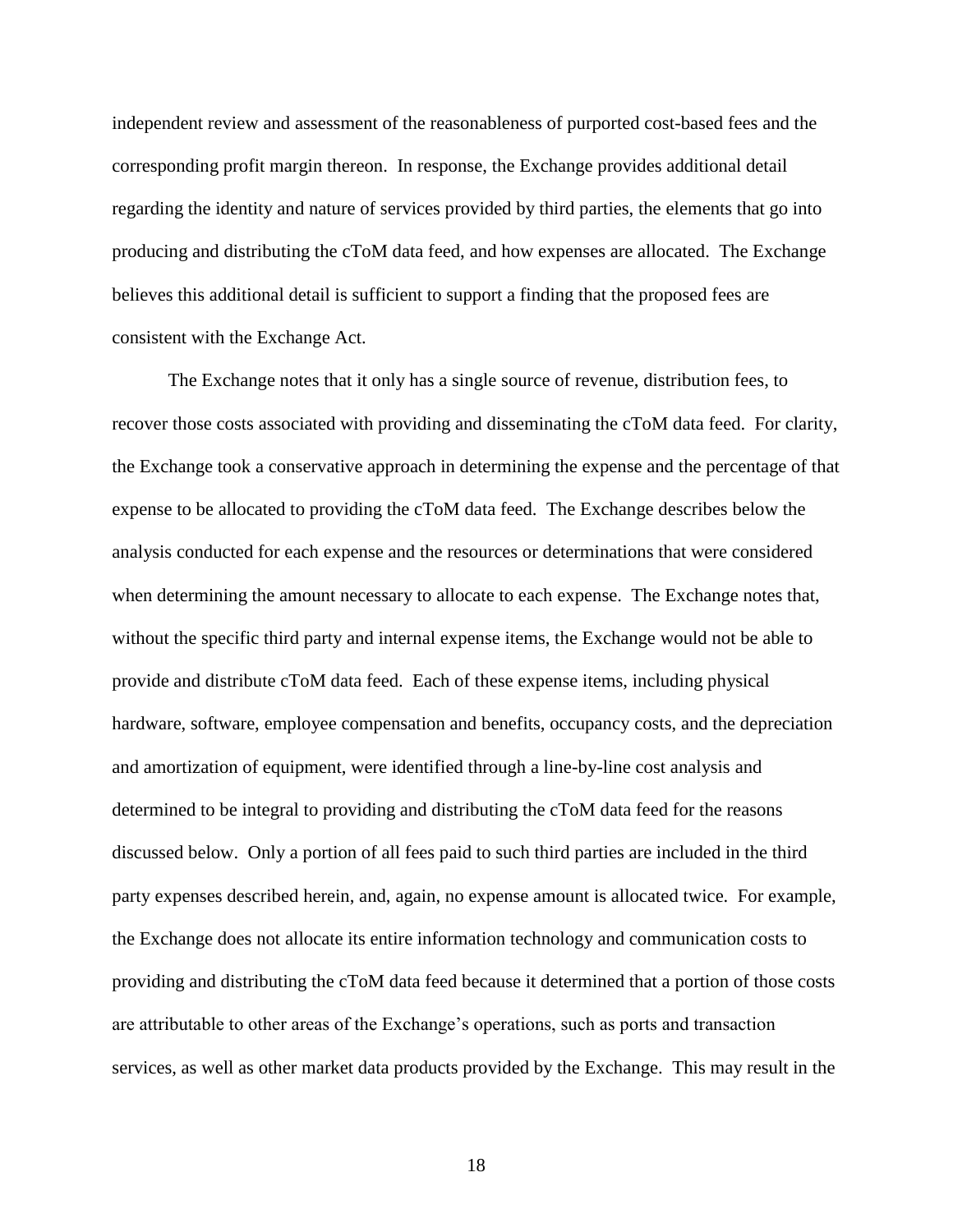independent review and assessment of the reasonableness of purported cost-based fees and the corresponding profit margin thereon. In response, the Exchange provides additional detail regarding the identity and nature of services provided by third parties, the elements that go into producing and distributing the cToM data feed, and how expenses are allocated. The Exchange believes this additional detail is sufficient to support a finding that the proposed fees are consistent with the Exchange Act.

The Exchange notes that it only has a single source of revenue, distribution fees, to recover those costs associated with providing and disseminating the cToM data feed. For clarity, the Exchange took a conservative approach in determining the expense and the percentage of that expense to be allocated to providing the cToM data feed. The Exchange describes below the analysis conducted for each expense and the resources or determinations that were considered when determining the amount necessary to allocate to each expense. The Exchange notes that, without the specific third party and internal expense items, the Exchange would not be able to provide and distribute cToM data feed. Each of these expense items, including physical hardware, software, employee compensation and benefits, occupancy costs, and the depreciation and amortization of equipment, were identified through a line-by-line cost analysis and determined to be integral to providing and distributing the cToM data feed for the reasons discussed below. Only a portion of all fees paid to such third parties are included in the third party expenses described herein, and, again, no expense amount is allocated twice. For example, the Exchange does not allocate its entire information technology and communication costs to providing and distributing the cToM data feed because it determined that a portion of those costs are attributable to other areas of the Exchange's operations, such as ports and transaction services, as well as other market data products provided by the Exchange. This may result in the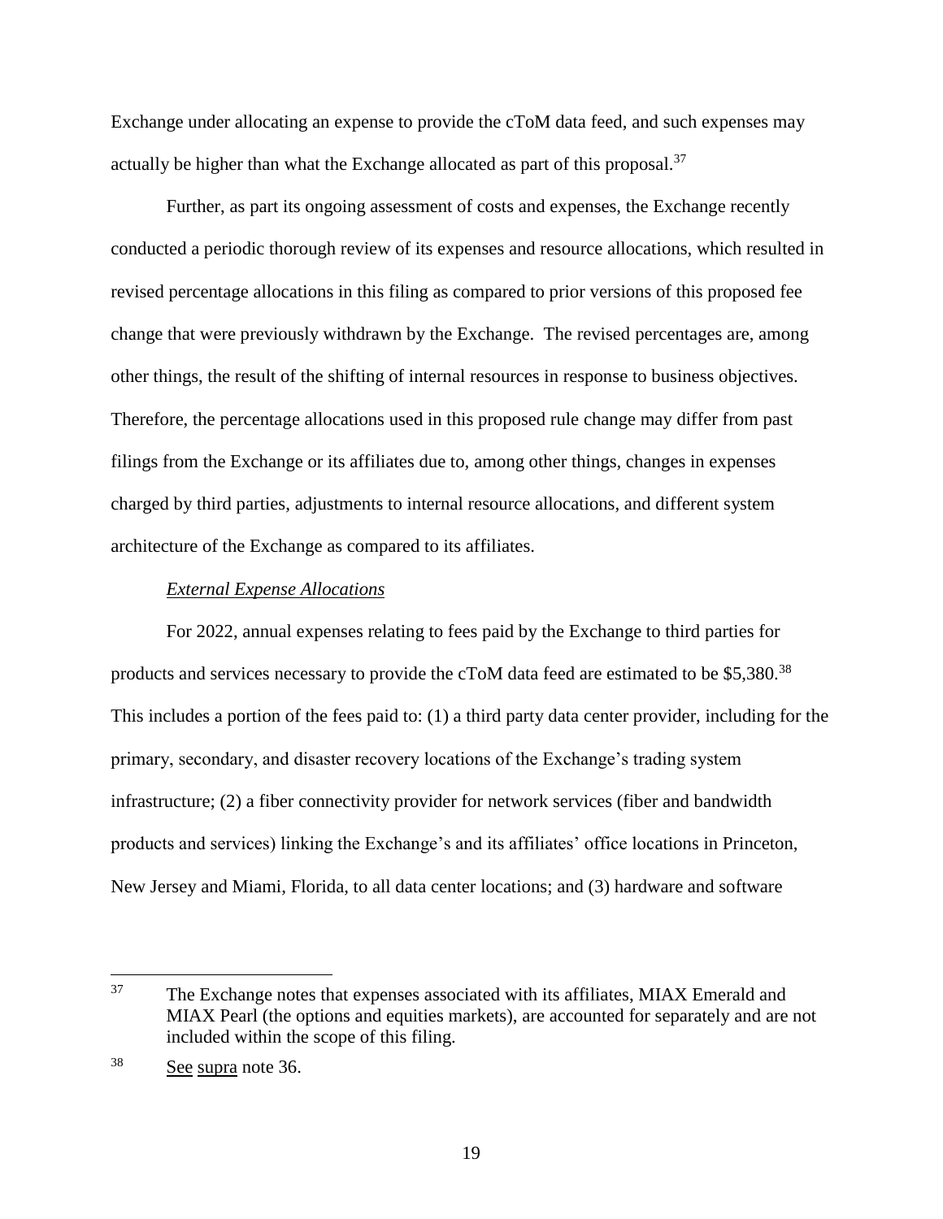Exchange under allocating an expense to provide the cToM data feed, and such expenses may actually be higher than what the Exchange allocated as part of this proposal.[37]

Further, as part its ongoing assessment of costs and expenses, the Exchange recently conducted a periodic thorough review of its expenses and resource allocations, which resulted in revised percentage allocations in this filing as compared to prior versions of this proposed fee change that were previously withdrawn by the Exchange. The revised percentages are, among other things, the result of the shifting of internal resources in response to business objectives. Therefore, the percentage allocations used in this proposed rule change may differ from past filings from the Exchange or its affiliates due to, among other things, changes in expenses charged by third parties, adjustments to internal resource allocations, and different system architecture of the Exchange as compared to its affiliates.

*External Expense Allocations*

For 2022, annual expenses relating to fees paid by the Exchange to third parties for products and services necessary to provide the cToM data feed are estimated to be $5,380.[38] This includes a portion of the fees paid to: (1) a third party data center provider, including for the primary, secondary, and disaster recovery locations of the Exchange's trading system infrastructure; (2) a fiber connectivity provider for network services (fiber and bandwidth products and services) linking the Exchange's and its affiliates' office locations in Princeton, New Jersey and Miami, Florida, to all data center locations; and (3) hardware and software

---

[37] The Exchange notes that expenses associated with its affiliates, MIAX Emerald and MIAX Pearl (the options and equities markets), are accounted for separately and are not included within the scope of this filing.

[38] See supra note 36.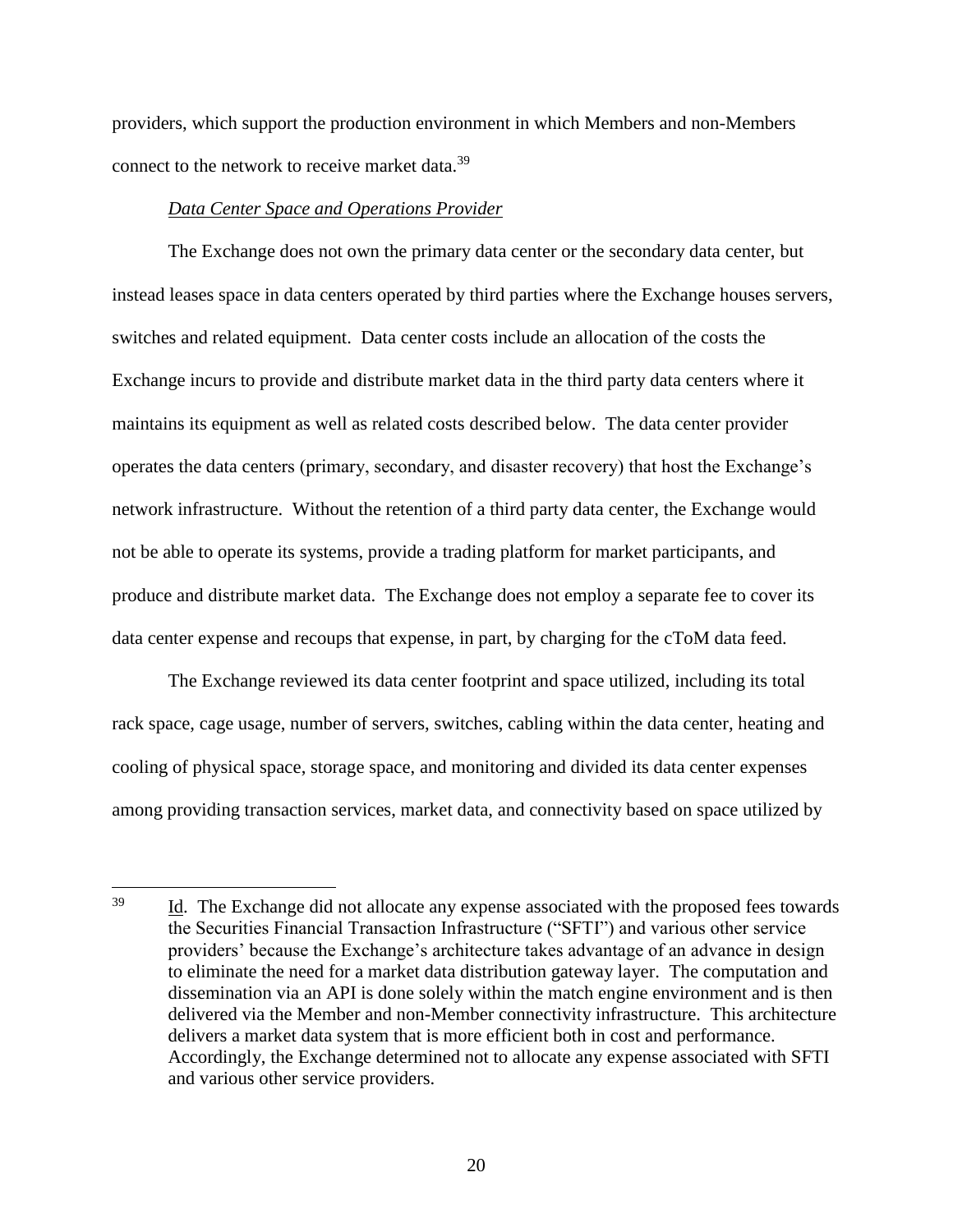providers, which support the production environment in which Members and non-Members connect to the network to receive market data.[39]

*Data Center Space and Operations Provider*

The Exchange does not own the primary data center or the secondary data center, but instead leases space in data centers operated by third parties where the Exchange houses servers, switches and related equipment. Data center costs include an allocation of the costs the Exchange incurs to provide and distribute market data in the third party data centers where it maintains its equipment as well as related costs described below. The data center provider operates the data centers (primary, secondary, and disaster recovery) that host the Exchange's network infrastructure. Without the retention of a third party data center, the Exchange would not be able to operate its systems, provide a trading platform for market participants, and produce and distribute market data. The Exchange does not employ a separate fee to cover its data center expense and recoups that expense, in part, by charging for the cToM data feed.

The Exchange reviewed its data center footprint and space utilized, including its total rack space, cage usage, number of servers, switches, cabling within the data center, heating and cooling of physical space, storage space, and monitoring and divided its data center expenses among providing transaction services, market data, and connectivity based on space utilized by

---

[39] Id. The Exchange did not allocate any expense associated with the proposed fees towards the Securities Financial Transaction Infrastructure ("SFTI") and various other service providers' because the Exchange's architecture takes advantage of an advance in design to eliminate the need for a market data distribution gateway layer. The computation and dissemination via an API is done solely within the match engine environment and is then delivered via the Member and non-Member connectivity infrastructure. This architecture delivers a market data system that is more efficient both in cost and performance. Accordingly, the Exchange determined not to allocate any expense associated with SFTI and various other service providers.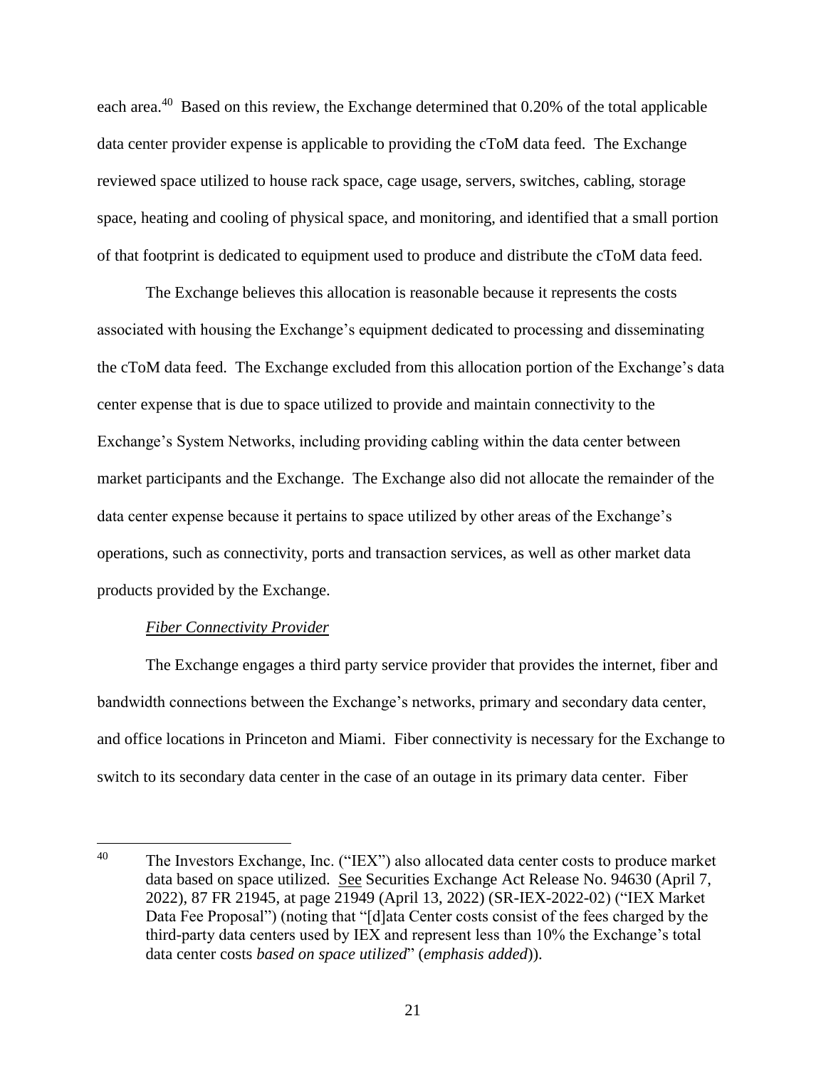each area.[40] Based on this review, the Exchange determined that 0.20% of the total applicable data center provider expense is applicable to providing the cToM data feed. The Exchange reviewed space utilized to house rack space, cage usage, servers, switches, cabling, storage space, heating and cooling of physical space, and monitoring, and identified that a small portion of that footprint is dedicated to equipment used to produce and distribute the cToM data feed.

The Exchange believes this allocation is reasonable because it represents the costs associated with housing the Exchange's equipment dedicated to processing and disseminating the cToM data feed. The Exchange excluded from this allocation portion of the Exchange's data center expense that is due to space utilized to provide and maintain connectivity to the Exchange's System Networks, including providing cabling within the data center between market participants and the Exchange. The Exchange also did not allocate the remainder of the data center expense because it pertains to space utilized by other areas of the Exchange's operations, such as connectivity, ports and transaction services, as well as other market data products provided by the Exchange.

*Fiber Connectivity Provider*

The Exchange engages a third party service provider that provides the internet, fiber and bandwidth connections between the Exchange's networks, primary and secondary data center, and office locations in Princeton and Miami. Fiber connectivity is necessary for the Exchange to switch to its secondary data center in the case of an outage in its primary data center. Fiber

---

[40] The Investors Exchange, Inc. ("IEX") also allocated data center costs to produce market data based on space utilized. See Securities Exchange Act Release No. 94630 (April 7, 2022), 87 FR 21945, at page 21949 (April 13, 2022) (SR-IEX-2022-02) ("IEX Market Data Fee Proposal") (noting that "[d]ata Center costs consist of the fees charged by the third-party data centers used by IEX and represent less than 10% the Exchange's total data center costs *based on space utilized*" (*emphasis added*)).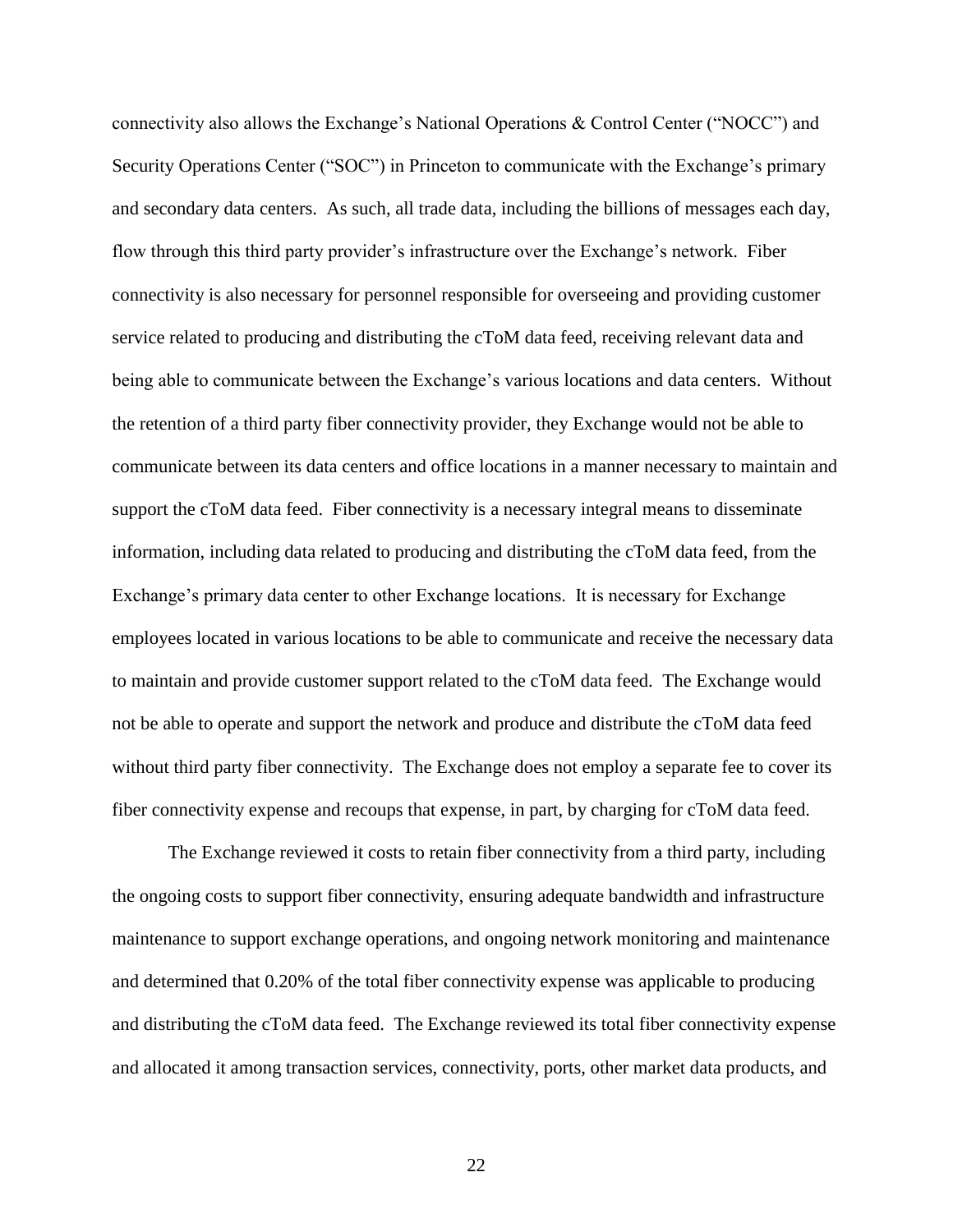connectivity also allows the Exchange's National Operations & Control Center ("NOCC") and Security Operations Center ("SOC") in Princeton to communicate with the Exchange's primary and secondary data centers. As such, all trade data, including the billions of messages each day, flow through this third party provider's infrastructure over the Exchange's network. Fiber connectivity is also necessary for personnel responsible for overseeing and providing customer service related to producing and distributing the cToM data feed, receiving relevant data and being able to communicate between the Exchange's various locations and data centers. Without the retention of a third party fiber connectivity provider, they Exchange would not be able to communicate between its data centers and office locations in a manner necessary to maintain and support the cToM data feed. Fiber connectivity is a necessary integral means to disseminate information, including data related to producing and distributing the cToM data feed, from the Exchange's primary data center to other Exchange locations. It is necessary for Exchange employees located in various locations to be able to communicate and receive the necessary data to maintain and provide customer support related to the cToM data feed. The Exchange would not be able to operate and support the network and produce and distribute the cToM data feed without third party fiber connectivity. The Exchange does not employ a separate fee to cover its fiber connectivity expense and recoups that expense, in part, by charging for cToM data feed.

The Exchange reviewed it costs to retain fiber connectivity from a third party, including the ongoing costs to support fiber connectivity, ensuring adequate bandwidth and infrastructure maintenance to support exchange operations, and ongoing network monitoring and maintenance and determined that 0.20% of the total fiber connectivity expense was applicable to producing and distributing the cToM data feed. The Exchange reviewed its total fiber connectivity expense and allocated it among transaction services, connectivity, ports, other market data products, and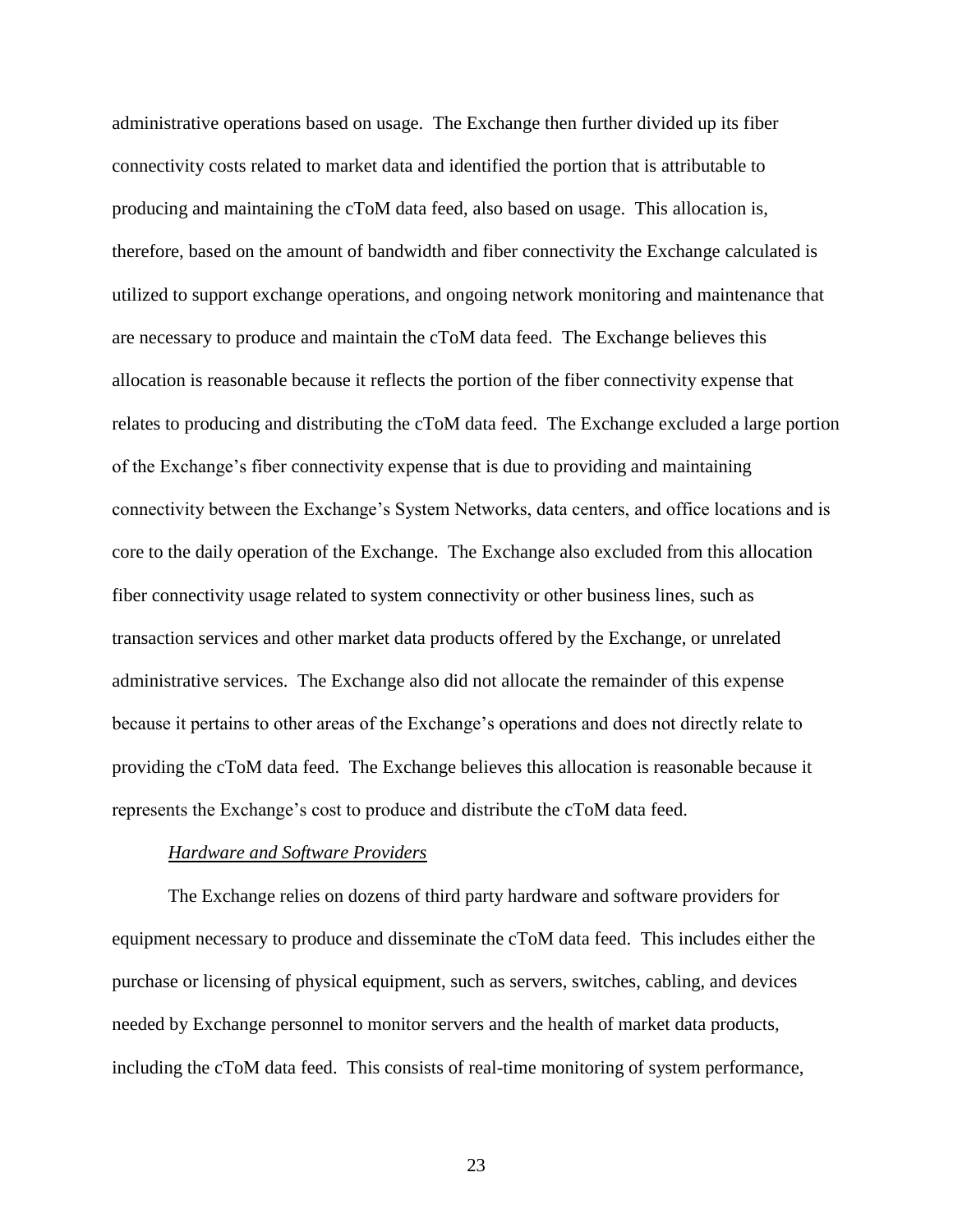administrative operations based on usage. The Exchange then further divided up its fiber connectivity costs related to market data and identified the portion that is attributable to producing and maintaining the cToM data feed, also based on usage. This allocation is, therefore, based on the amount of bandwidth and fiber connectivity the Exchange calculated is utilized to support exchange operations, and ongoing network monitoring and maintenance that are necessary to produce and maintain the cToM data feed. The Exchange believes this allocation is reasonable because it reflects the portion of the fiber connectivity expense that relates to producing and distributing the cToM data feed. The Exchange excluded a large portion of the Exchange's fiber connectivity expense that is due to providing and maintaining connectivity between the Exchange's System Networks, data centers, and office locations and is core to the daily operation of the Exchange. The Exchange also excluded from this allocation fiber connectivity usage related to system connectivity or other business lines, such as transaction services and other market data products offered by the Exchange, or unrelated administrative services. The Exchange also did not allocate the remainder of this expense because it pertains to other areas of the Exchange's operations and does not directly relate to providing the cToM data feed. The Exchange believes this allocation is reasonable because it represents the Exchange's cost to produce and distribute the cToM data feed.

*Hardware and Software Providers*

The Exchange relies on dozens of third party hardware and software providers for equipment necessary to produce and disseminate the cToM data feed. This includes either the purchase or licensing of physical equipment, such as servers, switches, cabling, and devices needed by Exchange personnel to monitor servers and the health of market data products, including the cToM data feed. This consists of real-time monitoring of system performance,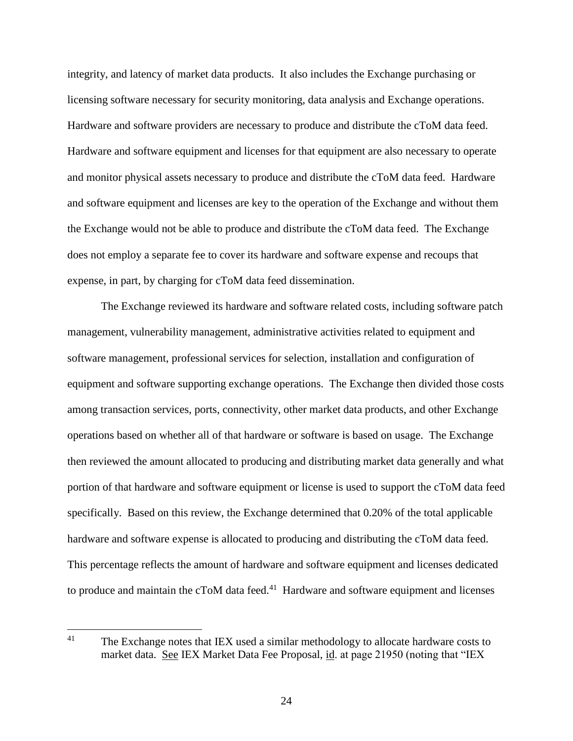integrity, and latency of market data products. It also includes the Exchange purchasing or licensing software necessary for security monitoring, data analysis and Exchange operations. Hardware and software providers are necessary to produce and distribute the cToM data feed. Hardware and software equipment and licenses for that equipment are also necessary to operate and monitor physical assets necessary to produce and distribute the cToM data feed. Hardware and software equipment and licenses are key to the operation of the Exchange and without them the Exchange would not be able to produce and distribute the cToM data feed. The Exchange does not employ a separate fee to cover its hardware and software expense and recoups that expense, in part, by charging for cToM data feed dissemination.

The Exchange reviewed its hardware and software related costs, including software patch management, vulnerability management, administrative activities related to equipment and software management, professional services for selection, installation and configuration of equipment and software supporting exchange operations. The Exchange then divided those costs among transaction services, ports, connectivity, other market data products, and other Exchange operations based on whether all of that hardware or software is based on usage. The Exchange then reviewed the amount allocated to producing and distributing market data generally and what portion of that hardware and software equipment or license is used to support the cToM data feed specifically. Based on this review, the Exchange determined that 0.20% of the total applicable hardware and software expense is allocated to producing and distributing the cToM data feed. This percentage reflects the amount of hardware and software equipment and licenses dedicated to produce and maintain the cToM data feed.[41] Hardware and software equipment and licenses

---

[41] The Exchange notes that IEX used a similar methodology to allocate hardware costs to market data. See IEX Market Data Fee Proposal, id. at page 21950 (noting that "IEX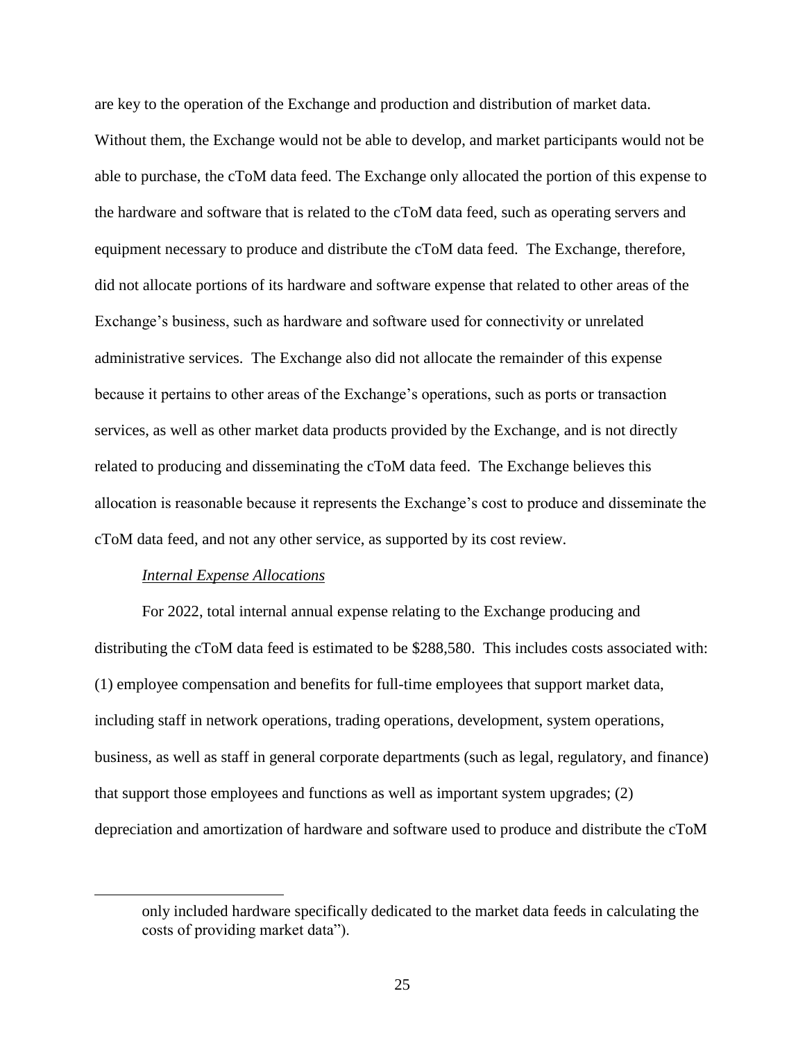are key to the operation of the Exchange and production and distribution of market data. Without them, the Exchange would not be able to develop, and market participants would not be able to purchase, the cToM data feed. The Exchange only allocated the portion of this expense to the hardware and software that is related to the cToM data feed, such as operating servers and equipment necessary to produce and distribute the cToM data feed. The Exchange, therefore, did not allocate portions of its hardware and software expense that related to other areas of the Exchange's business, such as hardware and software used for connectivity or unrelated administrative services. The Exchange also did not allocate the remainder of this expense because it pertains to other areas of the Exchange's operations, such as ports or transaction services, as well as other market data products provided by the Exchange, and is not directly related to producing and disseminating the cToM data feed. The Exchange believes this allocation is reasonable because it represents the Exchange's cost to produce and disseminate the cToM data feed, and not any other service, as supported by its cost review.

*Internal Expense Allocations*

For 2022, total internal annual expense relating to the Exchange producing and distributing the cToM data feed is estimated to be $288,580. This includes costs associated with: (1) employee compensation and benefits for full-time employees that support market data, including staff in network operations, trading operations, development, system operations, business, as well as staff in general corporate departments (such as legal, regulatory, and finance) that support those employees and functions as well as important system upgrades; (2) depreciation and amortization of hardware and software used to produce and distribute the cToM

---

only included hardware specifically dedicated to the market data feeds in calculating the costs of providing market data").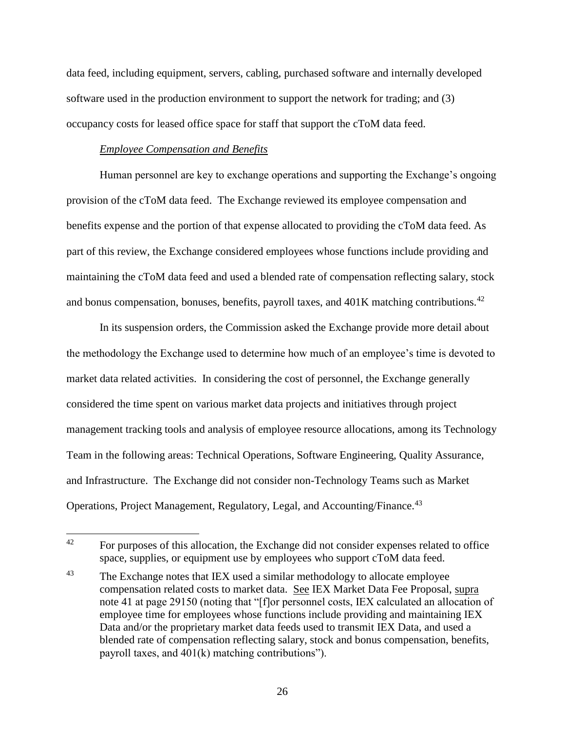data feed, including equipment, servers, cabling, purchased software and internally developed software used in the production environment to support the network for trading; and (3) occupancy costs for leased office space for staff that support the cToM data feed.

*Employee Compensation and Benefits*

Human personnel are key to exchange operations and supporting the Exchange's ongoing provision of the cToM data feed. The Exchange reviewed its employee compensation and benefits expense and the portion of that expense allocated to providing the cToM data feed. As part of this review, the Exchange considered employees whose functions include providing and maintaining the cToM data feed and used a blended rate of compensation reflecting salary, stock and bonus compensation, bonuses, benefits, payroll taxes, and 401K matching contributions.[42]

In its suspension orders, the Commission asked the Exchange provide more detail about the methodology the Exchange used to determine how much of an employee's time is devoted to market data related activities. In considering the cost of personnel, the Exchange generally considered the time spent on various market data projects and initiatives through project management tracking tools and analysis of employee resource allocations, among its Technology Team in the following areas: Technical Operations, Software Engineering, Quality Assurance, and Infrastructure. The Exchange did not consider non-Technology Teams such as Market Operations, Project Management, Regulatory, Legal, and Accounting/Finance.[43]

---

[42] For purposes of this allocation, the Exchange did not consider expenses related to office space, supplies, or equipment use by employees who support cToM data feed.

[43] The Exchange notes that IEX used a similar methodology to allocate employee compensation related costs to market data. See IEX Market Data Fee Proposal, supra note 41 at page 29150 (noting that "[f]or personnel costs, IEX calculated an allocation of employee time for employees whose functions include providing and maintaining IEX Data and/or the proprietary market data feeds used to transmit IEX Data, and used a blended rate of compensation reflecting salary, stock and bonus compensation, benefits, payroll taxes, and 401(k) matching contributions").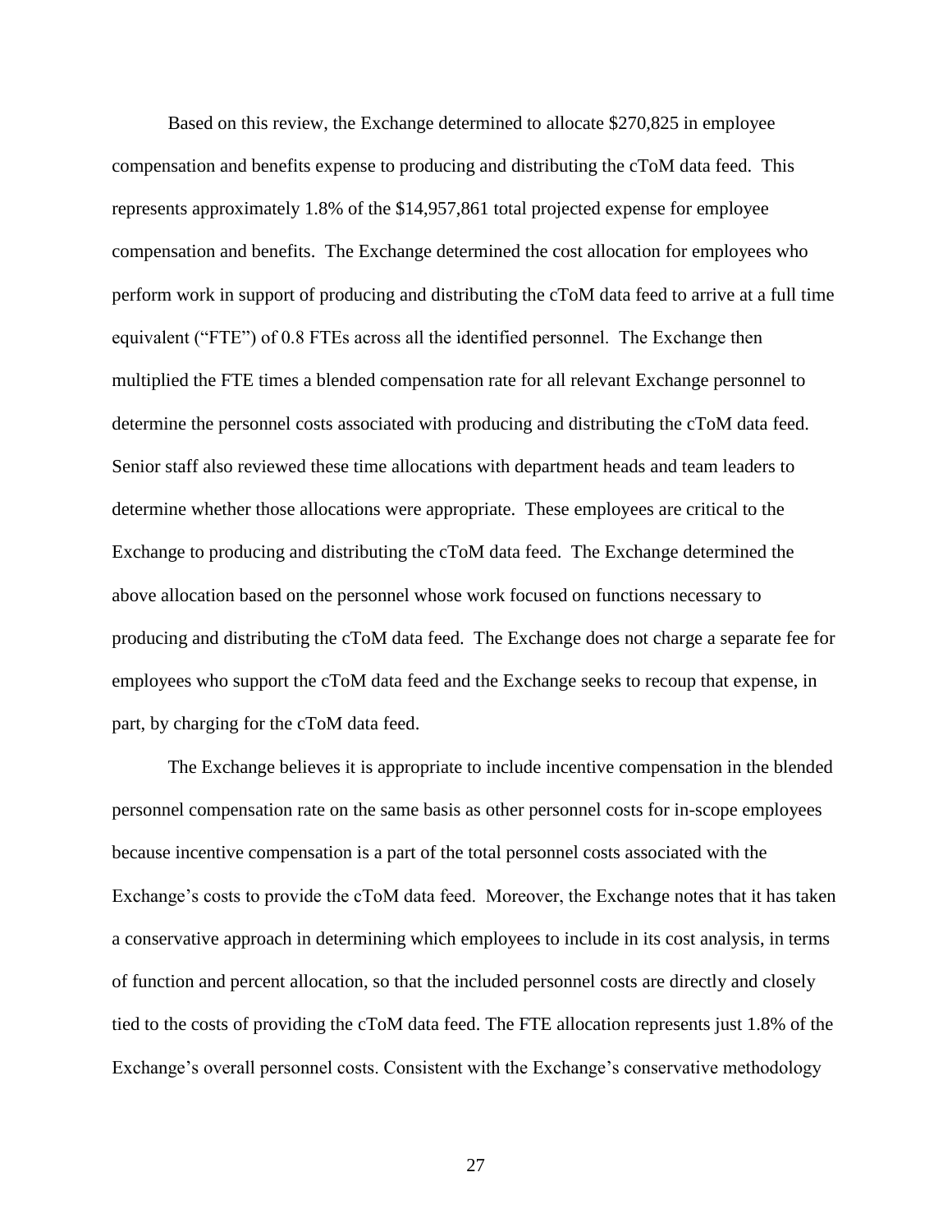Based on this review, the Exchange determined to allocate $270,825 in employee compensation and benefits expense to producing and distributing the cToM data feed. This represents approximately 1.8% of the $14,957,861 total projected expense for employee compensation and benefits. The Exchange determined the cost allocation for employees who perform work in support of producing and distributing the cToM data feed to arrive at a full time equivalent ("FTE") of 0.8 FTEs across all the identified personnel. The Exchange then multiplied the FTE times a blended compensation rate for all relevant Exchange personnel to determine the personnel costs associated with producing and distributing the cToM data feed. Senior staff also reviewed these time allocations with department heads and team leaders to determine whether those allocations were appropriate. These employees are critical to the Exchange to producing and distributing the cToM data feed. The Exchange determined the above allocation based on the personnel whose work focused on functions necessary to producing and distributing the cToM data feed. The Exchange does not charge a separate fee for employees who support the cToM data feed and the Exchange seeks to recoup that expense, in part, by charging for the cToM data feed.

The Exchange believes it is appropriate to include incentive compensation in the blended personnel compensation rate on the same basis as other personnel costs for in-scope employees because incentive compensation is a part of the total personnel costs associated with the Exchange's costs to provide the cToM data feed. Moreover, the Exchange notes that it has taken a conservative approach in determining which employees to include in its cost analysis, in terms of function and percent allocation, so that the included personnel costs are directly and closely tied to the costs of providing the cToM data feed. The FTE allocation represents just 1.8% of the Exchange's overall personnel costs. Consistent with the Exchange's conservative methodology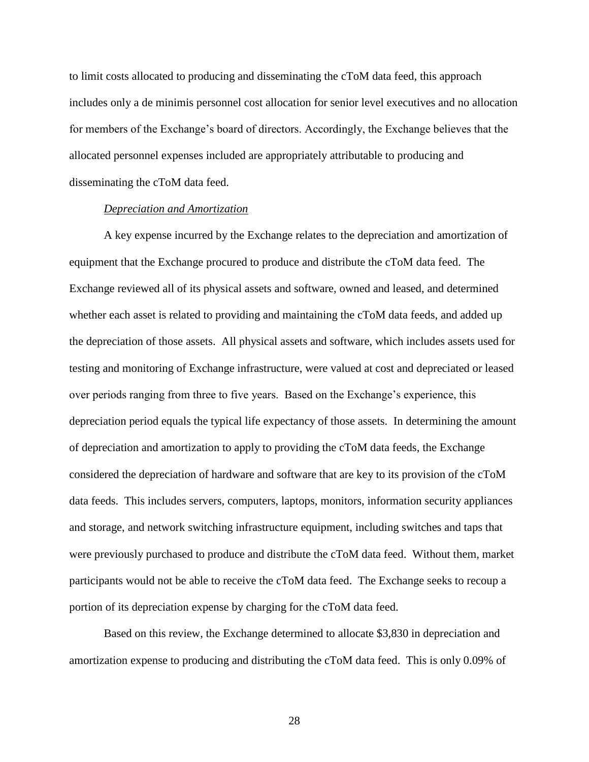to limit costs allocated to producing and disseminating the cToM data feed, this approach includes only a de minimis personnel cost allocation for senior level executives and no allocation for members of the Exchange's board of directors. Accordingly, the Exchange believes that the allocated personnel expenses included are appropriately attributable to producing and disseminating the cToM data feed.

*Depreciation and Amortization*

A key expense incurred by the Exchange relates to the depreciation and amortization of equipment that the Exchange procured to produce and distribute the cToM data feed. The Exchange reviewed all of its physical assets and software, owned and leased, and determined whether each asset is related to providing and maintaining the cToM data feeds, and added up the depreciation of those assets. All physical assets and software, which includes assets used for testing and monitoring of Exchange infrastructure, were valued at cost and depreciated or leased over periods ranging from three to five years. Based on the Exchange's experience, this depreciation period equals the typical life expectancy of those assets. In determining the amount of depreciation and amortization to apply to providing the cToM data feeds, the Exchange considered the depreciation of hardware and software that are key to its provision of the cToM data feeds. This includes servers, computers, laptops, monitors, information security appliances and storage, and network switching infrastructure equipment, including switches and taps that were previously purchased to produce and distribute the cToM data feed. Without them, market participants would not be able to receive the cToM data feed. The Exchange seeks to recoup a portion of its depreciation expense by charging for the cToM data feed.

Based on this review, the Exchange determined to allocate $3,830 in depreciation and amortization expense to producing and distributing the cToM data feed. This is only 0.09% of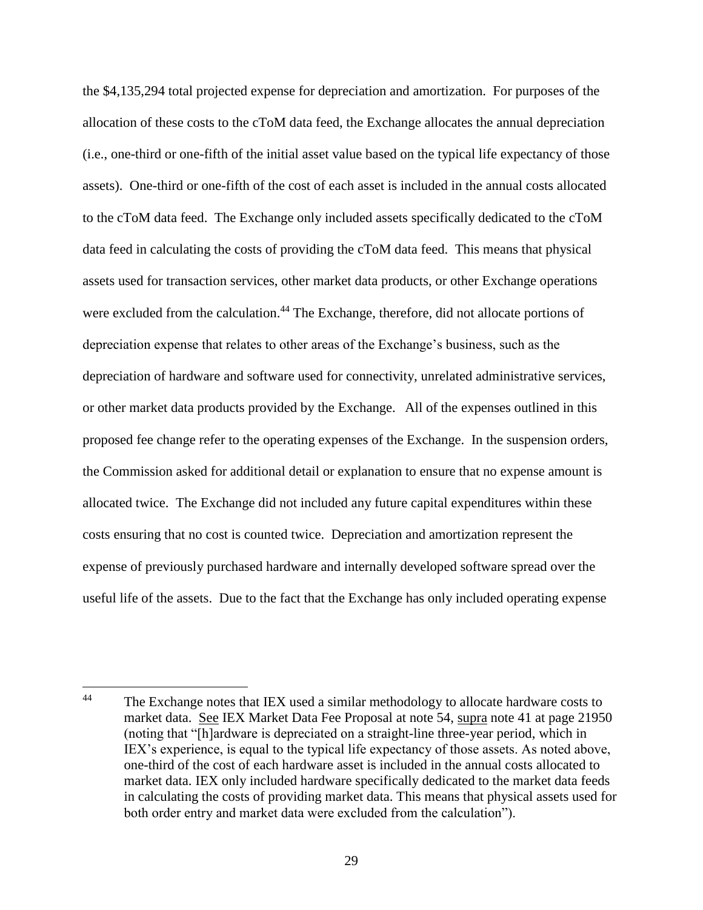the $4,135,294 total projected expense for depreciation and amortization. For purposes of the allocation of these costs to the cToM data feed, the Exchange allocates the annual depreciation (i.e., one-third or one-fifth of the initial asset value based on the typical life expectancy of those assets). One-third or one-fifth of the cost of each asset is included in the annual costs allocated to the cToM data feed. The Exchange only included assets specifically dedicated to the cToM data feed in calculating the costs of providing the cToM data feed. This means that physical assets used for transaction services, other market data products, or other Exchange operations were excluded from the calculation.[44] The Exchange, therefore, did not allocate portions of depreciation expense that relates to other areas of the Exchange's business, such as the depreciation of hardware and software used for connectivity, unrelated administrative services, or other market data products provided by the Exchange. All of the expenses outlined in this proposed fee change refer to the operating expenses of the Exchange. In the suspension orders, the Commission asked for additional detail or explanation to ensure that no expense amount is allocated twice. The Exchange did not included any future capital expenditures within these costs ensuring that no cost is counted twice. Depreciation and amortization represent the expense of previously purchased hardware and internally developed software spread over the useful life of the assets. Due to the fact that the Exchange has only included operating expense

---

[44] The Exchange notes that IEX used a similar methodology to allocate hardware costs to market data. See IEX Market Data Fee Proposal at note 54, supra note 41 at page 21950 (noting that "[h]ardware is depreciated on a straight-line three-year period, which in IEX's experience, is equal to the typical life expectancy of those assets. As noted above, one-third of the cost of each hardware asset is included in the annual costs allocated to market data. IEX only included hardware specifically dedicated to the market data feeds in calculating the costs of providing market data. This means that physical assets used for both order entry and market data were excluded from the calculation").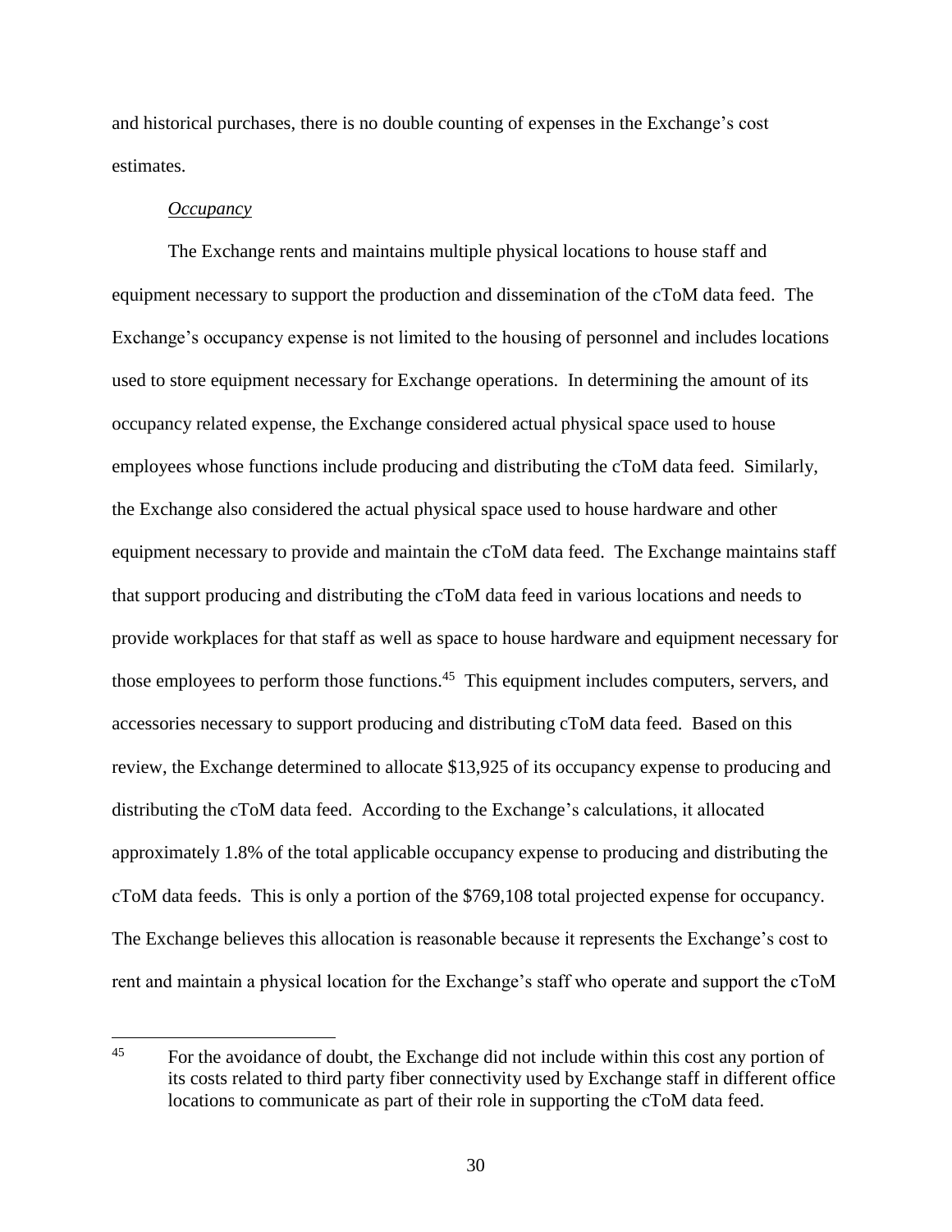and historical purchases, there is no double counting of expenses in the Exchange's cost estimates.

*Occupancy*

The Exchange rents and maintains multiple physical locations to house staff and equipment necessary to support the production and dissemination of the cToM data feed. The Exchange's occupancy expense is not limited to the housing of personnel and includes locations used to store equipment necessary for Exchange operations. In determining the amount of its occupancy related expense, the Exchange considered actual physical space used to house employees whose functions include producing and distributing the cToM data feed. Similarly, the Exchange also considered the actual physical space used to house hardware and other equipment necessary to provide and maintain the cToM data feed. The Exchange maintains staff that support producing and distributing the cToM data feed in various locations and needs to provide workplaces for that staff as well as space to house hardware and equipment necessary for those employees to perform those functions.[45] This equipment includes computers, servers, and accessories necessary to support producing and distributing cToM data feed. Based on this review, the Exchange determined to allocate $13,925 of its occupancy expense to producing and distributing the cToM data feed. According to the Exchange's calculations, it allocated approximately 1.8% of the total applicable occupancy expense to producing and distributing the cToM data feeds. This is only a portion of the $769,108 total projected expense for occupancy. The Exchange believes this allocation is reasonable because it represents the Exchange's cost to rent and maintain a physical location for the Exchange's staff who operate and support the cToM

[45] For the avoidance of doubt, the Exchange did not include within this cost any portion of its costs related to third party fiber connectivity used by Exchange staff in different office locations to communicate as part of their role in supporting the cToM data feed.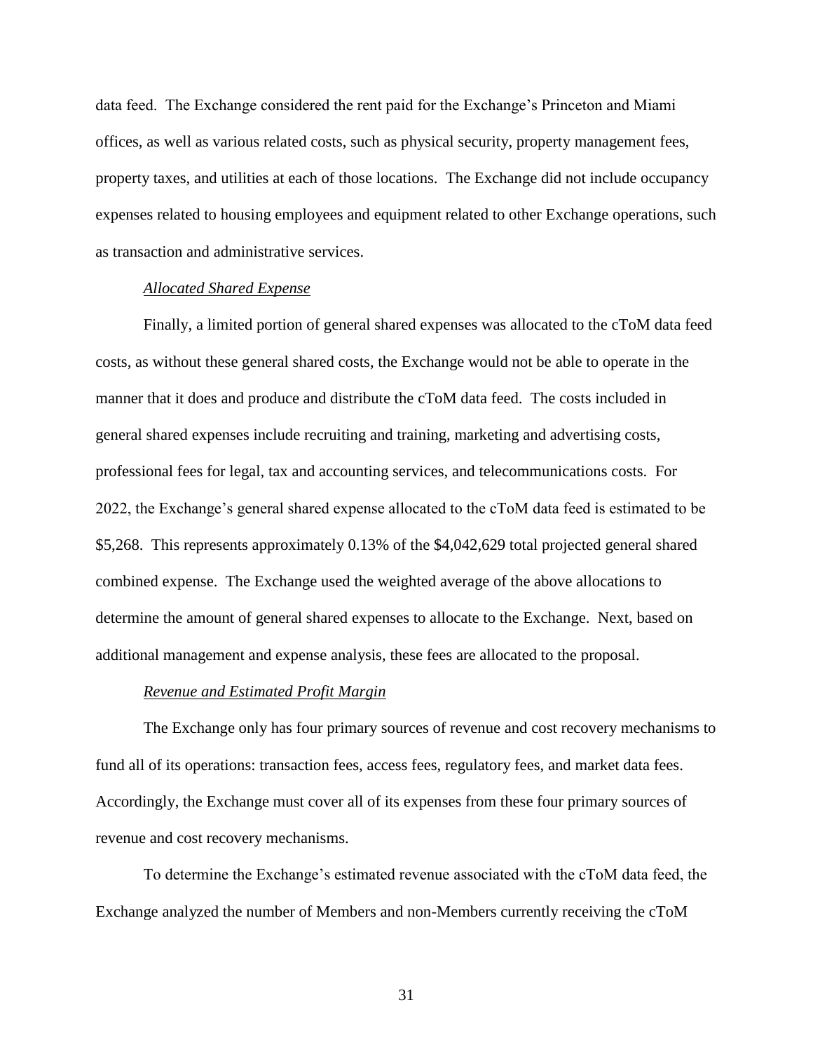data feed. The Exchange considered the rent paid for the Exchange's Princeton and Miami offices, as well as various related costs, such as physical security, property management fees, property taxes, and utilities at each of those locations. The Exchange did not include occupancy expenses related to housing employees and equipment related to other Exchange operations, such as transaction and administrative services.

*Allocated Shared Expense*

Finally, a limited portion of general shared expenses was allocated to the cToM data feed costs, as without these general shared costs, the Exchange would not be able to operate in the manner that it does and produce and distribute the cToM data feed. The costs included in general shared expenses include recruiting and training, marketing and advertising costs, professional fees for legal, tax and accounting services, and telecommunications costs. For 2022, the Exchange's general shared expense allocated to the cToM data feed is estimated to be $5,268. This represents approximately 0.13% of the $4,042,629 total projected general shared combined expense. The Exchange used the weighted average of the above allocations to determine the amount of general shared expenses to allocate to the Exchange. Next, based on additional management and expense analysis, these fees are allocated to the proposal.

*Revenue and Estimated Profit Margin*

The Exchange only has four primary sources of revenue and cost recovery mechanisms to fund all of its operations: transaction fees, access fees, regulatory fees, and market data fees. Accordingly, the Exchange must cover all of its expenses from these four primary sources of revenue and cost recovery mechanisms.

To determine the Exchange's estimated revenue associated with the cToM data feed, the Exchange analyzed the number of Members and non-Members currently receiving the cToM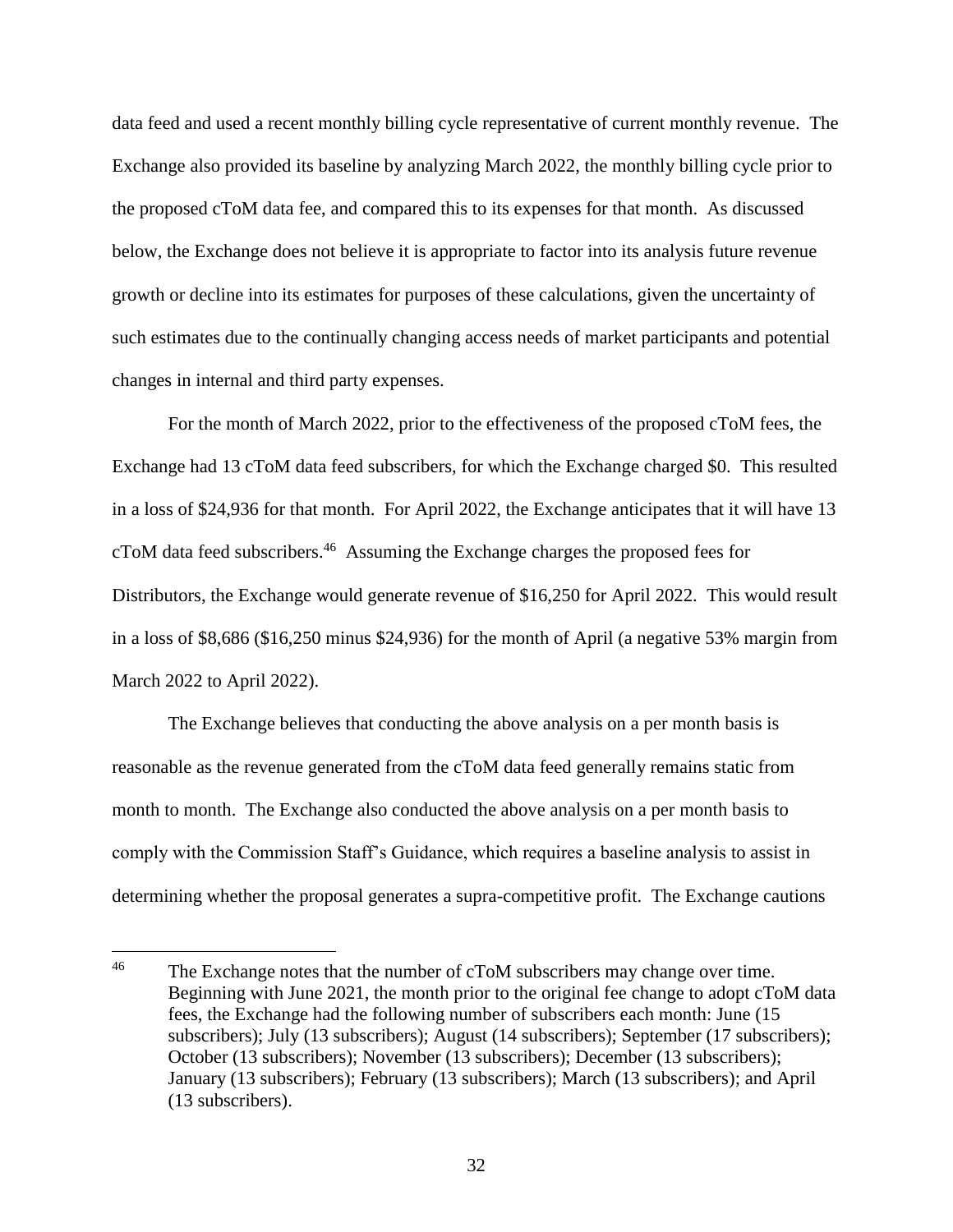data feed and used a recent monthly billing cycle representative of current monthly revenue. The Exchange also provided its baseline by analyzing March 2022, the monthly billing cycle prior to the proposed cToM data fee, and compared this to its expenses for that month. As discussed below, the Exchange does not believe it is appropriate to factor into its analysis future revenue growth or decline into its estimates for purposes of these calculations, given the uncertainty of such estimates due to the continually changing access needs of market participants and potential changes in internal and third party expenses.

For the month of March 2022, prior to the effectiveness of the proposed cToM fees, the Exchange had 13 cToM data feed subscribers, for which the Exchange charged $0. This resulted in a loss of $24,936 for that month. For April 2022, the Exchange anticipates that it will have 13 cToM data feed subscribers.[46] Assuming the Exchange charges the proposed fees for Distributors, the Exchange would generate revenue of $16,250 for April 2022. This would result in a loss of $8,686 ($16,250 minus $24,936) for the month of April (a negative 53% margin from March 2022 to April 2022).

The Exchange believes that conducting the above analysis on a per month basis is reasonable as the revenue generated from the cToM data feed generally remains static from month to month. The Exchange also conducted the above analysis on a per month basis to comply with the Commission Staff's Guidance, which requires a baseline analysis to assist in determining whether the proposal generates a supra-competitive profit. The Exchange cautions

---

[46] The Exchange notes that the number of cToM subscribers may change over time. Beginning with June 2021, the month prior to the original fee change to adopt cToM data fees, the Exchange had the following number of subscribers each month: June (15 subscribers); July (13 subscribers); August (14 subscribers); September (17 subscribers); October (13 subscribers); November (13 subscribers); December (13 subscribers); January (13 subscribers); February (13 subscribers); March (13 subscribers); and April (13 subscribers).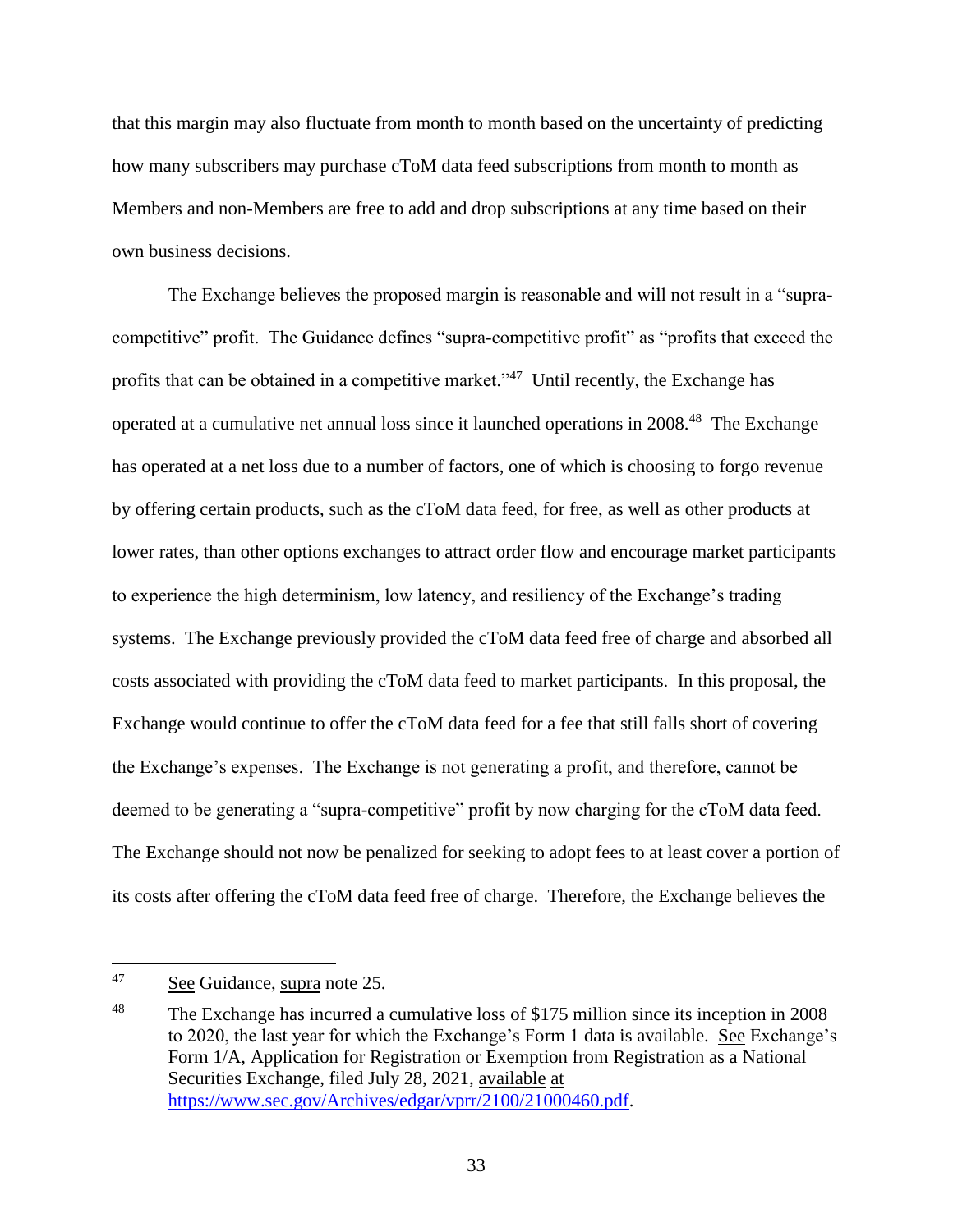that this margin may also fluctuate from month to month based on the uncertainty of predicting how many subscribers may purchase cToM data feed subscriptions from month to month as Members and non-Members are free to add and drop subscriptions at any time based on their own business decisions.

The Exchange believes the proposed margin is reasonable and will not result in a "supra-competitive" profit. The Guidance defines "supra-competitive profit" as "profits that exceed the profits that can be obtained in a competitive market."[47] Until recently, the Exchange has operated at a cumulative net annual loss since it launched operations in 2008.[48] The Exchange has operated at a net loss due to a number of factors, one of which is choosing to forgo revenue by offering certain products, such as the cToM data feed, for free, as well as other products at lower rates, than other options exchanges to attract order flow and encourage market participants to experience the high determinism, low latency, and resiliency of the Exchange's trading systems. The Exchange previously provided the cToM data feed free of charge and absorbed all costs associated with providing the cToM data feed to market participants. In this proposal, the Exchange would continue to offer the cToM data feed for a fee that still falls short of covering the Exchange's expenses. The Exchange is not generating a profit, and therefore, cannot be deemed to be generating a "supra-competitive" profit by now charging for the cToM data feed. The Exchange should not now be penalized for seeking to adopt fees to at least cover a portion of its costs after offering the cToM data feed free of charge. Therefore, the Exchange believes the

---

[47] See Guidance, supra note 25.

[48] The Exchange has incurred a cumulative loss of $175 million since its inception in 2008 to 2020, the last year for which the Exchange's Form 1 data is available. See Exchange's Form 1/A, Application for Registration or Exemption from Registration as a National Securities Exchange, filed July 28, 2021, available at https://www.sec.gov/Archives/edgar/vprr/2100/21000460.pdf.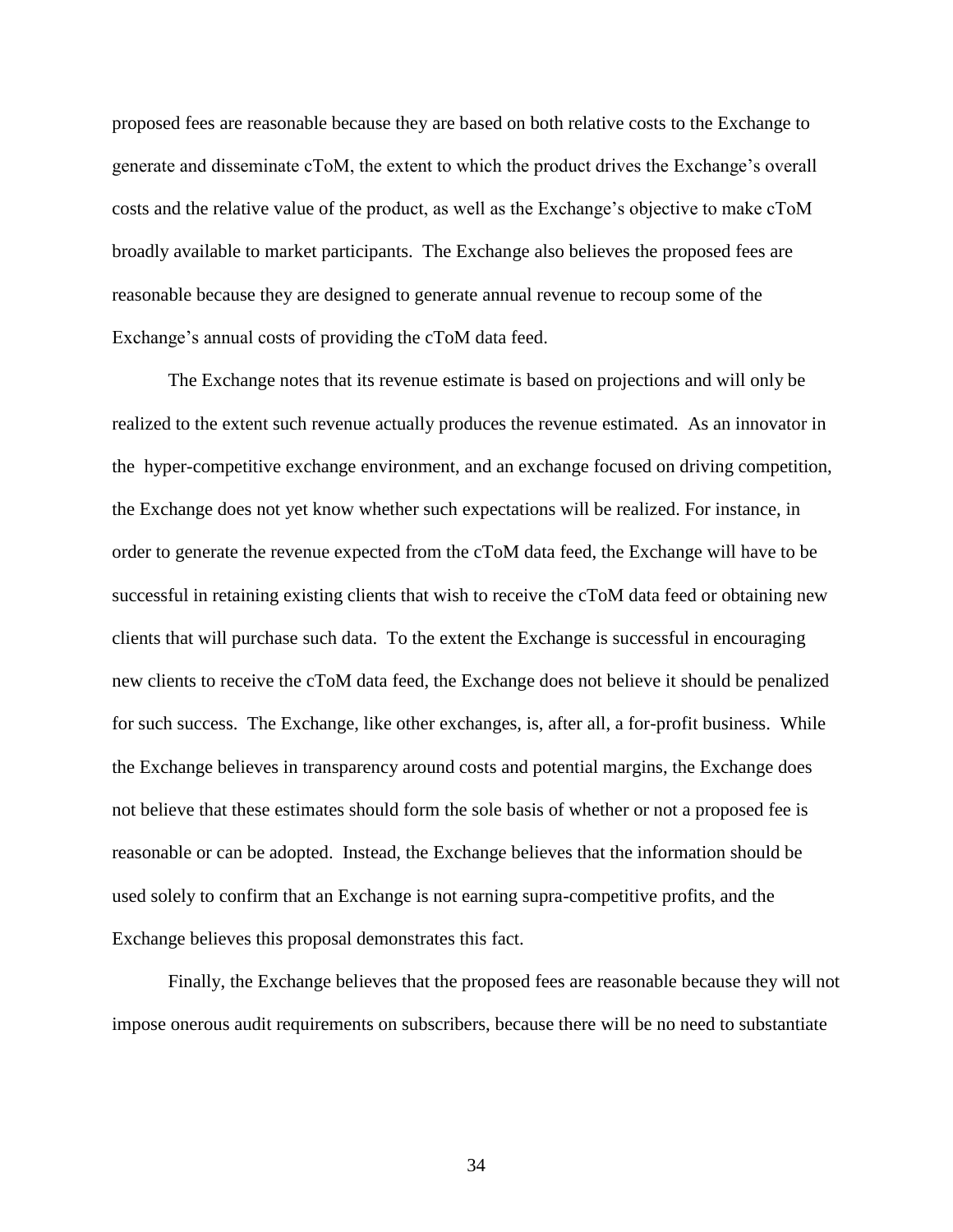proposed fees are reasonable because they are based on both relative costs to the Exchange to generate and disseminate cToM, the extent to which the product drives the Exchange's overall costs and the relative value of the product, as well as the Exchange's objective to make cToM broadly available to market participants. The Exchange also believes the proposed fees are reasonable because they are designed to generate annual revenue to recoup some of the Exchange's annual costs of providing the cToM data feed.

The Exchange notes that its revenue estimate is based on projections and will only be realized to the extent such revenue actually produces the revenue estimated. As an innovator in the hyper-competitive exchange environment, and an exchange focused on driving competition, the Exchange does not yet know whether such expectations will be realized. For instance, in order to generate the revenue expected from the cToM data feed, the Exchange will have to be successful in retaining existing clients that wish to receive the cToM data feed or obtaining new clients that will purchase such data. To the extent the Exchange is successful in encouraging new clients to receive the cToM data feed, the Exchange does not believe it should be penalized for such success. The Exchange, like other exchanges, is, after all, a for-profit business. While the Exchange believes in transparency around costs and potential margins, the Exchange does not believe that these estimates should form the sole basis of whether or not a proposed fee is reasonable or can be adopted. Instead, the Exchange believes that the information should be used solely to confirm that an Exchange is not earning supra-competitive profits, and the Exchange believes this proposal demonstrates this fact.

Finally, the Exchange believes that the proposed fees are reasonable because they will not impose onerous audit requirements on subscribers, because there will be no need to substantiate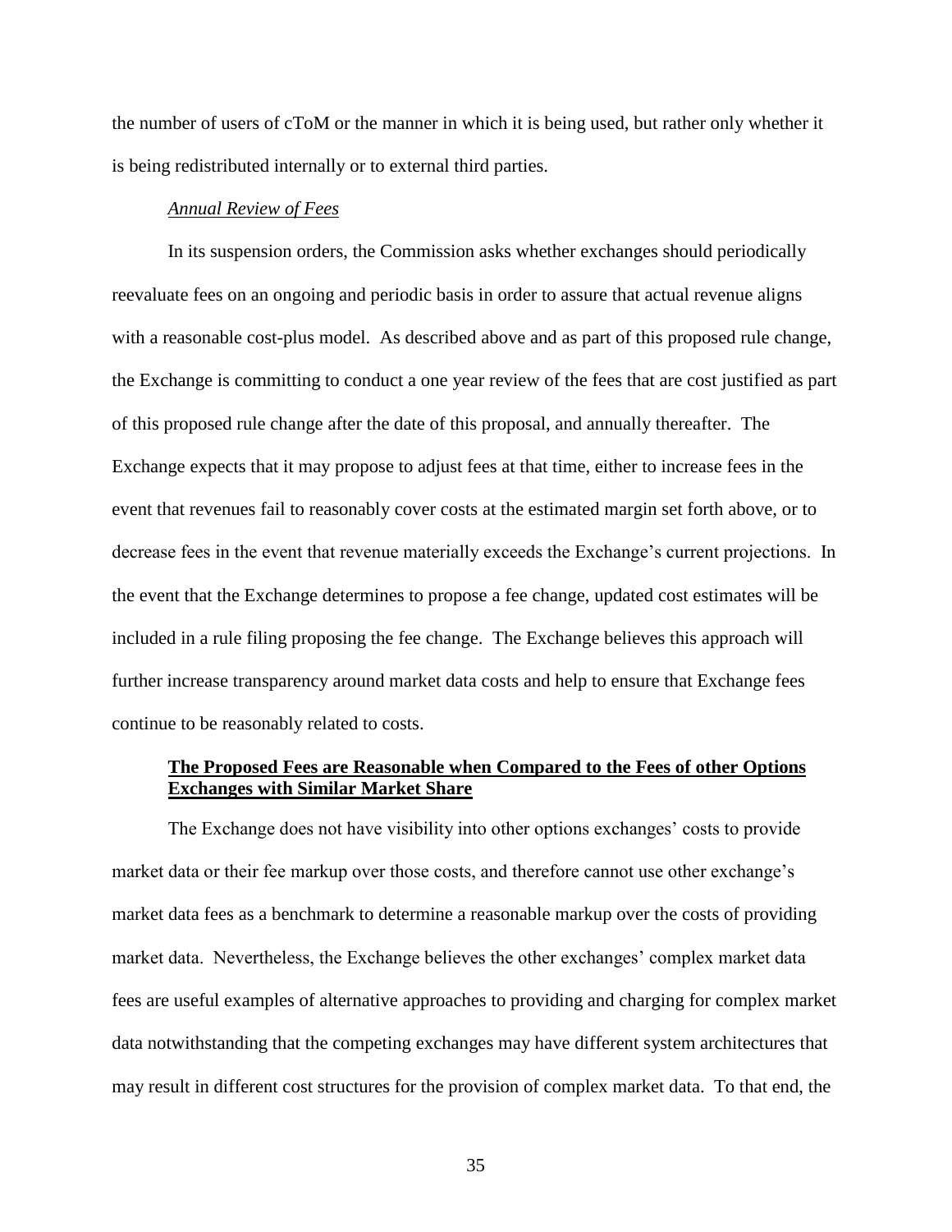the number of users of cToM or the manner in which it is being used, but rather only whether it is being redistributed internally or to external third parties.

*Annual Review of Fees*

In its suspension orders, the Commission asks whether exchanges should periodically reevaluate fees on an ongoing and periodic basis in order to assure that actual revenue aligns with a reasonable cost-plus model. As described above and as part of this proposed rule change, the Exchange is committing to conduct a one year review of the fees that are cost justified as part of this proposed rule change after the date of this proposal, and annually thereafter. The Exchange expects that it may propose to adjust fees at that time, either to increase fees in the event that revenues fail to reasonably cover costs at the estimated margin set forth above, or to decrease fees in the event that revenue materially exceeds the Exchange's current projections. In the event that the Exchange determines to propose a fee change, updated cost estimates will be included in a rule filing proposing the fee change. The Exchange believes this approach will further increase transparency around market data costs and help to ensure that Exchange fees continue to be reasonably related to costs.

**The Proposed Fees are Reasonable when Compared to the Fees of other Options Exchanges with Similar Market Share**

The Exchange does not have visibility into other options exchanges' costs to provide market data or their fee markup over those costs, and therefore cannot use other exchange's market data fees as a benchmark to determine a reasonable markup over the costs of providing market data. Nevertheless, the Exchange believes the other exchanges' complex market data fees are useful examples of alternative approaches to providing and charging for complex market data notwithstanding that the competing exchanges may have different system architectures that may result in different cost structures for the provision of complex market data. To that end, the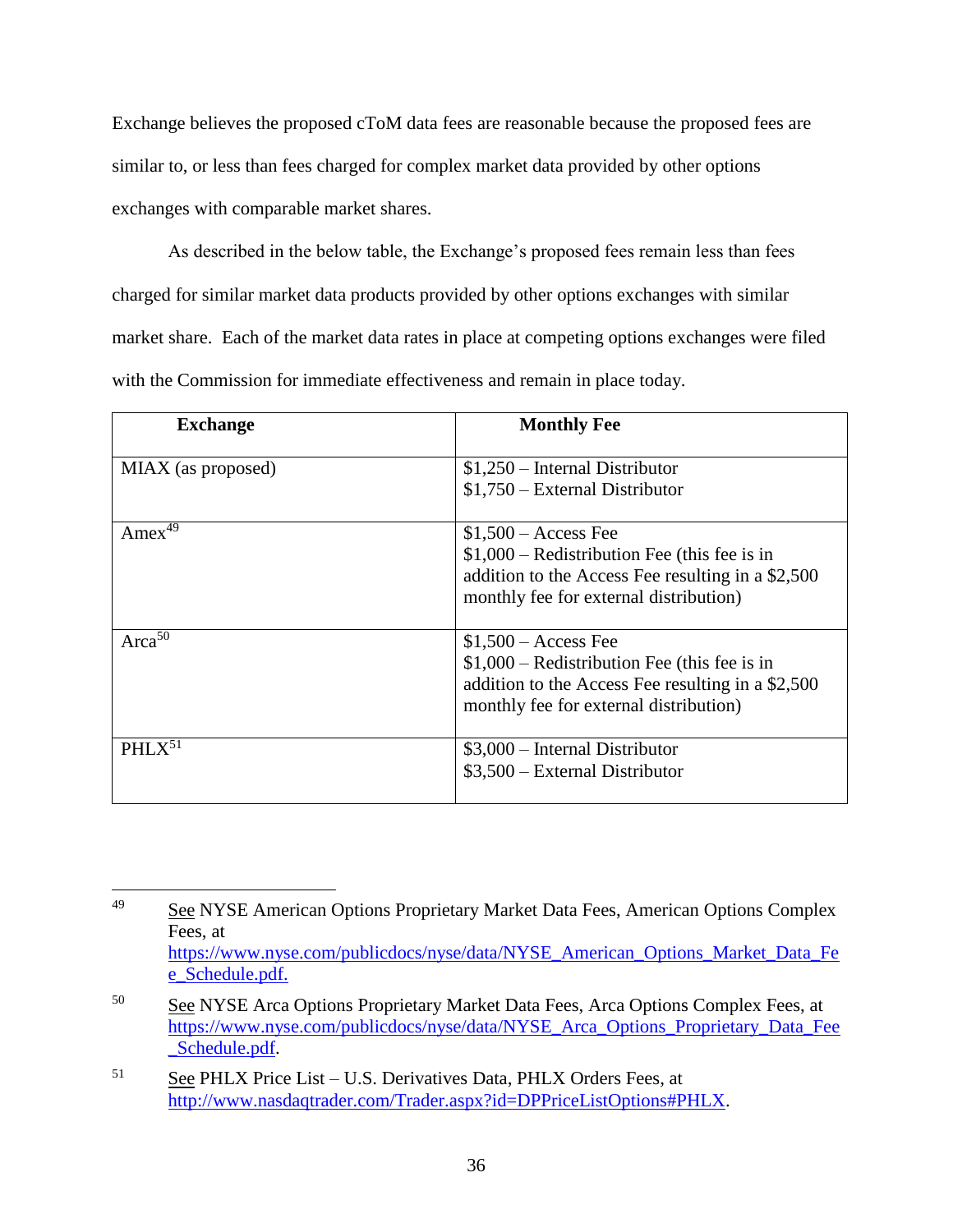Exchange believes the proposed cToM data fees are reasonable because the proposed fees are similar to, or less than fees charged for complex market data provided by other options exchanges with comparable market shares.

As described in the below table, the Exchange's proposed fees remain less than fees charged for similar market data products provided by other options exchanges with similar market share. Each of the market data rates in place at competing options exchanges were filed with the Commission for immediate effectiveness and remain in place today.

| Exchange | Monthly Fee |
|---|---|
| MIAX (as proposed) | $1,250 – Internal Distributor<br>$1,750 – External Distributor |
| Amex[49] | $1,500 – Access Fee<br>$1,000 – Redistribution Fee (this fee is in addition to the Access Fee resulting in a $2,500 monthly fee for external distribution) |
| Arca[50] | $1,500 – Access Fee<br>$1,000 – Redistribution Fee (this fee is in addition to the Access Fee resulting in a $2,500 monthly fee for external distribution) |
| PHLX[51] | $3,000 – Internal Distributor<br>$3,500 – External Distributor |

---

[49] See NYSE American Options Proprietary Market Data Fees, American Options Complex Fees, at https://www.nyse.com/publicdocs/nyse/data/NYSE_American_Options_Market_Data_Fee_Schedule.pdf.

[50] See NYSE Arca Options Proprietary Market Data Fees, Arca Options Complex Fees, at https://www.nyse.com/publicdocs/nyse/data/NYSE_Arca_Options_Proprietary_Data_Fee_Schedule.pdf.

[51] See PHLX Price List – U.S. Derivatives Data, PHLX Orders Fees, at http://www.nasdaqtrader.com/Trader.aspx?id=DPPriceListOptions#PHLX.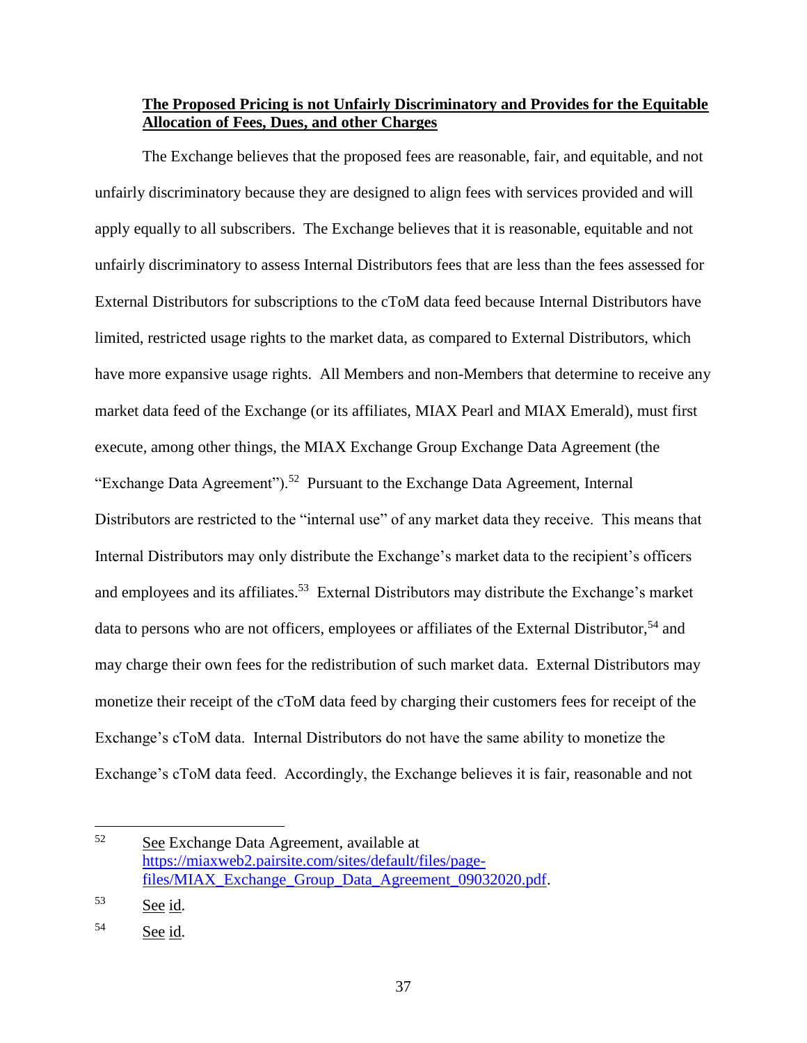**The Proposed Pricing is not Unfairly Discriminatory and Provides for the Equitable Allocation of Fees, Dues, and other Charges**

The Exchange believes that the proposed fees are reasonable, fair, and equitable, and not unfairly discriminatory because they are designed to align fees with services provided and will apply equally to all subscribers. The Exchange believes that it is reasonable, equitable and not unfairly discriminatory to assess Internal Distributors fees that are less than the fees assessed for External Distributors for subscriptions to the cToM data feed because Internal Distributors have limited, restricted usage rights to the market data, as compared to External Distributors, which have more expansive usage rights. All Members and non-Members that determine to receive any market data feed of the Exchange (or its affiliates, MIAX Pearl and MIAX Emerald), must first execute, among other things, the MIAX Exchange Group Exchange Data Agreement (the "Exchange Data Agreement").[52] Pursuant to the Exchange Data Agreement, Internal Distributors are restricted to the "internal use" of any market data they receive. This means that Internal Distributors may only distribute the Exchange's market data to the recipient's officers and employees and its affiliates.[53] External Distributors may distribute the Exchange's market data to persons who are not officers, employees or affiliates of the External Distributor,[54] and may charge their own fees for the redistribution of such market data. External Distributors may monetize their receipt of the cToM data feed by charging their customers fees for receipt of the Exchange's cToM data. Internal Distributors do not have the same ability to monetize the Exchange's cToM data feed. Accordingly, the Exchange believes it is fair, reasonable and not

---

52 See Exchange Data Agreement, available at https://miaxweb2.pairsite.com/sites/default/files/page-files/MIAX_Exchange_Group_Data_Agreement_09032020.pdf.

53 See id.

54 See id.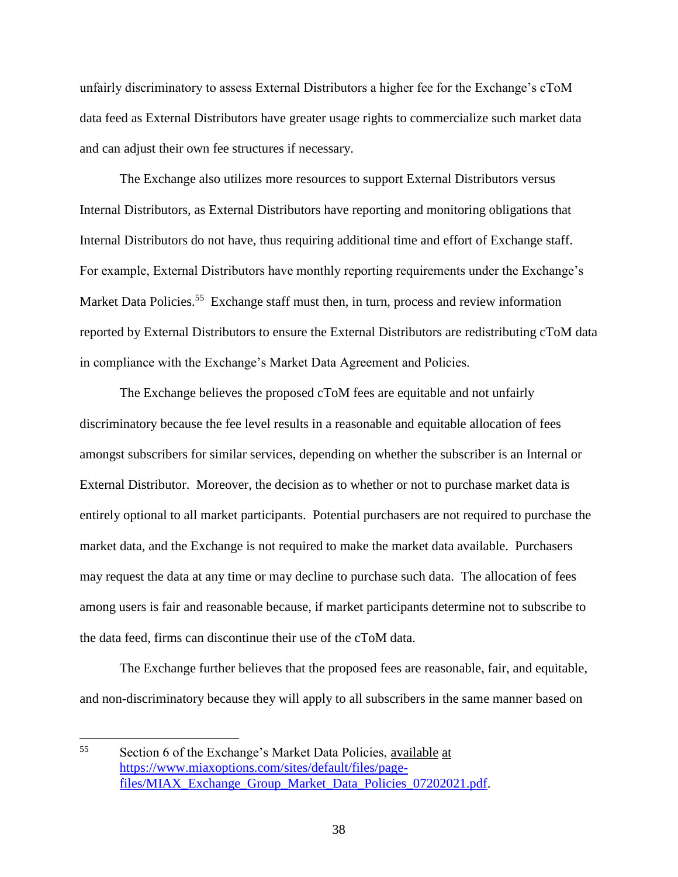unfairly discriminatory to assess External Distributors a higher fee for the Exchange's cToM data feed as External Distributors have greater usage rights to commercialize such market data and can adjust their own fee structures if necessary.

The Exchange also utilizes more resources to support External Distributors versus Internal Distributors, as External Distributors have reporting and monitoring obligations that Internal Distributors do not have, thus requiring additional time and effort of Exchange staff. For example, External Distributors have monthly reporting requirements under the Exchange's Market Data Policies.[55] Exchange staff must then, in turn, process and review information reported by External Distributors to ensure the External Distributors are redistributing cToM data in compliance with the Exchange's Market Data Agreement and Policies.

The Exchange believes the proposed cToM fees are equitable and not unfairly discriminatory because the fee level results in a reasonable and equitable allocation of fees amongst subscribers for similar services, depending on whether the subscriber is an Internal or External Distributor. Moreover, the decision as to whether or not to purchase market data is entirely optional to all market participants. Potential purchasers are not required to purchase the market data, and the Exchange is not required to make the market data available. Purchasers may request the data at any time or may decline to purchase such data. The allocation of fees among users is fair and reasonable because, if market participants determine not to subscribe to the data feed, firms can discontinue their use of the cToM data.

The Exchange further believes that the proposed fees are reasonable, fair, and equitable, and non-discriminatory because they will apply to all subscribers in the same manner based on

---

[55] Section 6 of the Exchange's Market Data Policies, available at https://www.miaxoptions.com/sites/default/files/page-files/MIAX_Exchange_Group_Market_Data_Policies_07202021.pdf.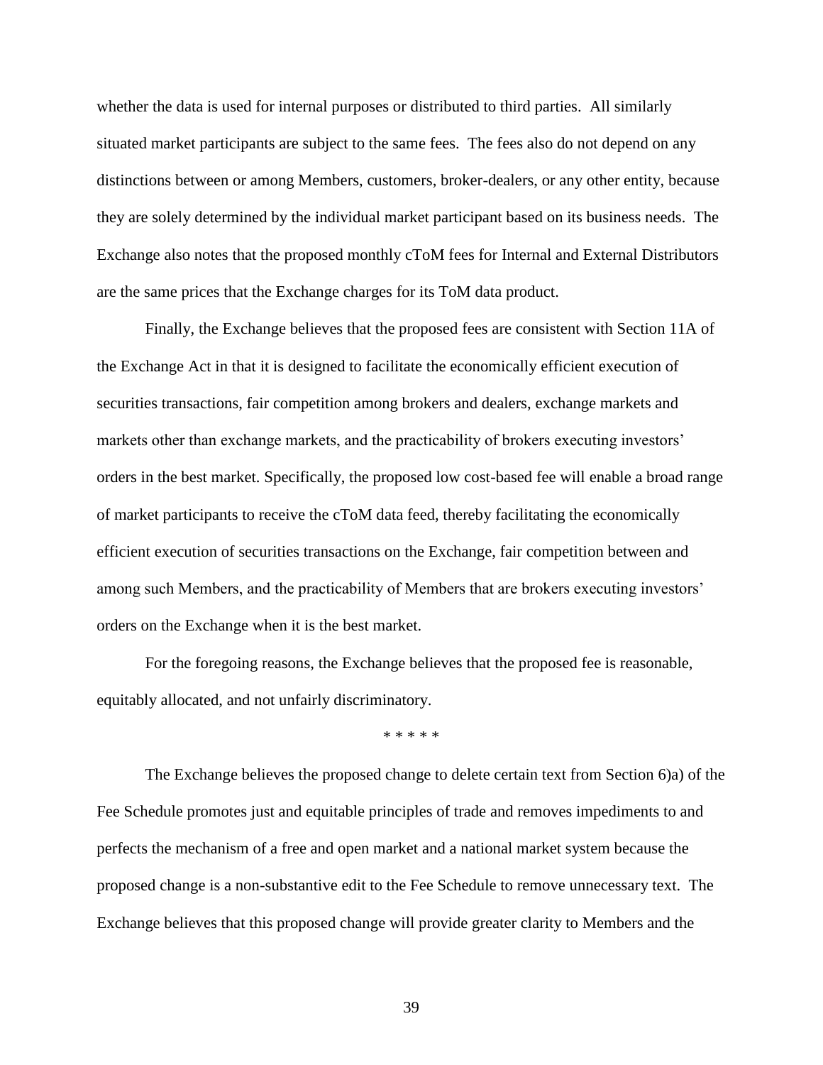whether the data is used for internal purposes or distributed to third parties. All similarly situated market participants are subject to the same fees. The fees also do not depend on any distinctions between or among Members, customers, broker-dealers, or any other entity, because they are solely determined by the individual market participant based on its business needs. The Exchange also notes that the proposed monthly cToM fees for Internal and External Distributors are the same prices that the Exchange charges for its ToM data product.

Finally, the Exchange believes that the proposed fees are consistent with Section 11A of the Exchange Act in that it is designed to facilitate the economically efficient execution of securities transactions, fair competition among brokers and dealers, exchange markets and markets other than exchange markets, and the practicability of brokers executing investors' orders in the best market. Specifically, the proposed low cost-based fee will enable a broad range of market participants to receive the cToM data feed, thereby facilitating the economically efficient execution of securities transactions on the Exchange, fair competition between and among such Members, and the practicability of Members that are brokers executing investors' orders on the Exchange when it is the best market.

For the foregoing reasons, the Exchange believes that the proposed fee is reasonable, equitably allocated, and not unfairly discriminatory.

\* \* \* \* \*

The Exchange believes the proposed change to delete certain text from Section 6)a) of the Fee Schedule promotes just and equitable principles of trade and removes impediments to and perfects the mechanism of a free and open market and a national market system because the proposed change is a non-substantive edit to the Fee Schedule to remove unnecessary text. The Exchange believes that this proposed change will provide greater clarity to Members and the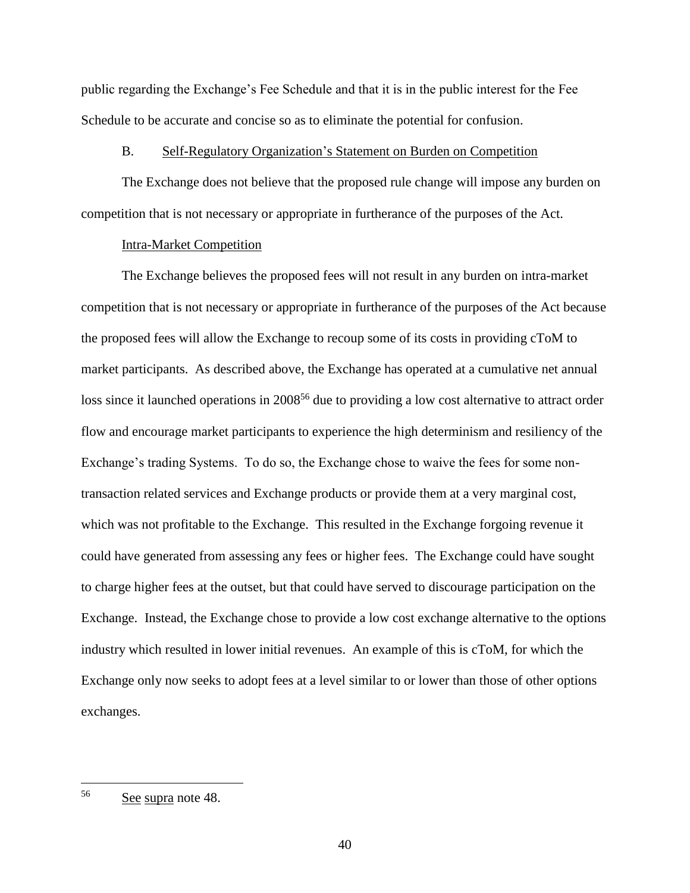public regarding the Exchange's Fee Schedule and that it is in the public interest for the Fee Schedule to be accurate and concise so as to eliminate the potential for confusion.

B. Self-Regulatory Organization's Statement on Burden on Competition

The Exchange does not believe that the proposed rule change will impose any burden on competition that is not necessary or appropriate in furtherance of the purposes of the Act.

Intra-Market Competition

The Exchange believes the proposed fees will not result in any burden on intra-market competition that is not necessary or appropriate in furtherance of the purposes of the Act because the proposed fees will allow the Exchange to recoup some of its costs in providing cToM to market participants. As described above, the Exchange has operated at a cumulative net annual loss since it launched operations in 2008[56] due to providing a low cost alternative to attract order flow and encourage market participants to experience the high determinism and resiliency of the Exchange's trading Systems. To do so, the Exchange chose to waive the fees for some non-transaction related services and Exchange products or provide them at a very marginal cost, which was not profitable to the Exchange. This resulted in the Exchange forgoing revenue it could have generated from assessing any fees or higher fees. The Exchange could have sought to charge higher fees at the outset, but that could have served to discourage participation on the Exchange. Instead, the Exchange chose to provide a low cost exchange alternative to the options industry which resulted in lower initial revenues. An example of this is cToM, for which the Exchange only now seeks to adopt fees at a level similar to or lower than those of other options exchanges.

---

[56] See supra note 48.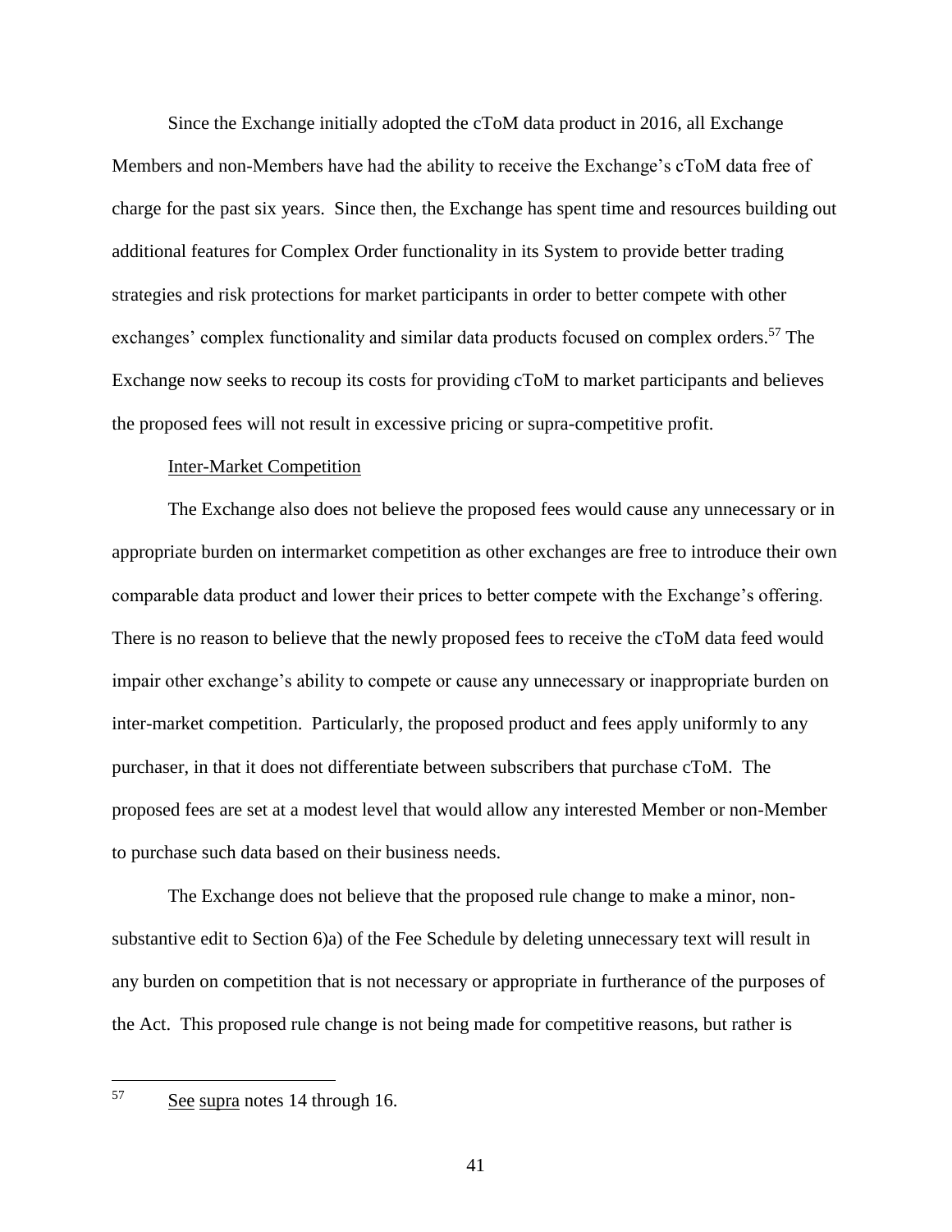Since the Exchange initially adopted the cToM data product in 2016, all Exchange Members and non-Members have had the ability to receive the Exchange's cToM data free of charge for the past six years. Since then, the Exchange has spent time and resources building out additional features for Complex Order functionality in its System to provide better trading strategies and risk protections for market participants in order to better compete with other exchanges' complex functionality and similar data products focused on complex orders.[57] The Exchange now seeks to recoup its costs for providing cToM to market participants and believes the proposed fees will not result in excessive pricing or supra-competitive profit.

Inter-Market Competition

The Exchange also does not believe the proposed fees would cause any unnecessary or in appropriate burden on intermarket competition as other exchanges are free to introduce their own comparable data product and lower their prices to better compete with the Exchange's offering. There is no reason to believe that the newly proposed fees to receive the cToM data feed would impair other exchange's ability to compete or cause any unnecessary or inappropriate burden on inter-market competition. Particularly, the proposed product and fees apply uniformly to any purchaser, in that it does not differentiate between subscribers that purchase cToM. The proposed fees are set at a modest level that would allow any interested Member or non-Member to purchase such data based on their business needs.

The Exchange does not believe that the proposed rule change to make a minor, non-substantive edit to Section 6)a) of the Fee Schedule by deleting unnecessary text will result in any burden on competition that is not necessary or appropriate in furtherance of the purposes of the Act. This proposed rule change is not being made for competitive reasons, but rather is

---

[57] See supra notes 14 through 16.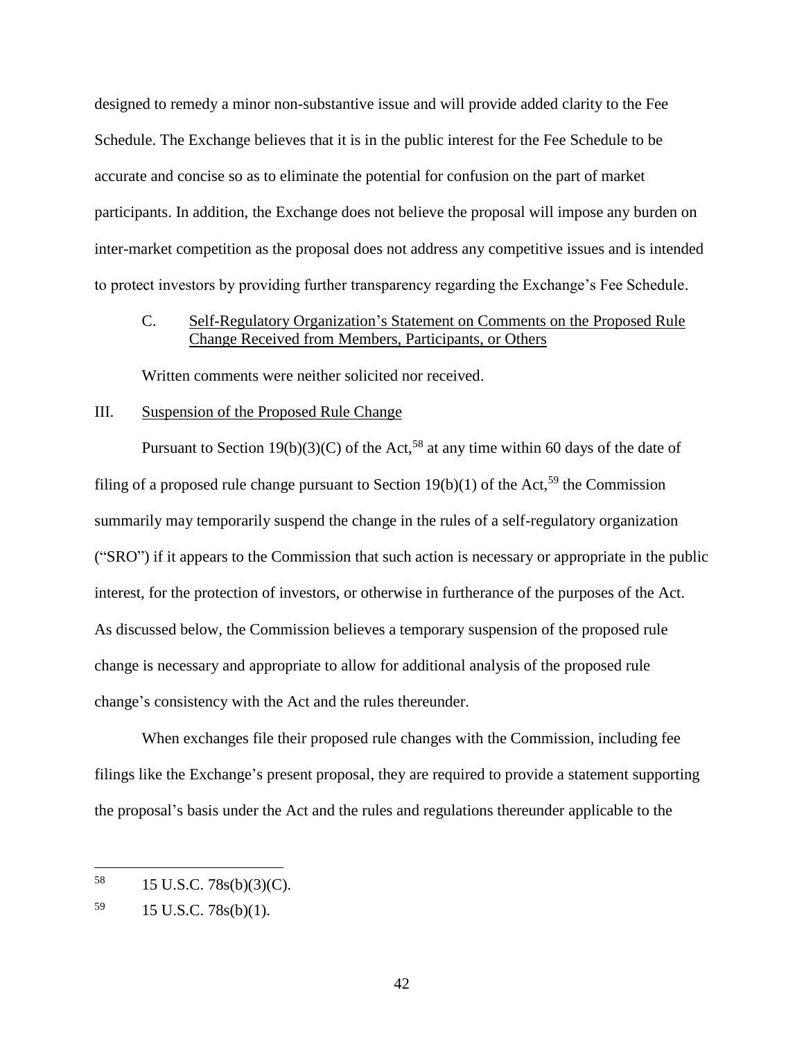designed to remedy a minor non-substantive issue and will provide added clarity to the Fee Schedule. The Exchange believes that it is in the public interest for the Fee Schedule to be accurate and concise so as to eliminate the potential for confusion on the part of market participants. In addition, the Exchange does not believe the proposal will impose any burden on inter-market competition as the proposal does not address any competitive issues and is intended to protect investors by providing further transparency regarding the Exchange's Fee Schedule.

C. Self-Regulatory Organization's Statement on Comments on the Proposed Rule Change Received from Members, Participants, or Others

Written comments were neither solicited nor received.

III. Suspension of the Proposed Rule Change

Pursuant to Section 19(b)(3)(C) of the Act,[58] at any time within 60 days of the date of filing of a proposed rule change pursuant to Section 19(b)(1) of the Act,[59] the Commission summarily may temporarily suspend the change in the rules of a self-regulatory organization ("SRO") if it appears to the Commission that such action is necessary or appropriate in the public interest, for the protection of investors, or otherwise in furtherance of the purposes of the Act. As discussed below, the Commission believes a temporary suspension of the proposed rule change is necessary and appropriate to allow for additional analysis of the proposed rule change's consistency with the Act and the rules thereunder.

When exchanges file their proposed rule changes with the Commission, including fee filings like the Exchange's present proposal, they are required to provide a statement supporting the proposal's basis under the Act and the rules and regulations thereunder applicable to the

---

[58] 15 U.S.C. 78s(b)(3)(C).

[59] 15 U.S.C. 78s(b)(1).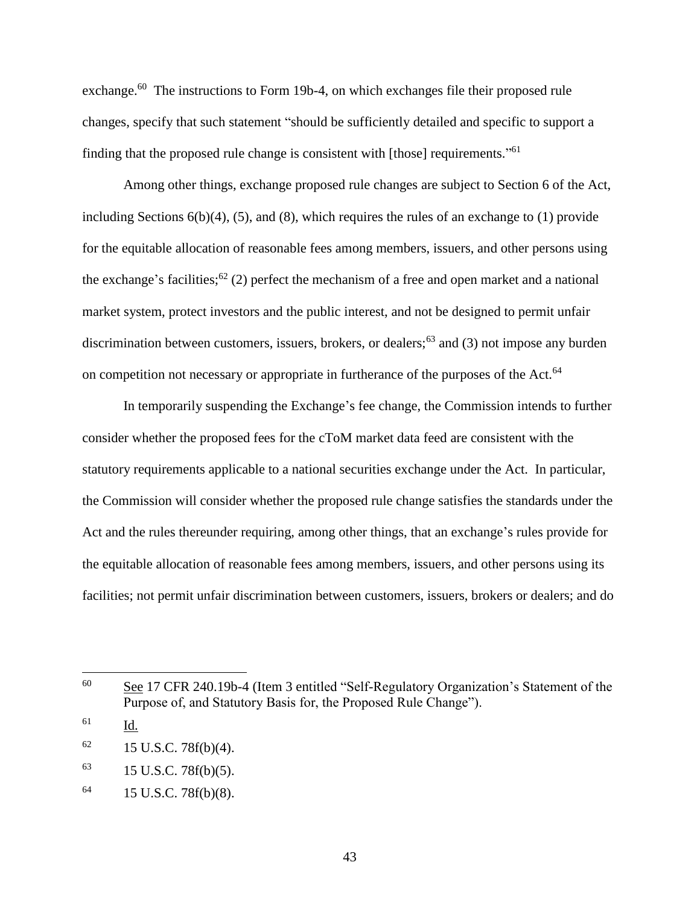exchange.[60] The instructions to Form 19b-4, on which exchanges file their proposed rule changes, specify that such statement "should be sufficiently detailed and specific to support a finding that the proposed rule change is consistent with [those] requirements."[61]

Among other things, exchange proposed rule changes are subject to Section 6 of the Act, including Sections 6(b)(4), (5), and (8), which requires the rules of an exchange to (1) provide for the equitable allocation of reasonable fees among members, issuers, and other persons using the exchange's facilities;[62] (2) perfect the mechanism of a free and open market and a national market system, protect investors and the public interest, and not be designed to permit unfair discrimination between customers, issuers, brokers, or dealers;[63] and (3) not impose any burden on competition not necessary or appropriate in furtherance of the purposes of the Act.[64]

In temporarily suspending the Exchange's fee change, the Commission intends to further consider whether the proposed fees for the cToM market data feed are consistent with the statutory requirements applicable to a national securities exchange under the Act. In particular, the Commission will consider whether the proposed rule change satisfies the standards under the Act and the rules thereunder requiring, among other things, that an exchange's rules provide for the equitable allocation of reasonable fees among members, issuers, and other persons using its facilities; not permit unfair discrimination between customers, issuers, brokers or dealers; and do

---

[60] See 17 CFR 240.19b-4 (Item 3 entitled "Self-Regulatory Organization's Statement of the Purpose of, and Statutory Basis for, the Proposed Rule Change").

[61] Id.

[62] 15 U.S.C. 78f(b)(4).

[63] 15 U.S.C. 78f(b)(5).

[64] 15 U.S.C. 78f(b)(8).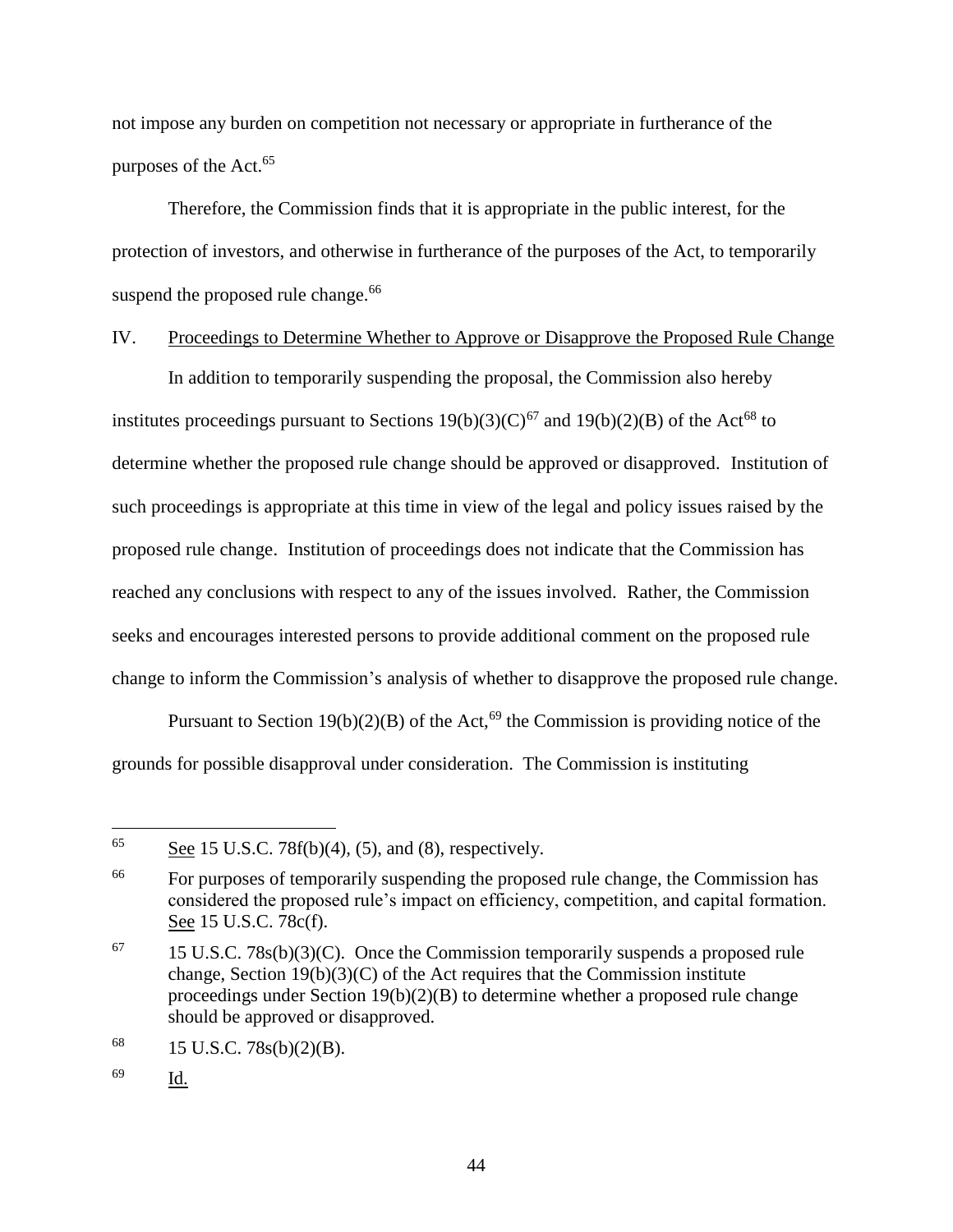not impose any burden on competition not necessary or appropriate in furtherance of the purposes of the Act.[65]

Therefore, the Commission finds that it is appropriate in the public interest, for the protection of investors, and otherwise in furtherance of the purposes of the Act, to temporarily suspend the proposed rule change.[66]

## IV. Proceedings to Determine Whether to Approve or Disapprove the Proposed Rule Change

In addition to temporarily suspending the proposal, the Commission also hereby institutes proceedings pursuant to Sections 19(b)(3)(C)[67] and 19(b)(2)(B) of the Act[68] to determine whether the proposed rule change should be approved or disapproved. Institution of such proceedings is appropriate at this time in view of the legal and policy issues raised by the proposed rule change. Institution of proceedings does not indicate that the Commission has reached any conclusions with respect to any of the issues involved. Rather, the Commission seeks and encourages interested persons to provide additional comment on the proposed rule change to inform the Commission's analysis of whether to disapprove the proposed rule change.

Pursuant to Section 19(b)(2)(B) of the Act,[69] the Commission is providing notice of the grounds for possible disapproval under consideration. The Commission is instituting

---

[65] See 15 U.S.C. 78f(b)(4), (5), and (8), respectively.

[66] For purposes of temporarily suspending the proposed rule change, the Commission has considered the proposed rule's impact on efficiency, competition, and capital formation. See 15 U.S.C. 78c(f).

[67] 15 U.S.C. 78s(b)(3)(C). Once the Commission temporarily suspends a proposed rule change, Section 19(b)(3)(C) of the Act requires that the Commission institute proceedings under Section 19(b)(2)(B) to determine whether a proposed rule change should be approved or disapproved.

[68] 15 U.S.C. 78s(b)(2)(B).

[69] Id.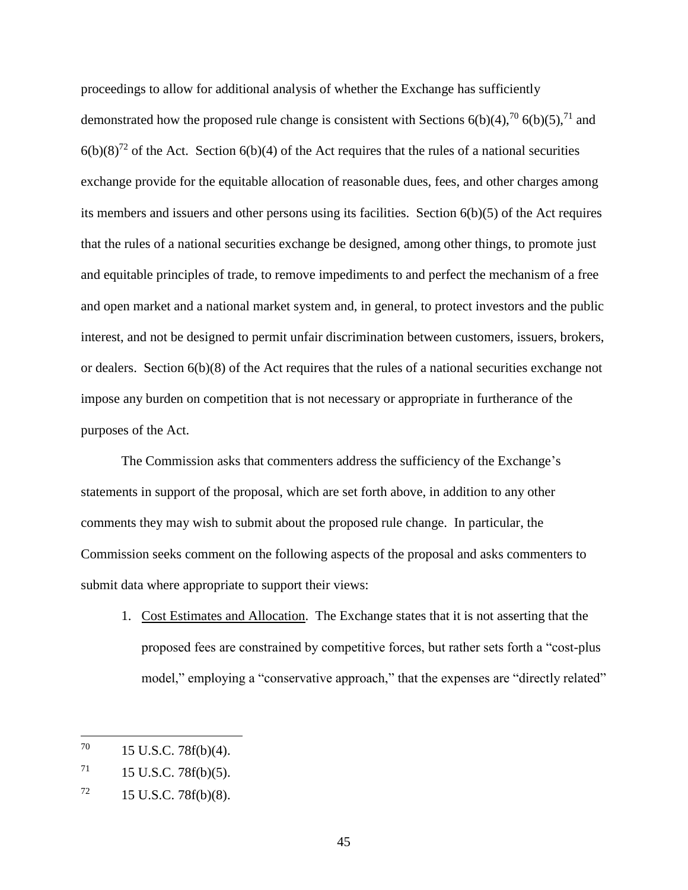proceedings to allow for additional analysis of whether the Exchange has sufficiently demonstrated how the proposed rule change is consistent with Sections 6(b)(4),[70] 6(b)(5),[71] and 6(b)(8)[72] of the Act. Section 6(b)(4) of the Act requires that the rules of a national securities exchange provide for the equitable allocation of reasonable dues, fees, and other charges among its members and issuers and other persons using its facilities. Section 6(b)(5) of the Act requires that the rules of a national securities exchange be designed, among other things, to promote just and equitable principles of trade, to remove impediments to and perfect the mechanism of a free and open market and a national market system and, in general, to protect investors and the public interest, and not be designed to permit unfair discrimination between customers, issuers, brokers, or dealers. Section 6(b)(8) of the Act requires that the rules of a national securities exchange not impose any burden on competition that is not necessary or appropriate in furtherance of the purposes of the Act.

The Commission asks that commenters address the sufficiency of the Exchange's statements in support of the proposal, which are set forth above, in addition to any other comments they may wish to submit about the proposed rule change. In particular, the Commission seeks comment on the following aspects of the proposal and asks commenters to submit data where appropriate to support their views:

1. Cost Estimates and Allocation. The Exchange states that it is not asserting that the proposed fees are constrained by competitive forces, but rather sets forth a "cost-plus model," employing a "conservative approach," that the expenses are "directly related"

---

[70] 15 U.S.C. 78f(b)(4).

[71] 15 U.S.C. 78f(b)(5).

[72] 15 U.S.C. 78f(b)(8).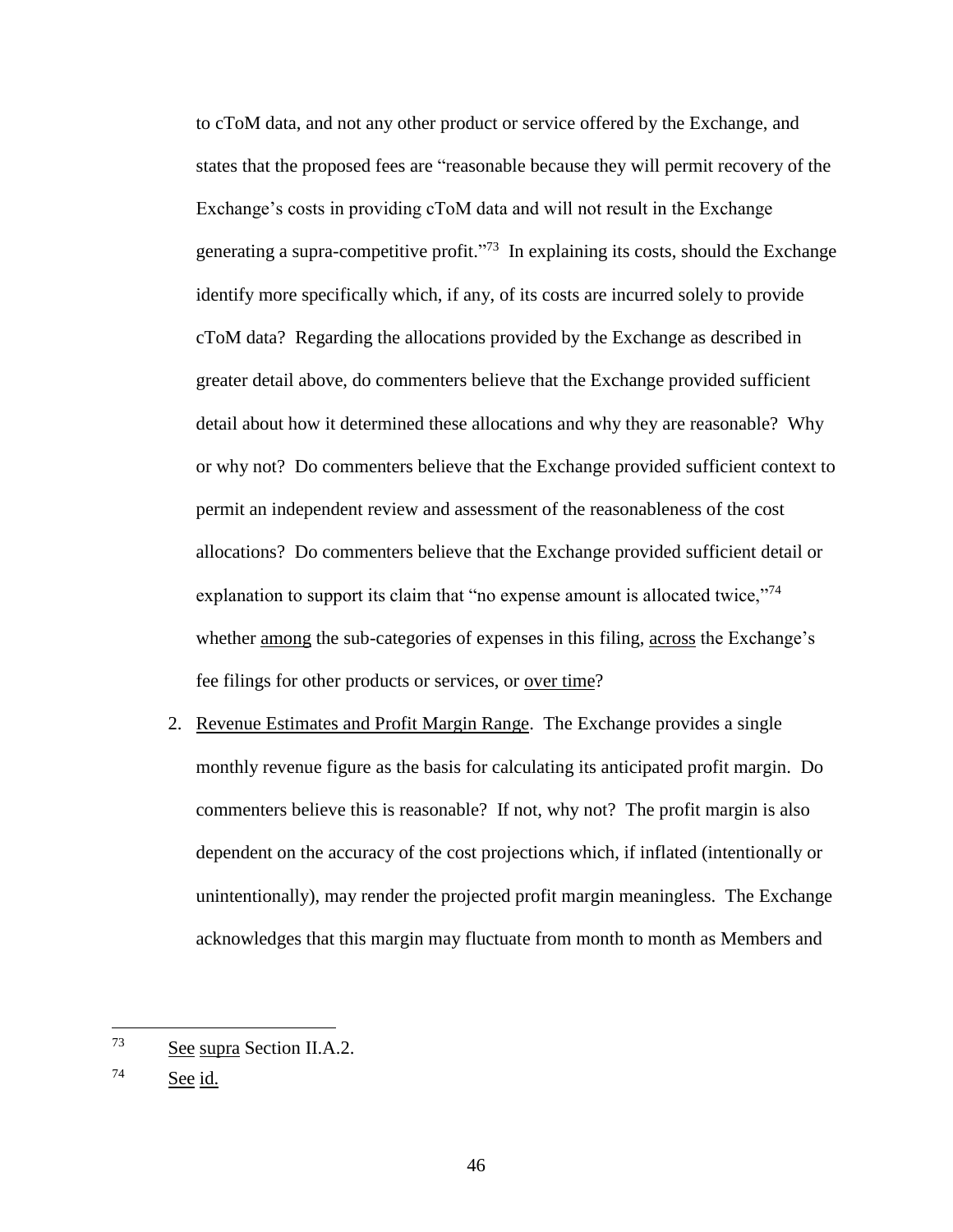to cToM data, and not any other product or service offered by the Exchange, and states that the proposed fees are "reasonable because they will permit recovery of the Exchange's costs in providing cToM data and will not result in the Exchange generating a supra-competitive profit."[73] In explaining its costs, should the Exchange identify more specifically which, if any, of its costs are incurred solely to provide cToM data? Regarding the allocations provided by the Exchange as described in greater detail above, do commenters believe that the Exchange provided sufficient detail about how it determined these allocations and why they are reasonable? Why or why not? Do commenters believe that the Exchange provided sufficient context to permit an independent review and assessment of the reasonableness of the cost allocations? Do commenters believe that the Exchange provided sufficient detail or explanation to support its claim that "no expense amount is allocated twice,"[74] whether <u>among</u> the sub-categories of expenses in this filing, <u>across</u> the Exchange's fee filings for other products or services, or <u>over time</u>?

2. <u>Revenue Estimates and Profit Margin Range</u>. The Exchange provides a single monthly revenue figure as the basis for calculating its anticipated profit margin. Do commenters believe this is reasonable? If not, why not? The profit margin is also dependent on the accuracy of the cost projections which, if inflated (intentionally or unintentionally), may render the projected profit margin meaningless. The Exchange acknowledges that this margin may fluctuate from month to month as Members and

---

[73] <u>See supra</u> Section II.A.2.

[74] <u>See id.</u>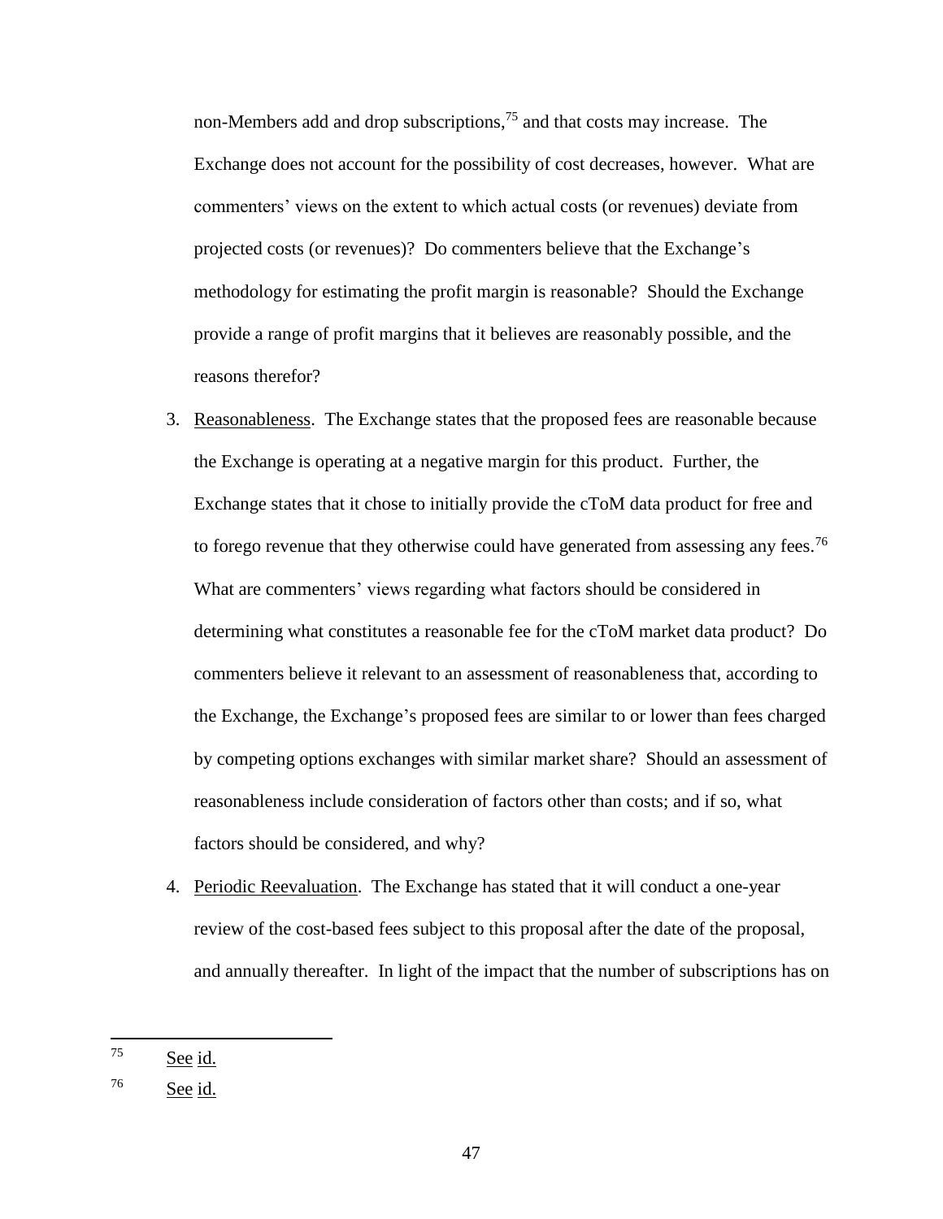non-Members add and drop subscriptions,[75] and that costs may increase. The Exchange does not account for the possibility of cost decreases, however. What are commenters' views on the extent to which actual costs (or revenues) deviate from projected costs (or revenues)? Do commenters believe that the Exchange's methodology for estimating the profit margin is reasonable? Should the Exchange provide a range of profit margins that it believes are reasonably possible, and the reasons therefor?

3. Reasonableness. The Exchange states that the proposed fees are reasonable because the Exchange is operating at a negative margin for this product. Further, the Exchange states that it chose to initially provide the cToM data product for free and to forego revenue that they otherwise could have generated from assessing any fees.[76] What are commenters' views regarding what factors should be considered in determining what constitutes a reasonable fee for the cToM market data product? Do commenters believe it relevant to an assessment of reasonableness that, according to the Exchange, the Exchange's proposed fees are similar to or lower than fees charged by competing options exchanges with similar market share? Should an assessment of reasonableness include consideration of factors other than costs; and if so, what factors should be considered, and why?

4. Periodic Reevaluation. The Exchange has stated that it will conduct a one-year review of the cost-based fees subject to this proposal after the date of the proposal, and annually thereafter. In light of the impact that the number of subscriptions has on

---

[75] See id.

[76] See id.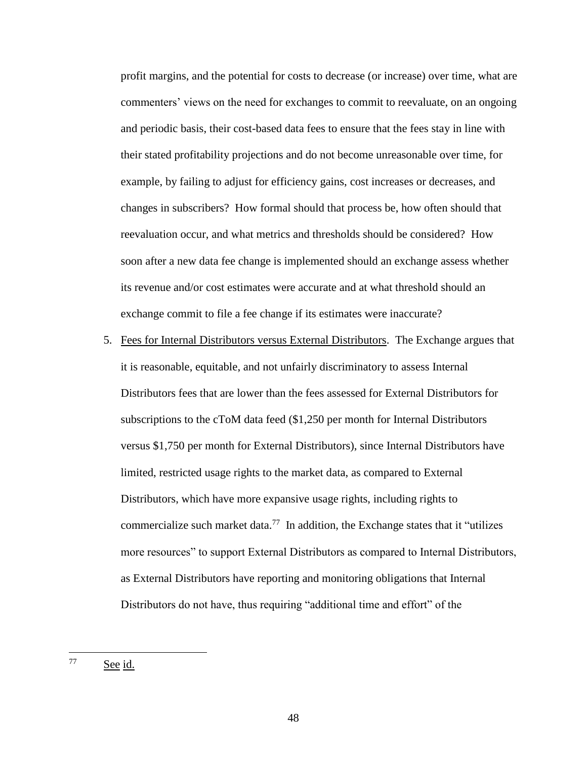profit margins, and the potential for costs to decrease (or increase) over time, what are commenters' views on the need for exchanges to commit to reevaluate, on an ongoing and periodic basis, their cost-based data fees to ensure that the fees stay in line with their stated profitability projections and do not become unreasonable over time, for example, by failing to adjust for efficiency gains, cost increases or decreases, and changes in subscribers? How formal should that process be, how often should that reevaluation occur, and what metrics and thresholds should be considered? How soon after a new data fee change is implemented should an exchange assess whether its revenue and/or cost estimates were accurate and at what threshold should an exchange commit to file a fee change if its estimates were inaccurate?

5. Fees for Internal Distributors versus External Distributors. The Exchange argues that it is reasonable, equitable, and not unfairly discriminatory to assess Internal Distributors fees that are lower than the fees assessed for External Distributors for subscriptions to the cToM data feed ($1,250 per month for Internal Distributors versus $1,750 per month for External Distributors), since Internal Distributors have limited, restricted usage rights to the market data, as compared to External Distributors, which have more expansive usage rights, including rights to commercialize such market data.[77] In addition, the Exchange states that it "utilizes more resources" to support External Distributors as compared to Internal Distributors, as External Distributors have reporting and monitoring obligations that Internal Distributors do not have, thus requiring "additional time and effort" of the

---

[77] See id.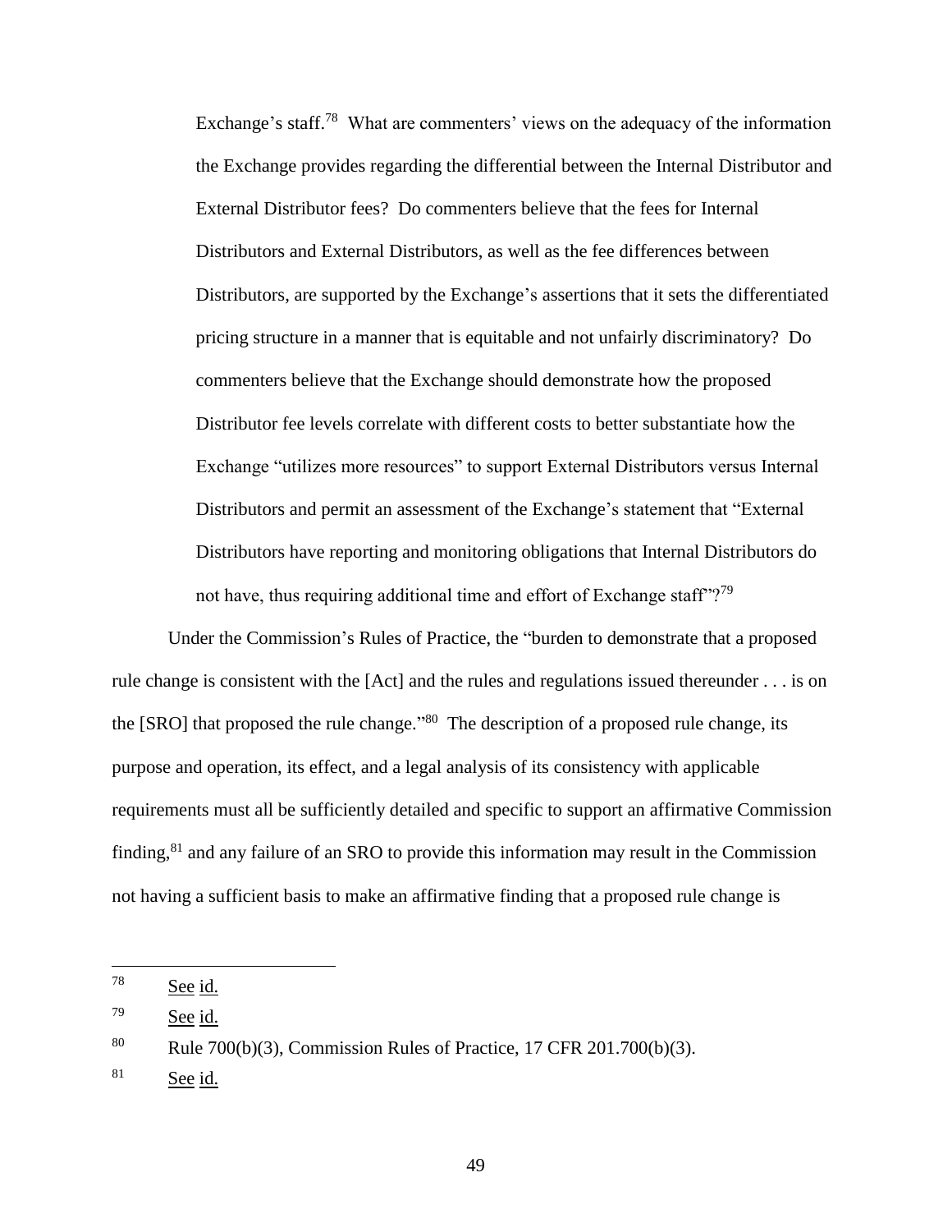Exchange's staff.[78] What are commenters' views on the adequacy of the information the Exchange provides regarding the differential between the Internal Distributor and External Distributor fees? Do commenters believe that the fees for Internal Distributors and External Distributors, as well as the fee differences between Distributors, are supported by the Exchange's assertions that it sets the differentiated pricing structure in a manner that is equitable and not unfairly discriminatory? Do commenters believe that the Exchange should demonstrate how the proposed Distributor fee levels correlate with different costs to better substantiate how the Exchange "utilizes more resources" to support External Distributors versus Internal Distributors and permit an assessment of the Exchange's statement that "External Distributors have reporting and monitoring obligations that Internal Distributors do not have, thus requiring additional time and effort of Exchange staff"?[79]

Under the Commission's Rules of Practice, the "burden to demonstrate that a proposed rule change is consistent with the [Act] and the rules and regulations issued thereunder . . . is on the [SRO] that proposed the rule change."[80] The description of a proposed rule change, its purpose and operation, its effect, and a legal analysis of its consistency with applicable requirements must all be sufficiently detailed and specific to support an affirmative Commission finding,[81] and any failure of an SRO to provide this information may result in the Commission not having a sufficient basis to make an affirmative finding that a proposed rule change is

---

[78] See id.

[79] See id.

[80] Rule 700(b)(3), Commission Rules of Practice, 17 CFR 201.700(b)(3).

[81] See id.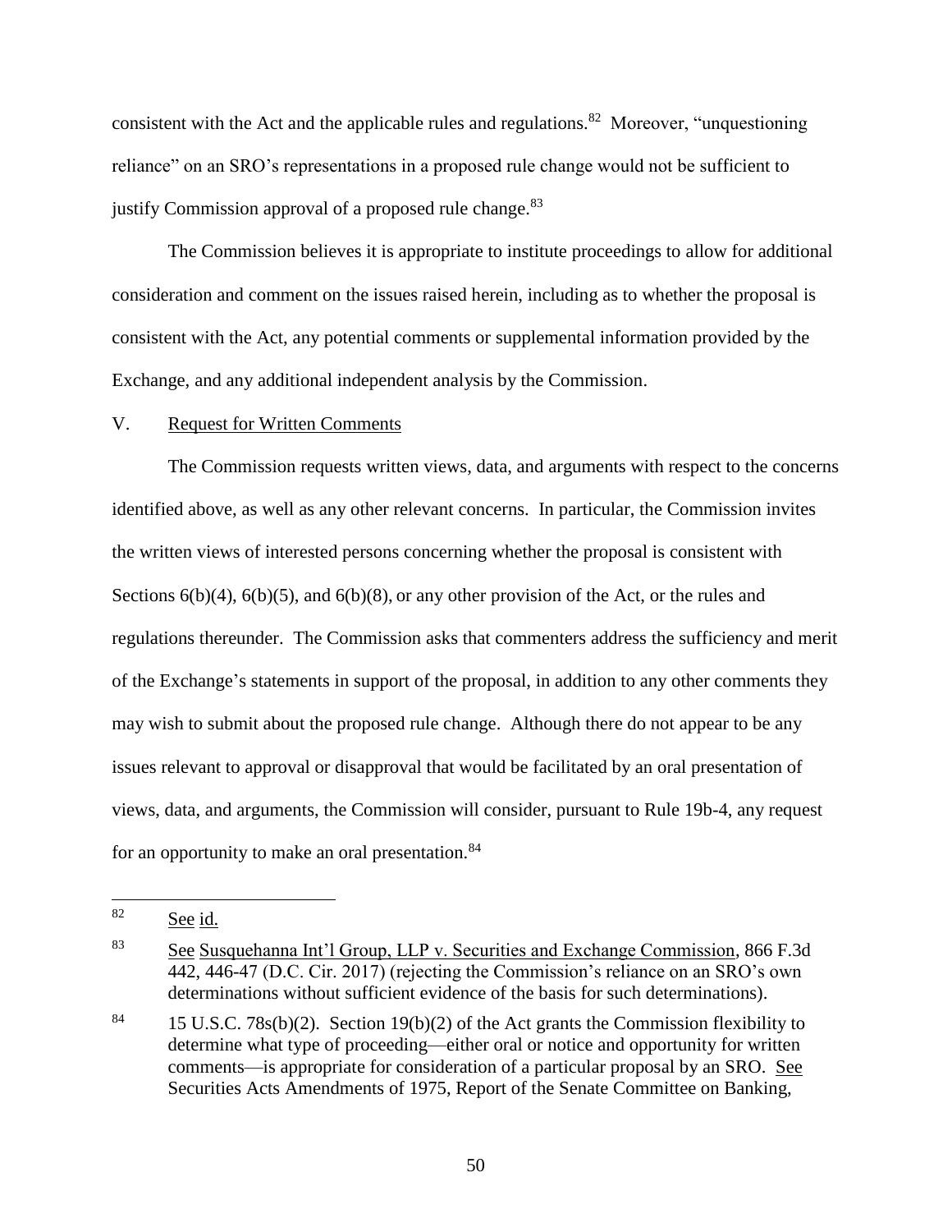consistent with the Act and the applicable rules and regulations.[82] Moreover, "unquestioning reliance" on an SRO's representations in a proposed rule change would not be sufficient to justify Commission approval of a proposed rule change.[83]

The Commission believes it is appropriate to institute proceedings to allow for additional consideration and comment on the issues raised herein, including as to whether the proposal is consistent with the Act, any potential comments or supplemental information provided by the Exchange, and any additional independent analysis by the Commission.

## V. Request for Written Comments

The Commission requests written views, data, and arguments with respect to the concerns identified above, as well as any other relevant concerns. In particular, the Commission invites the written views of interested persons concerning whether the proposal is consistent with Sections 6(b)(4), 6(b)(5), and 6(b)(8), or any other provision of the Act, or the rules and regulations thereunder. The Commission asks that commenters address the sufficiency and merit of the Exchange's statements in support of the proposal, in addition to any other comments they may wish to submit about the proposed rule change. Although there do not appear to be any issues relevant to approval or disapproval that would be facilitated by an oral presentation of views, data, and arguments, the Commission will consider, pursuant to Rule 19b-4, any request for an opportunity to make an oral presentation.[84]

---

[82] See id.

[83] See Susquehanna Int'l Group, LLP v. Securities and Exchange Commission, 866 F.3d 442, 446-47 (D.C. Cir. 2017) (rejecting the Commission's reliance on an SRO's own determinations without sufficient evidence of the basis for such determinations).

[84] 15 U.S.C. 78s(b)(2). Section 19(b)(2) of the Act grants the Commission flexibility to determine what type of proceeding—either oral or notice and opportunity for written comments—is appropriate for consideration of a particular proposal by an SRO. See Securities Acts Amendments of 1975, Report of the Senate Committee on Banking,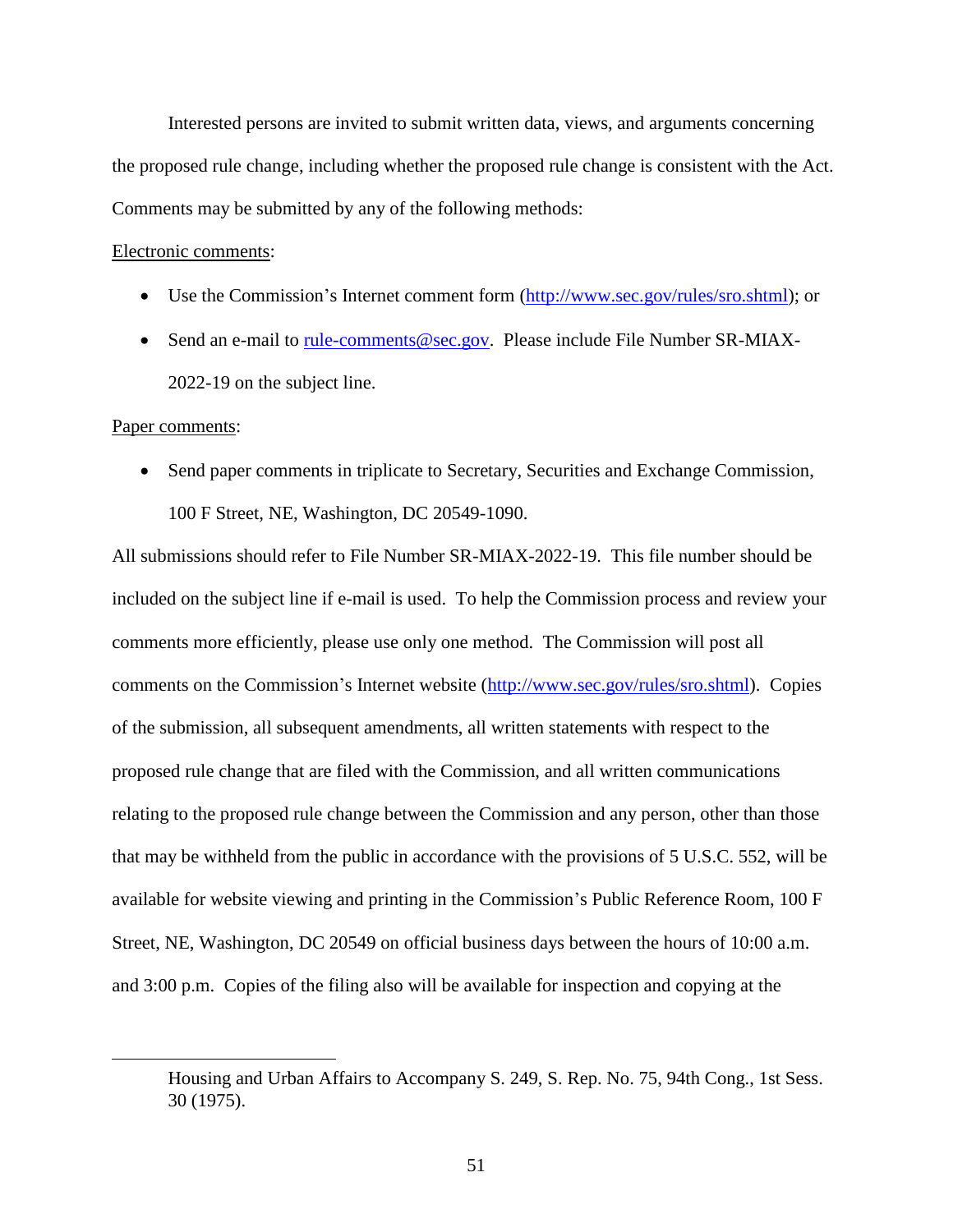Interested persons are invited to submit written data, views, and arguments concerning the proposed rule change, including whether the proposed rule change is consistent with the Act. Comments may be submitted by any of the following methods:

Electronic comments:

- Use the Commission's Internet comment form (http://www.sec.gov/rules/sro.shtml); or
- Send an e-mail to rule-comments@sec.gov. Please include File Number SR-MIAX-2022-19 on the subject line.

Paper comments:

- Send paper comments in triplicate to Secretary, Securities and Exchange Commission, 100 F Street, NE, Washington, DC 20549-1090.

All submissions should refer to File Number SR-MIAX-2022-19. This file number should be included on the subject line if e-mail is used. To help the Commission process and review your comments more efficiently, please use only one method. The Commission will post all comments on the Commission's Internet website (http://www.sec.gov/rules/sro.shtml). Copies of the submission, all subsequent amendments, all written statements with respect to the proposed rule change that are filed with the Commission, and all written communications relating to the proposed rule change between the Commission and any person, other than those that may be withheld from the public in accordance with the provisions of 5 U.S.C. 552, will be available for website viewing and printing in the Commission's Public Reference Room, 100 F Street, NE, Washington, DC 20549 on official business days between the hours of 10:00 a.m. and 3:00 p.m. Copies of the filing also will be available for inspection and copying at the

---

Housing and Urban Affairs to Accompany S. 249, S. Rep. No. 75, 94th Cong., 1st Sess. 30 (1975).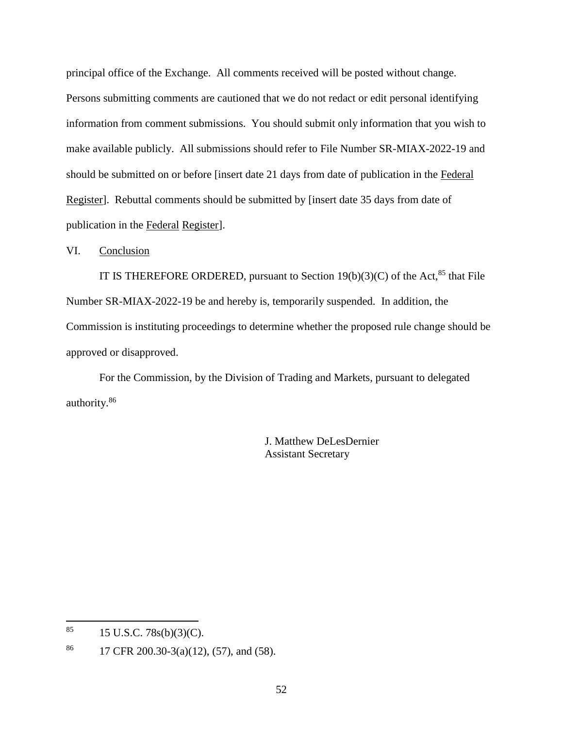principal office of the Exchange. All comments received will be posted without change. Persons submitting comments are cautioned that we do not redact or edit personal identifying information from comment submissions. You should submit only information that you wish to make available publicly. All submissions should refer to File Number SR-MIAX-2022-19 and should be submitted on or before [insert date 21 days from date of publication in the Federal Register]. Rebuttal comments should be submitted by [insert date 35 days from date of publication in the Federal Register].

VI. Conclusion

IT IS THEREFORE ORDERED, pursuant to Section 19(b)(3)(C) of the Act,[85] that File Number SR-MIAX-2022-19 be and hereby is, temporarily suspended. In addition, the Commission is instituting proceedings to determine whether the proposed rule change should be approved or disapproved.

For the Commission, by the Division of Trading and Markets, pursuant to delegated authority.[86]

J. Matthew DeLesDernier
Assistant Secretary

---

[85] 15 U.S.C. 78s(b)(3)(C).

[86] 17 CFR 200.30-3(a)(12), (57), and (58).